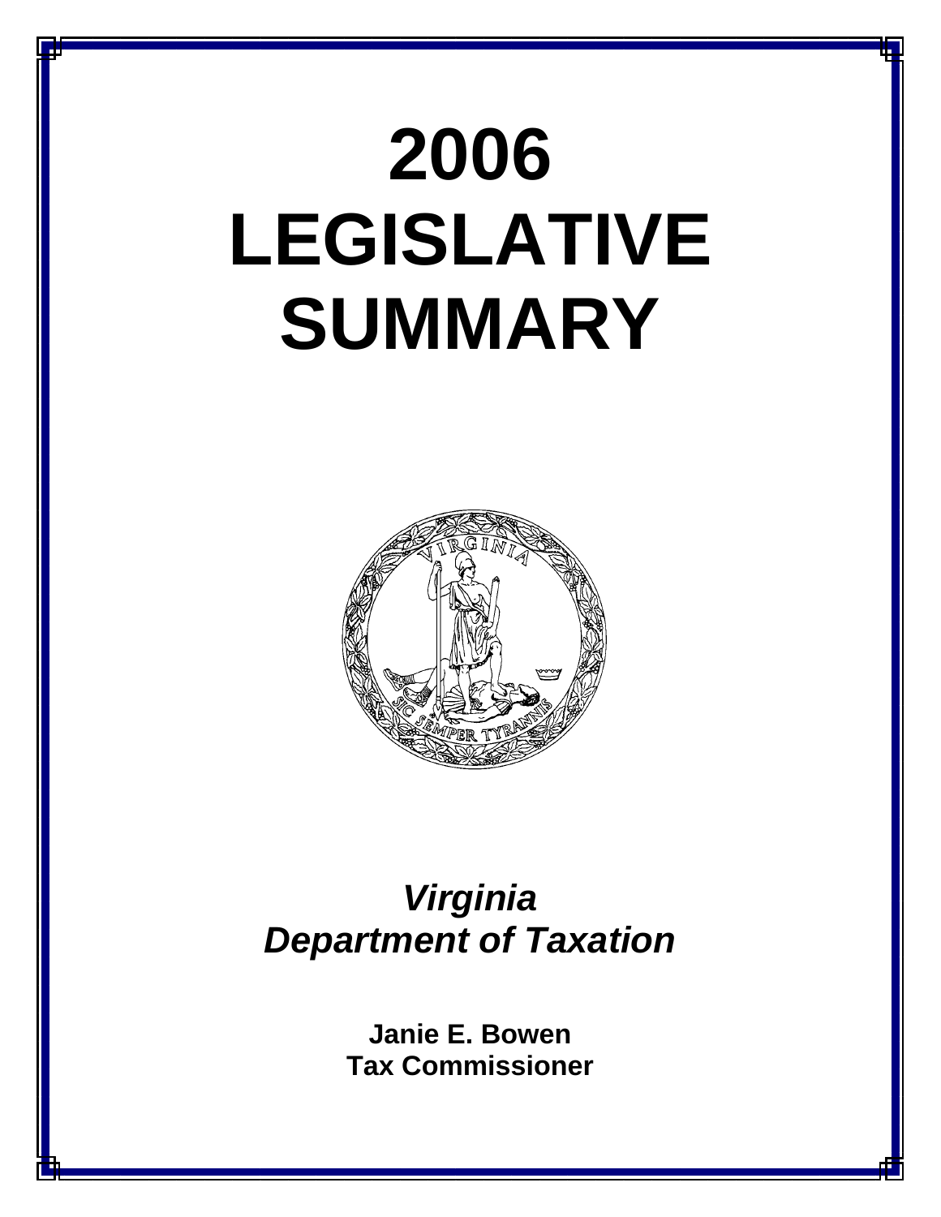# 2006 LEGISLATIVE SUMMARY

***Virginia Department of Taxation***

**Janie E. Bowen**
**Tax Commissioner**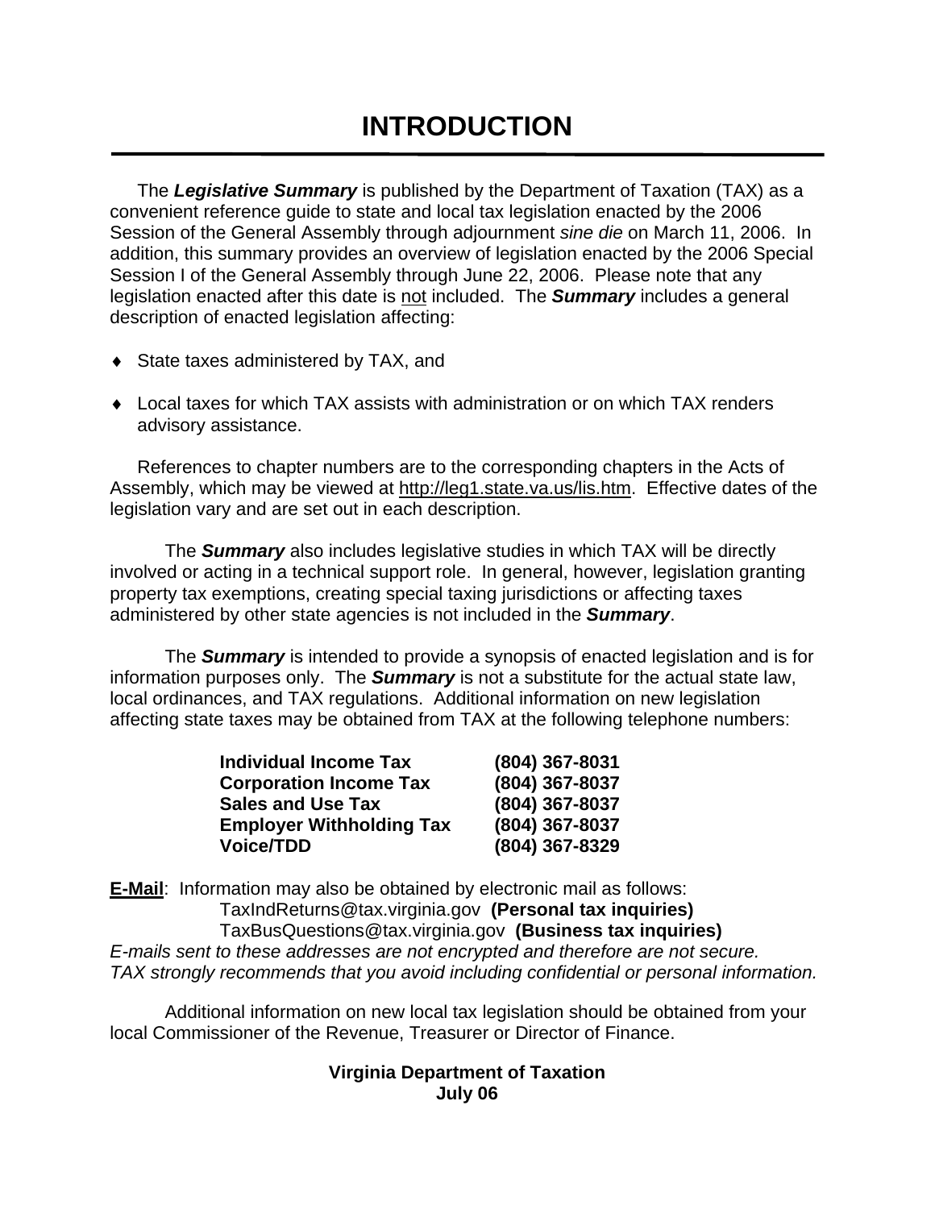# INTRODUCTION

The ***Legislative Summary*** is published by the Department of Taxation (TAX) as a convenient reference guide to state and local tax legislation enacted by the 2006 Session of the General Assembly through adjournment *sine die* on March 11, 2006. In addition, this summary provides an overview of legislation enacted by the 2006 Special Session I of the General Assembly through June 22, 2006. Please note that any legislation enacted after this date is not included. The ***Summary*** includes a general description of enacted legislation affecting:

- State taxes administered by TAX, and
- Local taxes for which TAX assists with administration or on which TAX renders advisory assistance.

References to chapter numbers are to the corresponding chapters in the Acts of Assembly, which may be viewed at http://leg1.state.va.us/lis.htm. Effective dates of the legislation vary and are set out in each description.

The ***Summary*** also includes legislative studies in which TAX will be directly involved or acting in a technical support role. In general, however, legislation granting property tax exemptions, creating special taxing jurisdictions or affecting taxes administered by other state agencies is not included in the ***Summary***.

The ***Summary*** is intended to provide a synopsis of enacted legislation and is for information purposes only. The ***Summary*** is not a substitute for the actual state law, local ordinances, and TAX regulations. Additional information on new legislation affecting state taxes may be obtained from TAX at the following telephone numbers:

| | |
|---|---|
| **Individual Income Tax** | **(804) 367-8031** |
| **Corporation Income Tax** | **(804) 367-8037** |
| **Sales and Use Tax** | **(804) 367-8037** |
| **Employer Withholding Tax** | **(804) 367-8037** |
| **Voice/TDD** | **(804) 367-8329** |

**E-Mail**: Information may also be obtained by electronic mail as follows:
TaxIndReturns@tax.virginia.gov **(Personal tax inquiries)**
TaxBusQuestions@tax.virginia.gov **(Business tax inquiries)**
*E-mails sent to these addresses are not encrypted and therefore are not secure. TAX strongly recommends that you avoid including confidential or personal information.*

Additional information on new local tax legislation should be obtained from your local Commissioner of the Revenue, Treasurer or Director of Finance.

**Virginia Department of Taxation**
**July 06**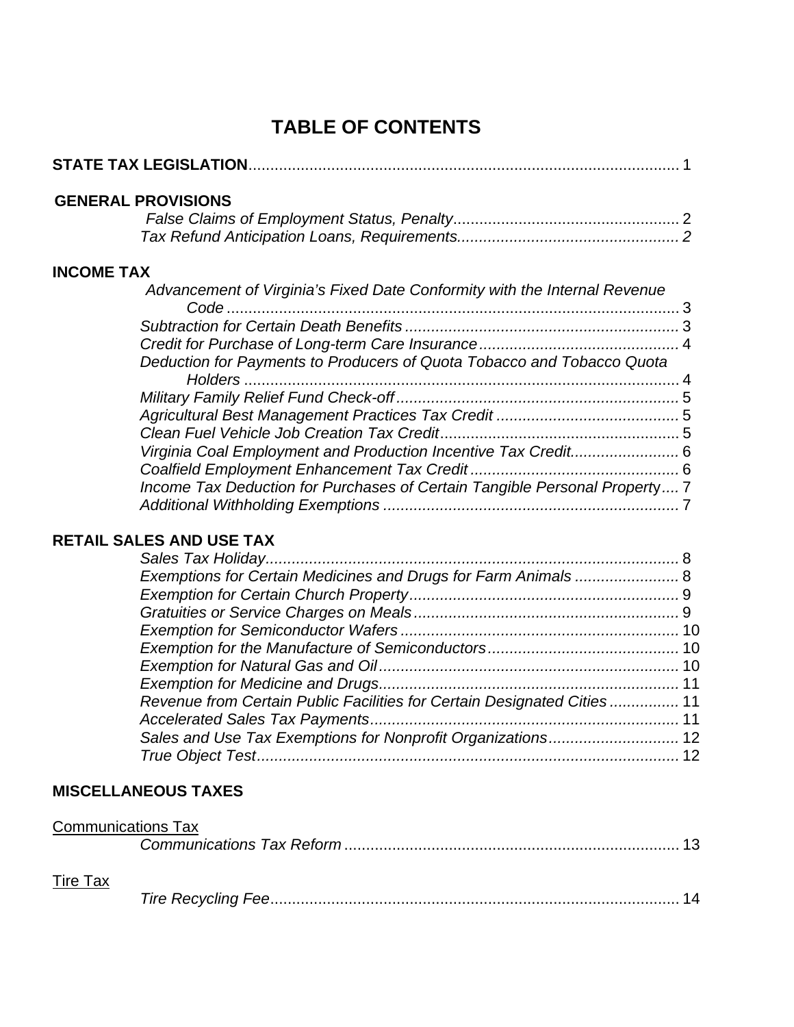# TABLE OF CONTENTS

**STATE TAX LEGISLATION** ........................................ 1

**GENERAL PROVISIONS**

*False Claims of Employment Status, Penalty* ........................................ 2
*Tax Refund Anticipation Loans, Requirements* ........................................ *2*

**INCOME TAX**

*Advancement of Virginia's Fixed Date Conformity with the Internal Revenue Code* ........................................ 3
*Subtraction for Certain Death Benefits* ........................................ 3
*Credit for Purchase of Long-term Care Insurance* ........................................ 4
*Deduction for Payments to Producers of Quota Tobacco and Tobacco Quota Holders* ........................................ 4
*Military Family Relief Fund Check-off* ........................................ 5
*Agricultural Best Management Practices Tax Credit* ........................................ 5
*Clean Fuel Vehicle Job Creation Tax Credit* ........................................ 5
*Virginia Coal Employment and Production Incentive Tax Credit* ........................................ 6
*Coalfield Employment Enhancement Tax Credit* ........................................ 6
*Income Tax Deduction for Purchases of Certain Tangible Personal Property* .... 7
*Additional Withholding Exemptions* ........................................ 7

**RETAIL SALES AND USE TAX**

*Sales Tax Holiday* ........................................ 8
*Exemptions for Certain Medicines and Drugs for Farm Animals* ........................................ 8
*Exemption for Certain Church Property* ........................................ 9
*Gratuities or Service Charges on Meals* ........................................ 9
*Exemption for Semiconductor Wafers* ........................................ 10
*Exemption for the Manufacture of Semiconductors* ........................................ 10
*Exemption for Natural Gas and Oil* ........................................ 10
*Exemption for Medicine and Drugs* ........................................ 11
*Revenue from Certain Public Facilities for Certain Designated Cities* ........................................ 11
*Accelerated Sales Tax Payments* ........................................ 11
*Sales and Use Tax Exemptions for Nonprofit Organizations* ........................................ 12
*True Object Test* ........................................ 12

**MISCELLANEOUS TAXES**

<u>Communications Tax</u>

*Communications Tax Reform* ........................................ 13

<u>Tire Tax</u>

*Tire Recycling Fee* ........................................ 14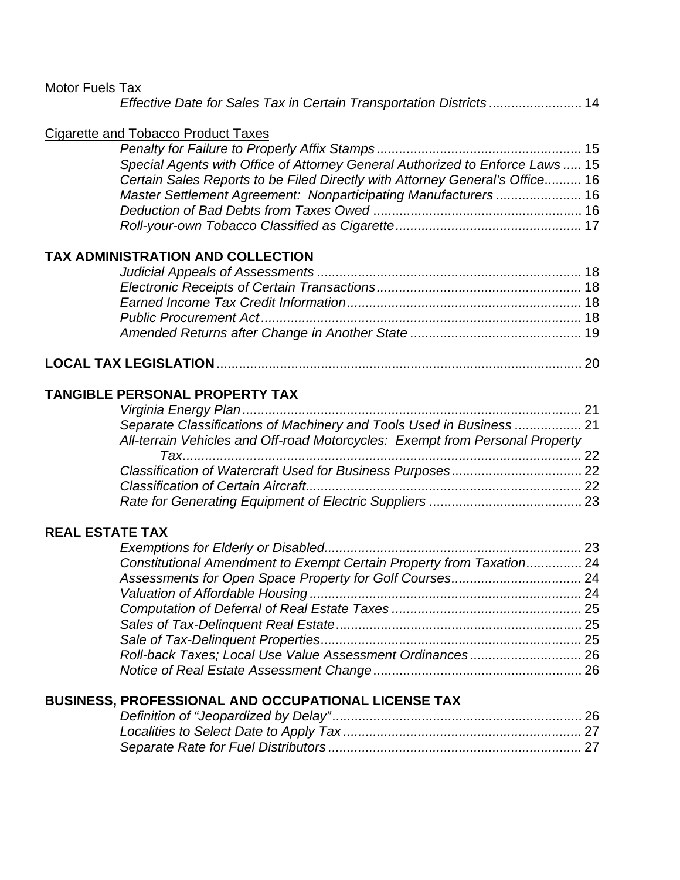<u>Motor Fuels Tax</u>

*Effective Date for Sales Tax in Certain Transportation Districts* ......................... 14

<u>Cigarette and Tobacco Product Taxes</u>

*Penalty for Failure to Properly Affix Stamps* ...................................................... 15
*Special Agents with Office of Attorney General Authorized to Enforce Laws* ..... 15
*Certain Sales Reports to be Filed Directly with Attorney General's Office*.......... 16
*Master Settlement Agreement: Nonparticipating Manufacturers* ....................... 16
*Deduction of Bad Debts from Taxes Owed* ........................................................ 16
*Roll-your-own Tobacco Classified as Cigarette* ................................................. 17

**TAX ADMINISTRATION AND COLLECTION**

*Judicial Appeals of Assessments* ...................................................................... 18
*Electronic Receipts of Certain Transactions* ...................................................... 18
*Earned Income Tax Credit Information* .............................................................. 18
*Public Procurement Act* ..................................................................................... 18
*Amended Returns after Change in Another State* ............................................. 19

**LOCAL TAX LEGISLATION** .................................................................................................. 20

**TANGIBLE PERSONAL PROPERTY TAX**

*Virginia Energy Plan* .......................................................................................... 21
*Separate Classifications of Machinery and Tools Used in Business* .................. 21
*All-terrain Vehicles and Off-road Motorcycles: Exempt from Personal Property Tax* .......................................................................................................... 22
*Classification of Watercraft Used for Business Purposes* .................................. 22
*Classification of Certain Aircraft* ......................................................................... 22
*Rate for Generating Equipment of Electric Suppliers* ......................................... 23

**REAL ESTATE TAX**

*Exemptions for Elderly or Disabled* .................................................................... 23
*Constitutional Amendment to Exempt Certain Property from Taxation* ............... 24
*Assessments for Open Space Property for Golf Courses* ................................... 24
*Valuation of Affordable Housing* ......................................................................... 24
*Computation of Deferral of Real Estate Taxes* .................................................. 25
*Sales of Tax-Delinquent Real Estate* .................................................................. 25
*Sale of Tax-Delinquent Properties* ..................................................................... 25
*Roll-back Taxes; Local Use Value Assessment Ordinances* .............................. 26
*Notice of Real Estate Assessment Change* ........................................................ 26

**BUSINESS, PROFESSIONAL AND OCCUPATIONAL LICENSE TAX**

*Definition of "Jeopardized by Delay"* .................................................................. 26
*Localities to Select Date to Apply Tax* ................................................................ 27
*Separate Rate for Fuel Distributors* .................................................................... 27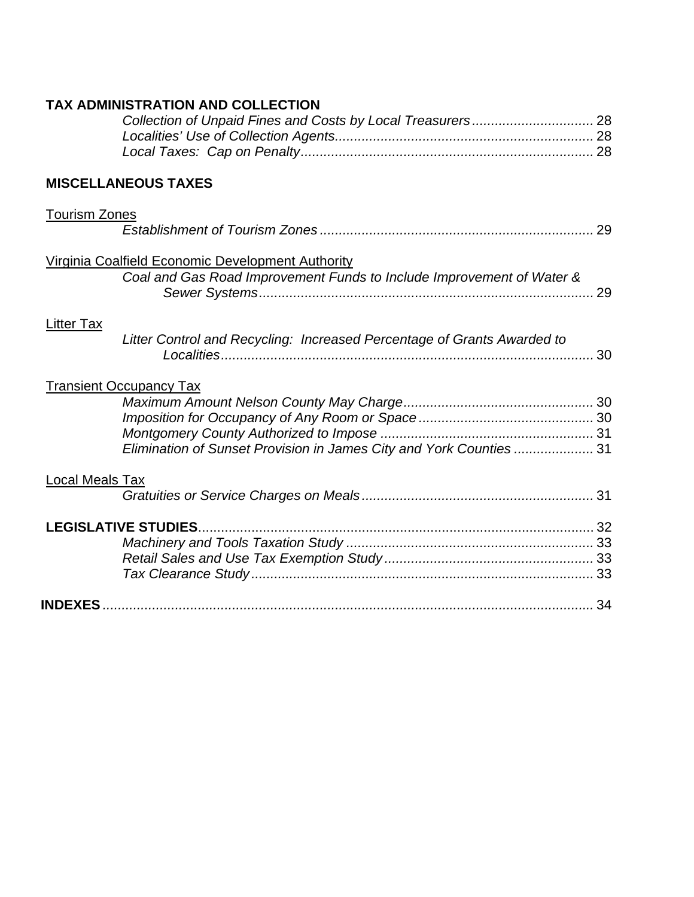**TAX ADMINISTRATION AND COLLECTION**

*Collection of Unpaid Fines and Costs by Local Treasurers* ................................ 28
*Localities' Use of Collection Agents*.................................................................... 28
*Local Taxes: Cap on Penalty*............................................................................ 28

**MISCELLANEOUS TAXES**

Tourism Zones

*Establishment of Tourism Zones* ....................................................................... 29

Virginia Coalfield Economic Development Authority

*Coal and Gas Road Improvement Funds to Include Improvement of Water & Sewer Systems*....................................................................................... 29

Litter Tax

*Litter Control and Recycling: Increased Percentage of Grants Awarded to Localities*.................................................................................................. 30

Transient Occupancy Tax

*Maximum Amount Nelson County May Charge*.................................................. 30
*Imposition for Occupancy of Any Room or Space* .............................................. 30
*Montgomery County Authorized to Impose* ........................................................ 31
*Elimination of Sunset Provision in James City and York Counties* ..................... 31

Local Meals Tax

*Gratuities or Service Charges on Meals* ............................................................ 31

**LEGISLATIVE STUDIES**....................................................................................... 32

*Machinery and Tools Taxation Study* ................................................................ 33
*Retail Sales and Use Tax Exemption Study* ....................................................... 33
*Tax Clearance Study* .......................................................................................... 33

**INDEXES**................................................................................................................... 34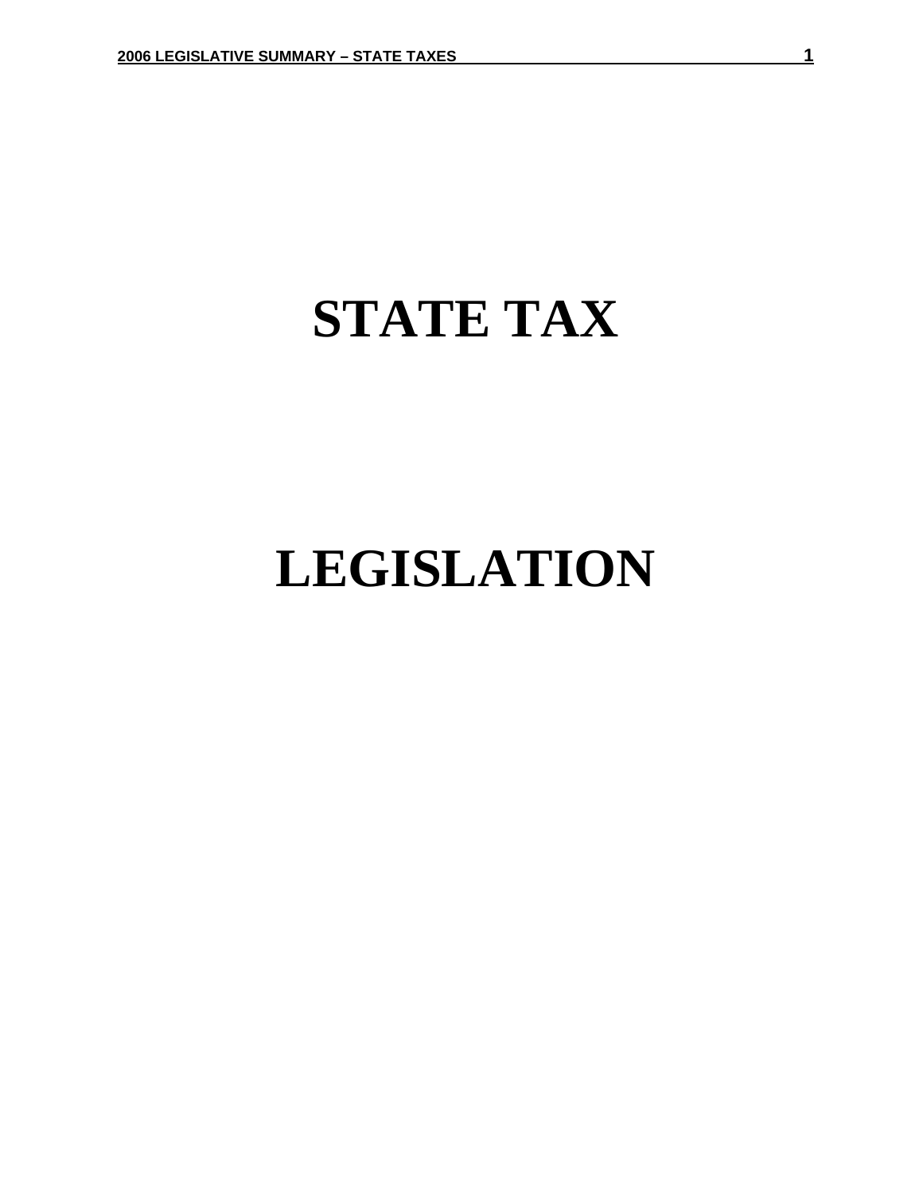# STATE TAX

# LEGISLATION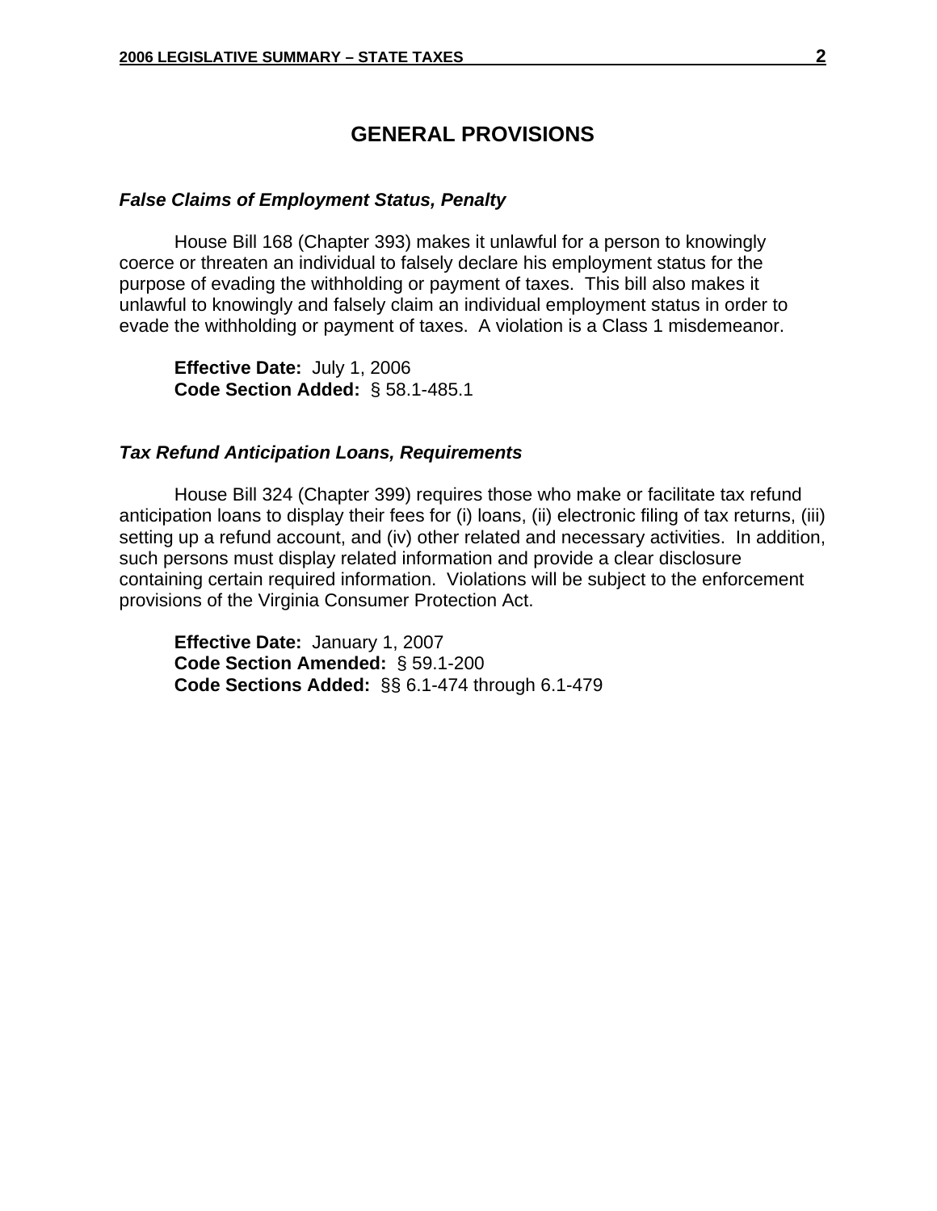## GENERAL PROVISIONS

### *False Claims of Employment Status, Penalty*

House Bill 168 (Chapter 393) makes it unlawful for a person to knowingly coerce or threaten an individual to falsely declare his employment status for the purpose of evading the withholding or payment of taxes. This bill also makes it unlawful to knowingly and falsely claim an individual employment status in order to evade the withholding or payment of taxes. A violation is a Class 1 misdemeanor.

**Effective Date:** July 1, 2006
**Code Section Added:** § 58.1-485.1

### *Tax Refund Anticipation Loans, Requirements*

House Bill 324 (Chapter 399) requires those who make or facilitate tax refund anticipation loans to display their fees for (i) loans, (ii) electronic filing of tax returns, (iii) setting up a refund account, and (iv) other related and necessary activities. In addition, such persons must display related information and provide a clear disclosure containing certain required information. Violations will be subject to the enforcement provisions of the Virginia Consumer Protection Act.

**Effective Date:** January 1, 2007
**Code Section Amended:** § 59.1-200
**Code Sections Added:** §§ 6.1-474 through 6.1-479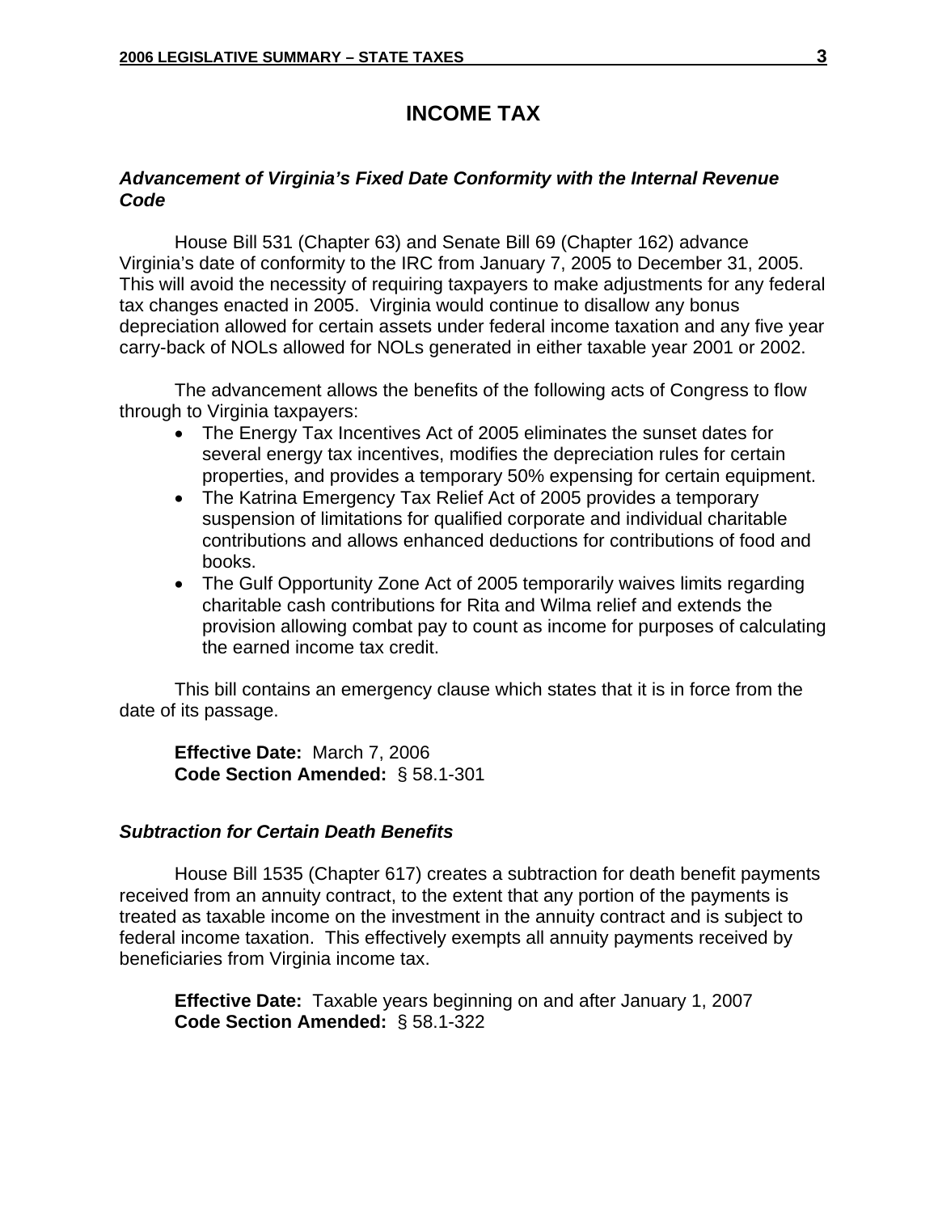# INCOME TAX

### *Advancement of Virginia's Fixed Date Conformity with the Internal Revenue Code*

House Bill 531 (Chapter 63) and Senate Bill 69 (Chapter 162) advance Virginia's date of conformity to the IRC from January 7, 2005 to December 31, 2005. This will avoid the necessity of requiring taxpayers to make adjustments for any federal tax changes enacted in 2005. Virginia would continue to disallow any bonus depreciation allowed for certain assets under federal income taxation and any five year carry-back of NOLs allowed for NOLs generated in either taxable year 2001 or 2002.

The advancement allows the benefits of the following acts of Congress to flow through to Virginia taxpayers:

- The Energy Tax Incentives Act of 2005 eliminates the sunset dates for several energy tax incentives, modifies the depreciation rules for certain properties, and provides a temporary 50% expensing for certain equipment.
- The Katrina Emergency Tax Relief Act of 2005 provides a temporary suspension of limitations for qualified corporate and individual charitable contributions and allows enhanced deductions for contributions of food and books.
- The Gulf Opportunity Zone Act of 2005 temporarily waives limits regarding charitable cash contributions for Rita and Wilma relief and extends the provision allowing combat pay to count as income for purposes of calculating the earned income tax credit.

This bill contains an emergency clause which states that it is in force from the date of its passage.

**Effective Date:** March 7, 2006
**Code Section Amended:** § 58.1-301

### *Subtraction for Certain Death Benefits*

House Bill 1535 (Chapter 617) creates a subtraction for death benefit payments received from an annuity contract, to the extent that any portion of the payments is treated as taxable income on the investment in the annuity contract and is subject to federal income taxation. This effectively exempts all annuity payments received by beneficiaries from Virginia income tax.

**Effective Date:** Taxable years beginning on and after January 1, 2007
**Code Section Amended:** § 58.1-322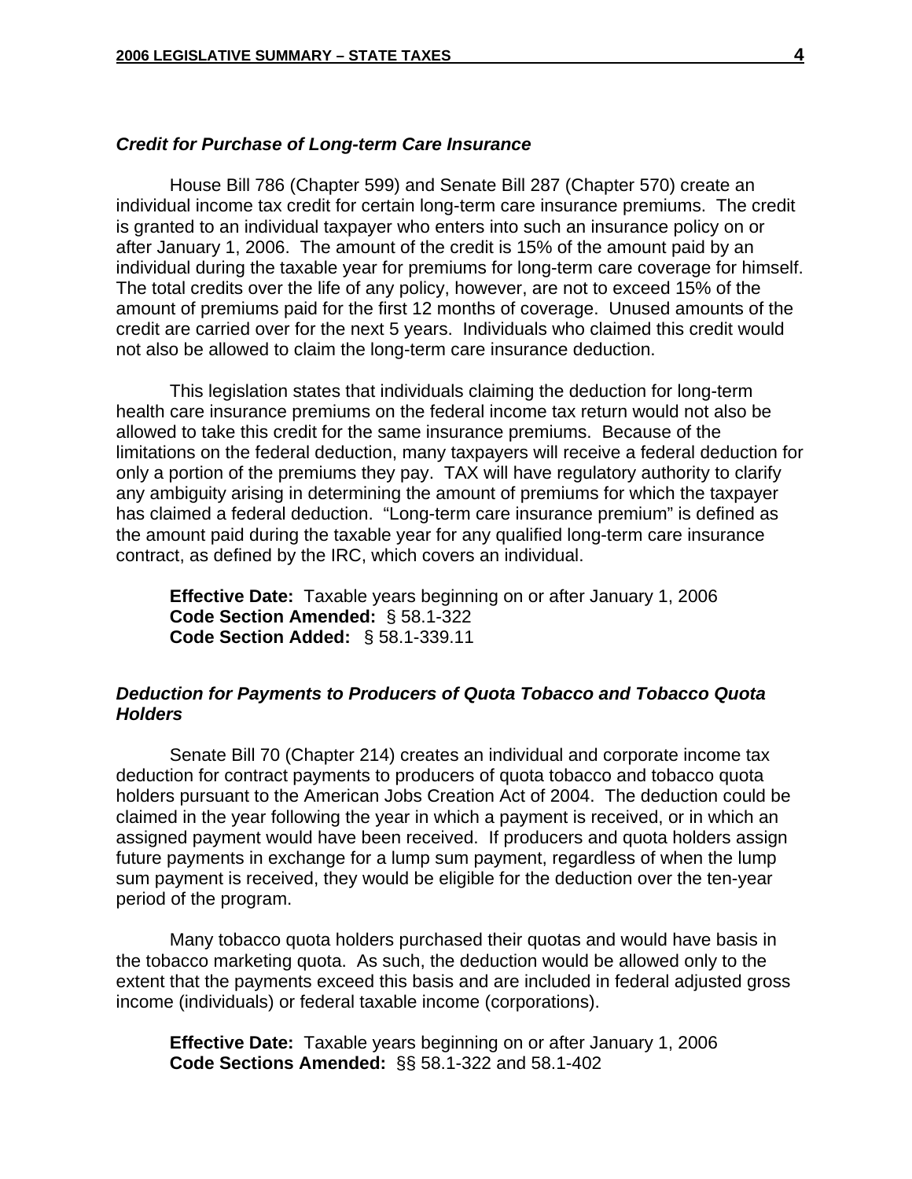### *Credit for Purchase of Long-term Care Insurance*

House Bill 786 (Chapter 599) and Senate Bill 287 (Chapter 570) create an individual income tax credit for certain long-term care insurance premiums. The credit is granted to an individual taxpayer who enters into such an insurance policy on or after January 1, 2006. The amount of the credit is 15% of the amount paid by an individual during the taxable year for premiums for long-term care coverage for himself. The total credits over the life of any policy, however, are not to exceed 15% of the amount of premiums paid for the first 12 months of coverage. Unused amounts of the credit are carried over for the next 5 years. Individuals who claimed this credit would not also be allowed to claim the long-term care insurance deduction.

This legislation states that individuals claiming the deduction for long-term health care insurance premiums on the federal income tax return would not also be allowed to take this credit for the same insurance premiums. Because of the limitations on the federal deduction, many taxpayers will receive a federal deduction for only a portion of the premiums they pay. TAX will have regulatory authority to clarify any ambiguity arising in determining the amount of premiums for which the taxpayer has claimed a federal deduction. "Long-term care insurance premium" is defined as the amount paid during the taxable year for any qualified long-term care insurance contract, as defined by the IRC, which covers an individual.

**Effective Date:** Taxable years beginning on or after January 1, 2006
**Code Section Amended:** § 58.1-322
**Code Section Added:** § 58.1-339.11

### *Deduction for Payments to Producers of Quota Tobacco and Tobacco Quota Holders*

Senate Bill 70 (Chapter 214) creates an individual and corporate income tax deduction for contract payments to producers of quota tobacco and tobacco quota holders pursuant to the American Jobs Creation Act of 2004. The deduction could be claimed in the year following the year in which a payment is received, or in which an assigned payment would have been received. If producers and quota holders assign future payments in exchange for a lump sum payment, regardless of when the lump sum payment is received, they would be eligible for the deduction over the ten-year period of the program.

Many tobacco quota holders purchased their quotas and would have basis in the tobacco marketing quota. As such, the deduction would be allowed only to the extent that the payments exceed this basis and are included in federal adjusted gross income (individuals) or federal taxable income (corporations).

**Effective Date:** Taxable years beginning on or after January 1, 2006
**Code Sections Amended:** §§ 58.1-322 and 58.1-402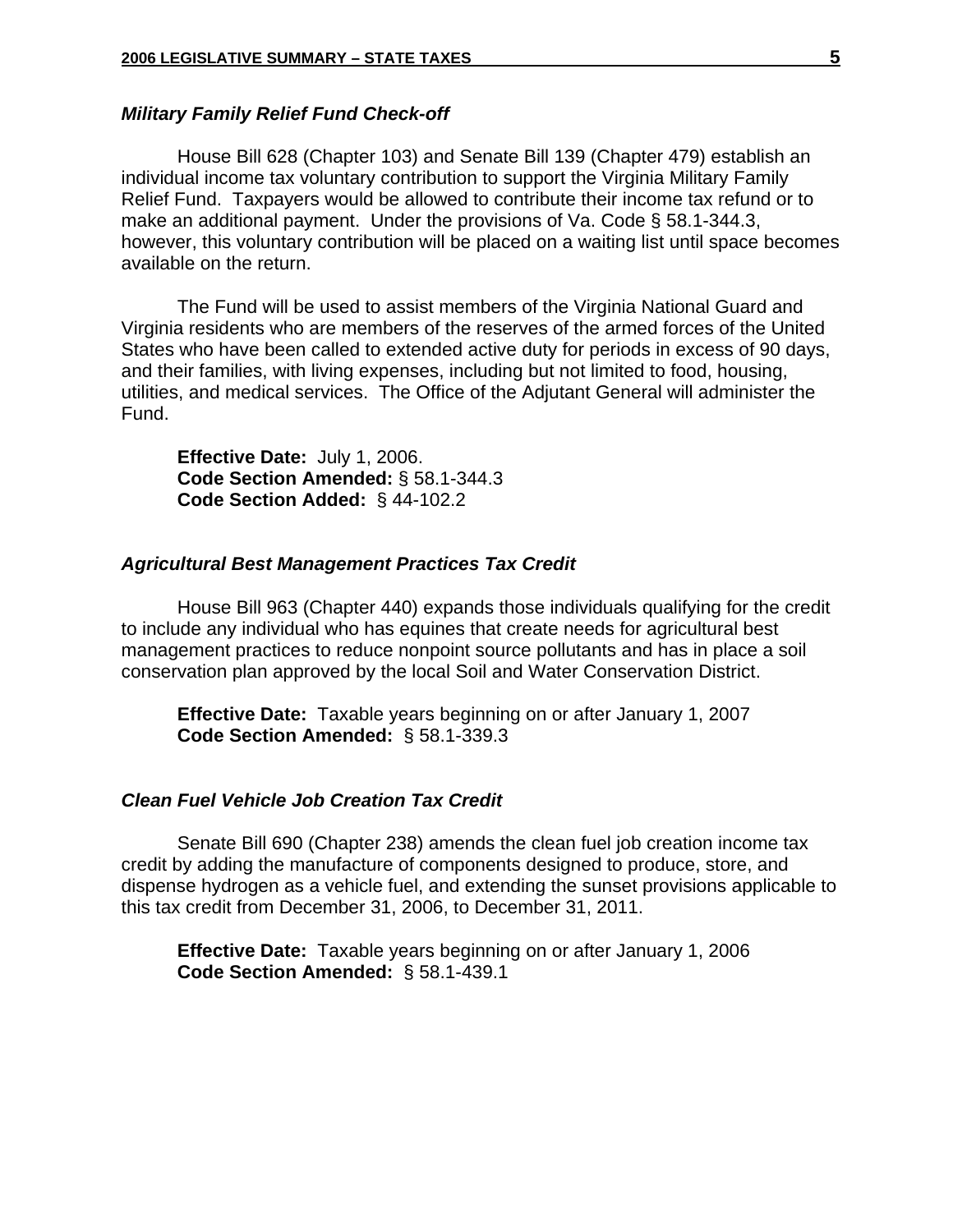### *Military Family Relief Fund Check-off*

House Bill 628 (Chapter 103) and Senate Bill 139 (Chapter 479) establish an individual income tax voluntary contribution to support the Virginia Military Family Relief Fund. Taxpayers would be allowed to contribute their income tax refund or to make an additional payment. Under the provisions of Va. Code § 58.1-344.3, however, this voluntary contribution will be placed on a waiting list until space becomes available on the return.

The Fund will be used to assist members of the Virginia National Guard and Virginia residents who are members of the reserves of the armed forces of the United States who have been called to extended active duty for periods in excess of 90 days, and their families, with living expenses, including but not limited to food, housing, utilities, and medical services. The Office of the Adjutant General will administer the Fund.

**Effective Date:** July 1, 2006.
**Code Section Amended:** § 58.1-344.3
**Code Section Added:** § 44-102.2

### *Agricultural Best Management Practices Tax Credit*

House Bill 963 (Chapter 440) expands those individuals qualifying for the credit to include any individual who has equines that create needs for agricultural best management practices to reduce nonpoint source pollutants and has in place a soil conservation plan approved by the local Soil and Water Conservation District.

**Effective Date:** Taxable years beginning on or after January 1, 2007
**Code Section Amended:** § 58.1-339.3

### *Clean Fuel Vehicle Job Creation Tax Credit*

Senate Bill 690 (Chapter 238) amends the clean fuel job creation income tax credit by adding the manufacture of components designed to produce, store, and dispense hydrogen as a vehicle fuel, and extending the sunset provisions applicable to this tax credit from December 31, 2006, to December 31, 2011.

**Effective Date:** Taxable years beginning on or after January 1, 2006
**Code Section Amended:** § 58.1-439.1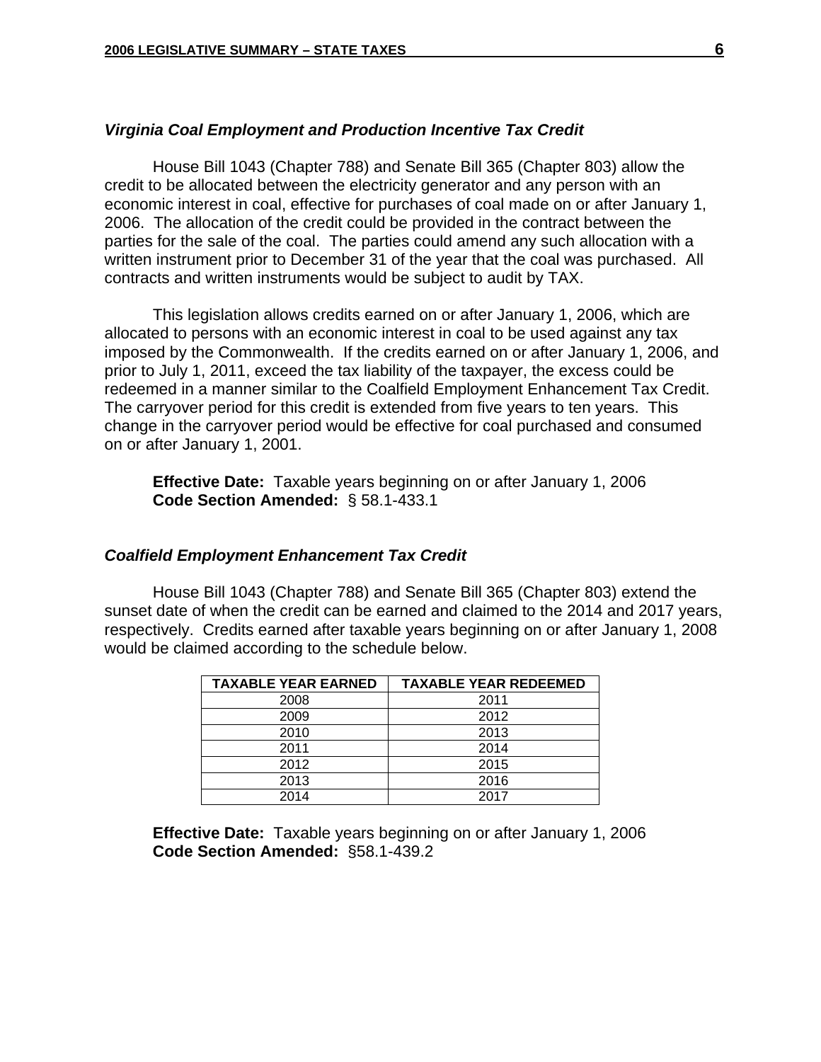### *Virginia Coal Employment and Production Incentive Tax Credit*

House Bill 1043 (Chapter 788) and Senate Bill 365 (Chapter 803) allow the credit to be allocated between the electricity generator and any person with an economic interest in coal, effective for purchases of coal made on or after January 1, 2006. The allocation of the credit could be provided in the contract between the parties for the sale of the coal. The parties could amend any such allocation with a written instrument prior to December 31 of the year that the coal was purchased. All contracts and written instruments would be subject to audit by TAX.

This legislation allows credits earned on or after January 1, 2006, which are allocated to persons with an economic interest in coal to be used against any tax imposed by the Commonwealth. If the credits earned on or after January 1, 2006, and prior to July 1, 2011, exceed the tax liability of the taxpayer, the excess could be redeemed in a manner similar to the Coalfield Employment Enhancement Tax Credit. The carryover period for this credit is extended from five years to ten years. This change in the carryover period would be effective for coal purchased and consumed on or after January 1, 2001.

**Effective Date:** Taxable years beginning on or after January 1, 2006
**Code Section Amended:** § 58.1-433.1

### *Coalfield Employment Enhancement Tax Credit*

House Bill 1043 (Chapter 788) and Senate Bill 365 (Chapter 803) extend the sunset date of when the credit can be earned and claimed to the 2014 and 2017 years, respectively. Credits earned after taxable years beginning on or after January 1, 2008 would be claimed according to the schedule below.

| TAXABLE YEAR EARNED | TAXABLE YEAR REDEEMED |
|---|---|
| 2008 | 2011 |
| 2009 | 2012 |
| 2010 | 2013 |
| 2011 | 2014 |
| 2012 | 2015 |
| 2013 | 2016 |
| 2014 | 2017 |

**Effective Date:** Taxable years beginning on or after January 1, 2006
**Code Section Amended:** §58.1-439.2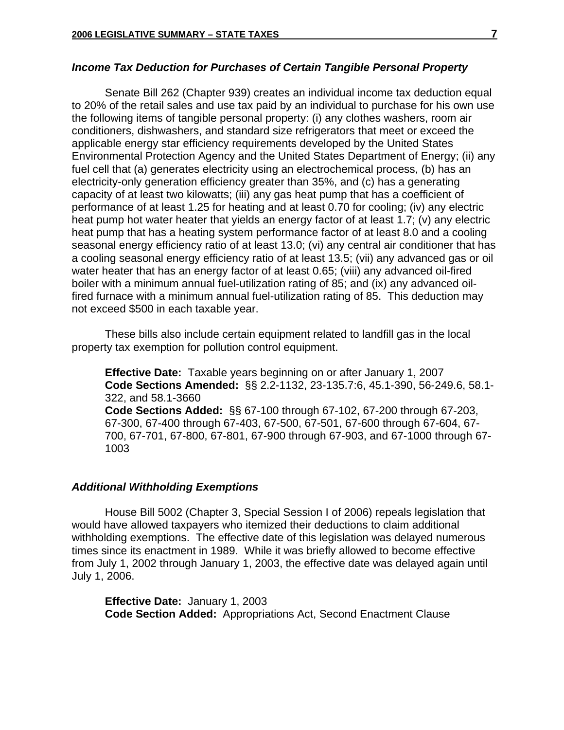### *Income Tax Deduction for Purchases of Certain Tangible Personal Property*

Senate Bill 262 (Chapter 939) creates an individual income tax deduction equal to 20% of the retail sales and use tax paid by an individual to purchase for his own use the following items of tangible personal property: (i) any clothes washers, room air conditioners, dishwashers, and standard size refrigerators that meet or exceed the applicable energy star efficiency requirements developed by the United States Environmental Protection Agency and the United States Department of Energy; (ii) any fuel cell that (a) generates electricity using an electrochemical process, (b) has an electricity-only generation efficiency greater than 35%, and (c) has a generating capacity of at least two kilowatts; (iii) any gas heat pump that has a coefficient of performance of at least 1.25 for heating and at least 0.70 for cooling; (iv) any electric heat pump hot water heater that yields an energy factor of at least 1.7; (v) any electric heat pump that has a heating system performance factor of at least 8.0 and a cooling seasonal energy efficiency ratio of at least 13.0; (vi) any central air conditioner that has a cooling seasonal energy efficiency ratio of at least 13.5; (vii) any advanced gas or oil water heater that has an energy factor of at least 0.65; (viii) any advanced oil-fired boiler with a minimum annual fuel-utilization rating of 85; and (ix) any advanced oil-fired furnace with a minimum annual fuel-utilization rating of 85. This deduction may not exceed $500 in each taxable year.

These bills also include certain equipment related to landfill gas in the local property tax exemption for pollution control equipment.

**Effective Date:** Taxable years beginning on or after January 1, 2007
**Code Sections Amended:** §§ 2.2-1132, 23-135.7:6, 45.1-390, 56-249.6, 58.1-322, and 58.1-3660
**Code Sections Added:** §§ 67-100 through 67-102, 67-200 through 67-203, 67-300, 67-400 through 67-403, 67-500, 67-501, 67-600 through 67-604, 67-700, 67-701, 67-800, 67-801, 67-900 through 67-903, and 67-1000 through 67-1003

### *Additional Withholding Exemptions*

House Bill 5002 (Chapter 3, Special Session I of 2006) repeals legislation that would have allowed taxpayers who itemized their deductions to claim additional withholding exemptions. The effective date of this legislation was delayed numerous times since its enactment in 1989. While it was briefly allowed to become effective from July 1, 2002 through January 1, 2003, the effective date was delayed again until July 1, 2006.

**Effective Date:** January 1, 2003
**Code Section Added:** Appropriations Act, Second Enactment Clause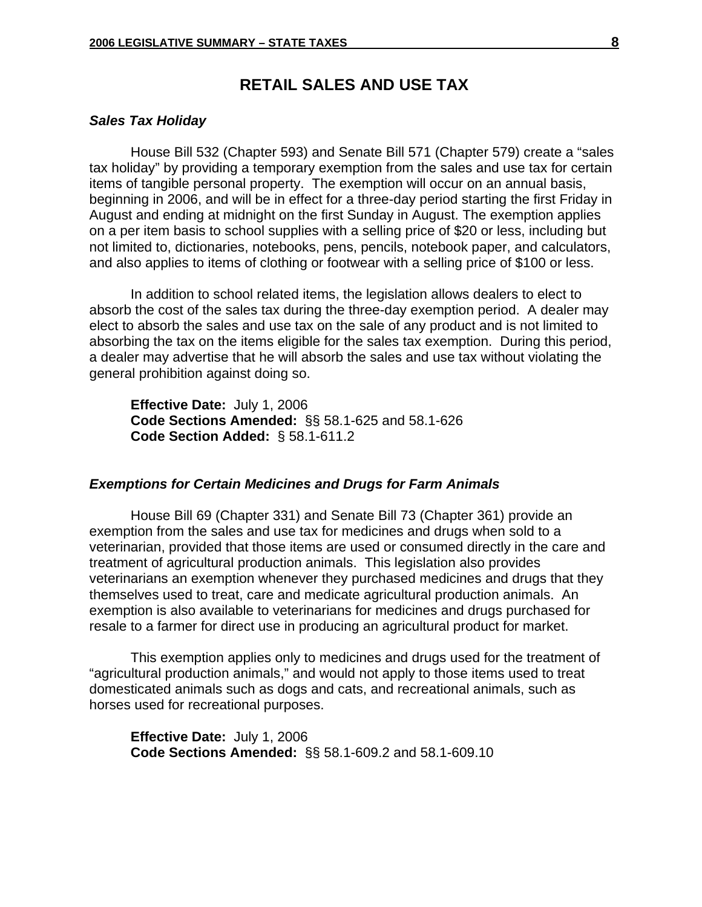# RETAIL SALES AND USE TAX

***Sales Tax Holiday***

House Bill 532 (Chapter 593) and Senate Bill 571 (Chapter 579) create a "sales tax holiday" by providing a temporary exemption from the sales and use tax for certain items of tangible personal property. The exemption will occur on an annual basis, beginning in 2006, and will be in effect for a three-day period starting the first Friday in August and ending at midnight on the first Sunday in August. The exemption applies on a per item basis to school supplies with a selling price of $20 or less, including but not limited to, dictionaries, notebooks, pens, pencils, notebook paper, and calculators, and also applies to items of clothing or footwear with a selling price of $100 or less.

In addition to school related items, the legislation allows dealers to elect to absorb the cost of the sales tax during the three-day exemption period. A dealer may elect to absorb the sales and use tax on the sale of any product and is not limited to absorbing the tax on the items eligible for the sales tax exemption. During this period, a dealer may advertise that he will absorb the sales and use tax without violating the general prohibition against doing so.

**Effective Date:** July 1, 2006
**Code Sections Amended:** §§ 58.1-625 and 58.1-626
**Code Section Added:** § 58.1-611.2

***Exemptions for Certain Medicines and Drugs for Farm Animals***

House Bill 69 (Chapter 331) and Senate Bill 73 (Chapter 361) provide an exemption from the sales and use tax for medicines and drugs when sold to a veterinarian, provided that those items are used or consumed directly in the care and treatment of agricultural production animals. This legislation also provides veterinarians an exemption whenever they purchased medicines and drugs that they themselves used to treat, care and medicate agricultural production animals. An exemption is also available to veterinarians for medicines and drugs purchased for resale to a farmer for direct use in producing an agricultural product for market.

This exemption applies only to medicines and drugs used for the treatment of "agricultural production animals," and would not apply to those items used to treat domesticated animals such as dogs and cats, and recreational animals, such as horses used for recreational purposes.

**Effective Date:** July 1, 2006
**Code Sections Amended:** §§ 58.1-609.2 and 58.1-609.10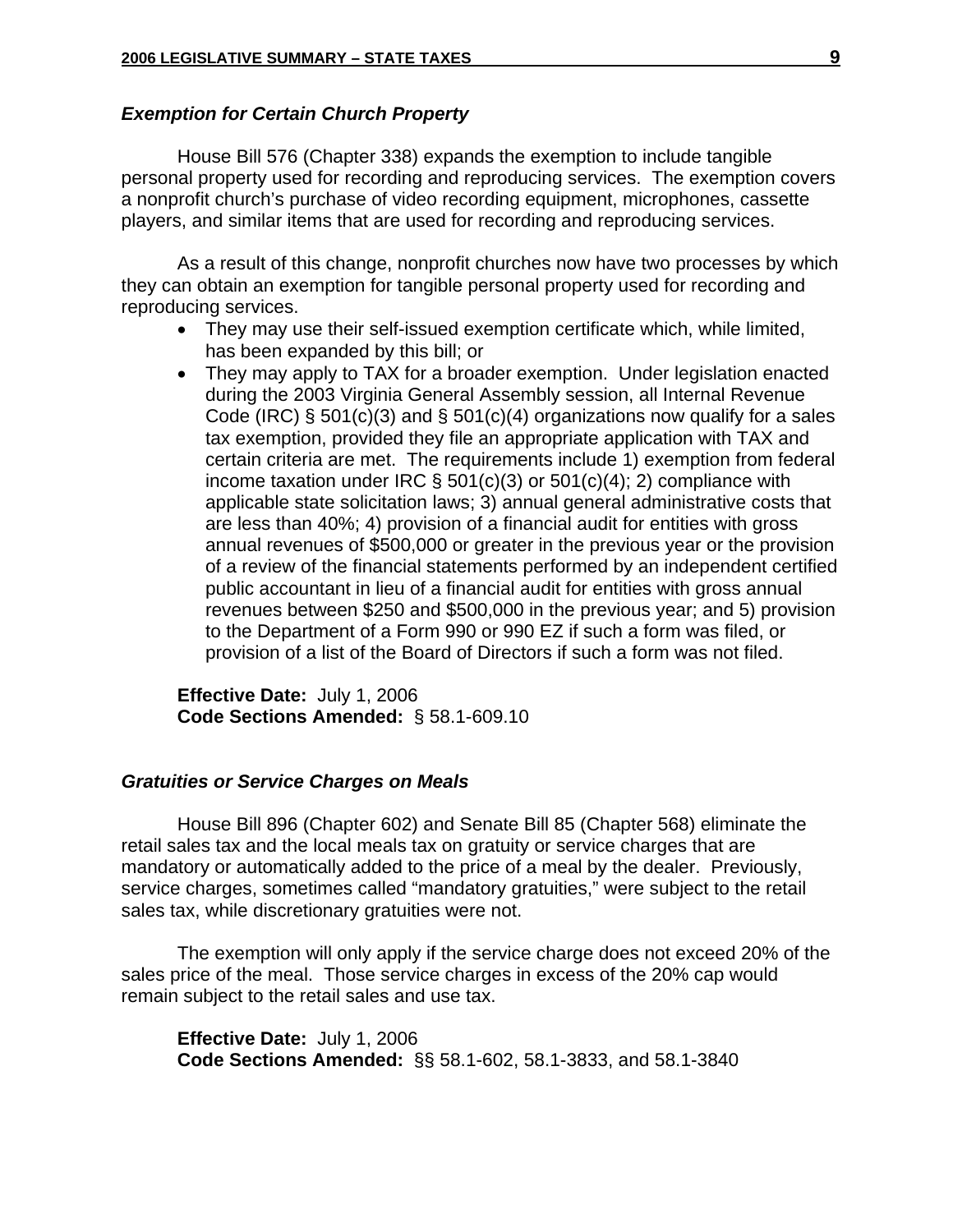### *Exemption for Certain Church Property*

House Bill 576 (Chapter 338) expands the exemption to include tangible personal property used for recording and reproducing services. The exemption covers a nonprofit church's purchase of video recording equipment, microphones, cassette players, and similar items that are used for recording and reproducing services.

As a result of this change, nonprofit churches now have two processes by which they can obtain an exemption for tangible personal property used for recording and reproducing services.

- They may use their self-issued exemption certificate which, while limited, has been expanded by this bill; or
- They may apply to TAX for a broader exemption. Under legislation enacted during the 2003 Virginia General Assembly session, all Internal Revenue Code (IRC) § 501(c)(3) and § 501(c)(4) organizations now qualify for a sales tax exemption, provided they file an appropriate application with TAX and certain criteria are met. The requirements include 1) exemption from federal income taxation under IRC § 501(c)(3) or 501(c)(4); 2) compliance with applicable state solicitation laws; 3) annual general administrative costs that are less than 40%; 4) provision of a financial audit for entities with gross annual revenues of $500,000 or greater in the previous year or the provision of a review of the financial statements performed by an independent certified public accountant in lieu of a financial audit for entities with gross annual revenues between $250 and $500,000 in the previous year; and 5) provision to the Department of a Form 990 or 990 EZ if such a form was filed, or provision of a list of the Board of Directors if such a form was not filed.

**Effective Date:** July 1, 2006
**Code Sections Amended:** § 58.1-609.10

### *Gratuities or Service Charges on Meals*

House Bill 896 (Chapter 602) and Senate Bill 85 (Chapter 568) eliminate the retail sales tax and the local meals tax on gratuity or service charges that are mandatory or automatically added to the price of a meal by the dealer. Previously, service charges, sometimes called "mandatory gratuities," were subject to the retail sales tax, while discretionary gratuities were not.

The exemption will only apply if the service charge does not exceed 20% of the sales price of the meal. Those service charges in excess of the 20% cap would remain subject to the retail sales and use tax.

**Effective Date:** July 1, 2006
**Code Sections Amended:** §§ 58.1-602, 58.1-3833, and 58.1-3840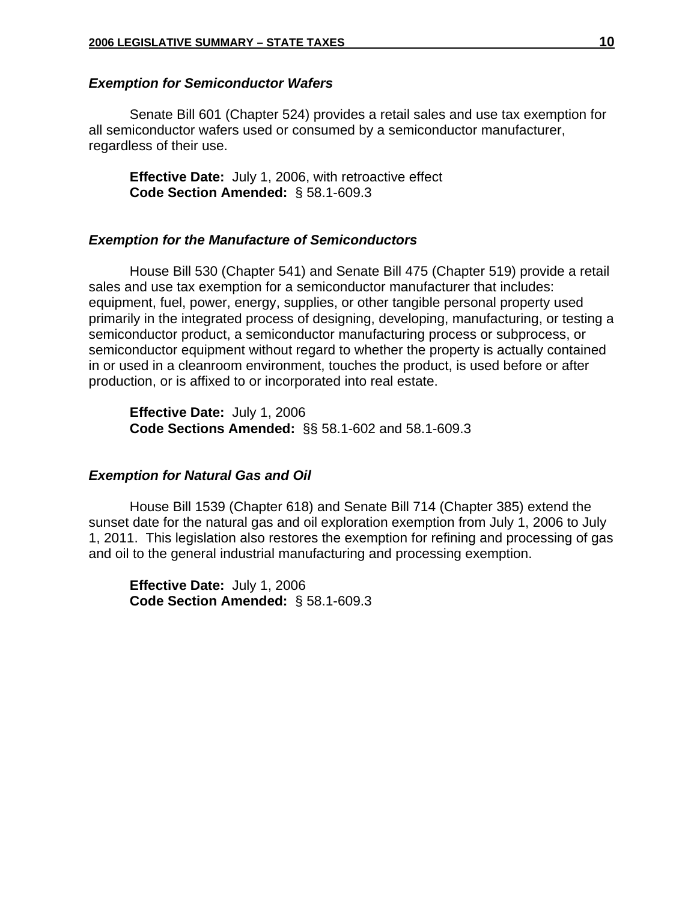### *Exemption for Semiconductor Wafers*

Senate Bill 601 (Chapter 524) provides a retail sales and use tax exemption for all semiconductor wafers used or consumed by a semiconductor manufacturer, regardless of their use.

**Effective Date:** July 1, 2006, with retroactive effect
**Code Section Amended:** § 58.1-609.3

### *Exemption for the Manufacture of Semiconductors*

House Bill 530 (Chapter 541) and Senate Bill 475 (Chapter 519) provide a retail sales and use tax exemption for a semiconductor manufacturer that includes: equipment, fuel, power, energy, supplies, or other tangible personal property used primarily in the integrated process of designing, developing, manufacturing, or testing a semiconductor product, a semiconductor manufacturing process or subprocess, or semiconductor equipment without regard to whether the property is actually contained in or used in a cleanroom environment, touches the product, is used before or after production, or is affixed to or incorporated into real estate.

**Effective Date:** July 1, 2006
**Code Sections Amended:** §§ 58.1-602 and 58.1-609.3

### *Exemption for Natural Gas and Oil*

House Bill 1539 (Chapter 618) and Senate Bill 714 (Chapter 385) extend the sunset date for the natural gas and oil exploration exemption from July 1, 2006 to July 1, 2011. This legislation also restores the exemption for refining and processing of gas and oil to the general industrial manufacturing and processing exemption.

**Effective Date:** July 1, 2006
**Code Section Amended:** § 58.1-609.3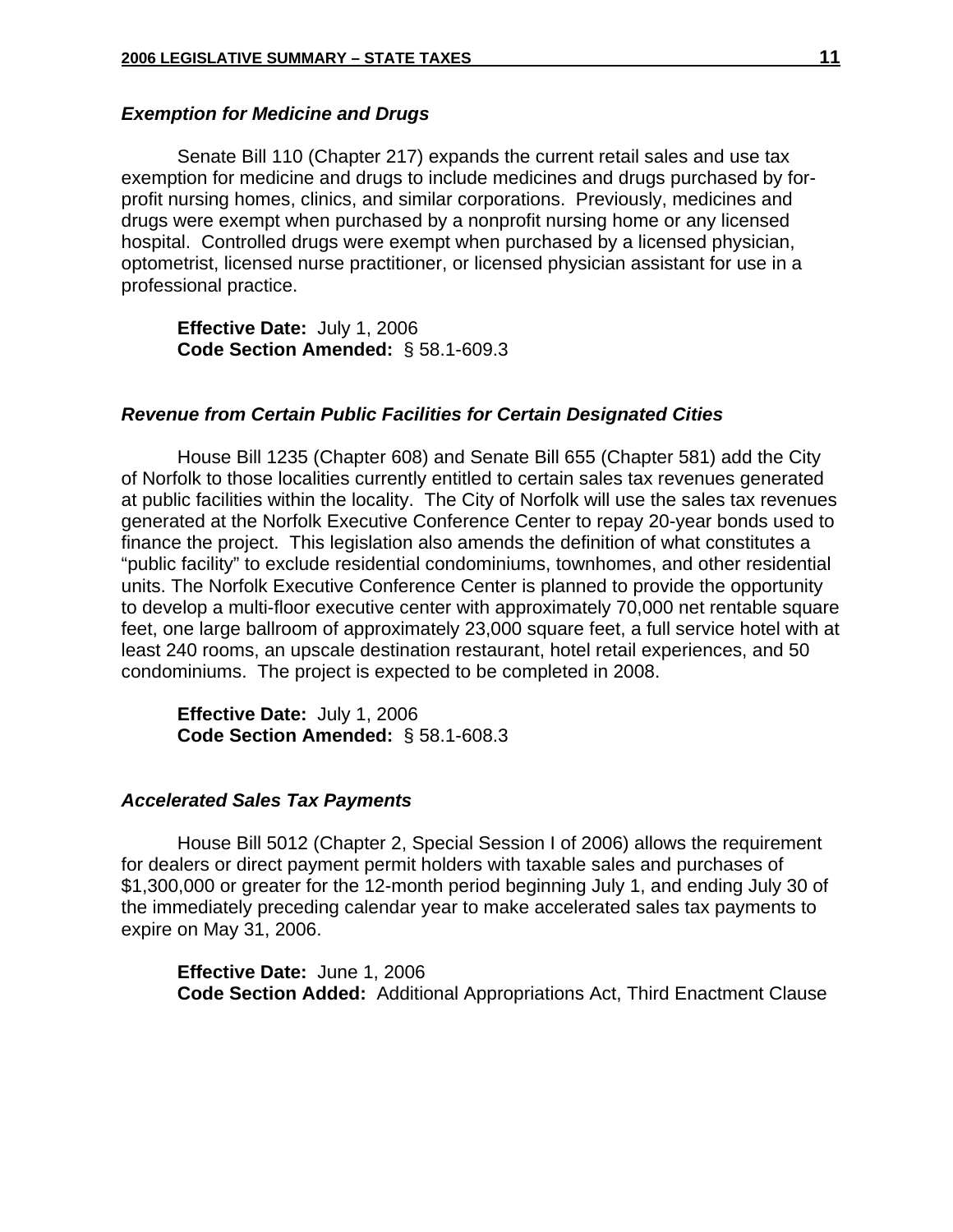### *Exemption for Medicine and Drugs*

Senate Bill 110 (Chapter 217) expands the current retail sales and use tax exemption for medicine and drugs to include medicines and drugs purchased by for-profit nursing homes, clinics, and similar corporations. Previously, medicines and drugs were exempt when purchased by a nonprofit nursing home or any licensed hospital. Controlled drugs were exempt when purchased by a licensed physician, optometrist, licensed nurse practitioner, or licensed physician assistant for use in a professional practice.

**Effective Date:** July 1, 2006
**Code Section Amended:** § 58.1-609.3

### *Revenue from Certain Public Facilities for Certain Designated Cities*

House Bill 1235 (Chapter 608) and Senate Bill 655 (Chapter 581) add the City of Norfolk to those localities currently entitled to certain sales tax revenues generated at public facilities within the locality. The City of Norfolk will use the sales tax revenues generated at the Norfolk Executive Conference Center to repay 20-year bonds used to finance the project. This legislation also amends the definition of what constitutes a "public facility" to exclude residential condominiums, townhomes, and other residential units. The Norfolk Executive Conference Center is planned to provide the opportunity to develop a multi-floor executive center with approximately 70,000 net rentable square feet, one large ballroom of approximately 23,000 square feet, a full service hotel with at least 240 rooms, an upscale destination restaurant, hotel retail experiences, and 50 condominiums. The project is expected to be completed in 2008.

**Effective Date:** July 1, 2006
**Code Section Amended:** § 58.1-608.3

### *Accelerated Sales Tax Payments*

House Bill 5012 (Chapter 2, Special Session I of 2006) allows the requirement for dealers or direct payment permit holders with taxable sales and purchases of $1,300,000 or greater for the 12-month period beginning July 1, and ending July 30 of the immediately preceding calendar year to make accelerated sales tax payments to expire on May 31, 2006.

**Effective Date:** June 1, 2006
**Code Section Added:** Additional Appropriations Act, Third Enactment Clause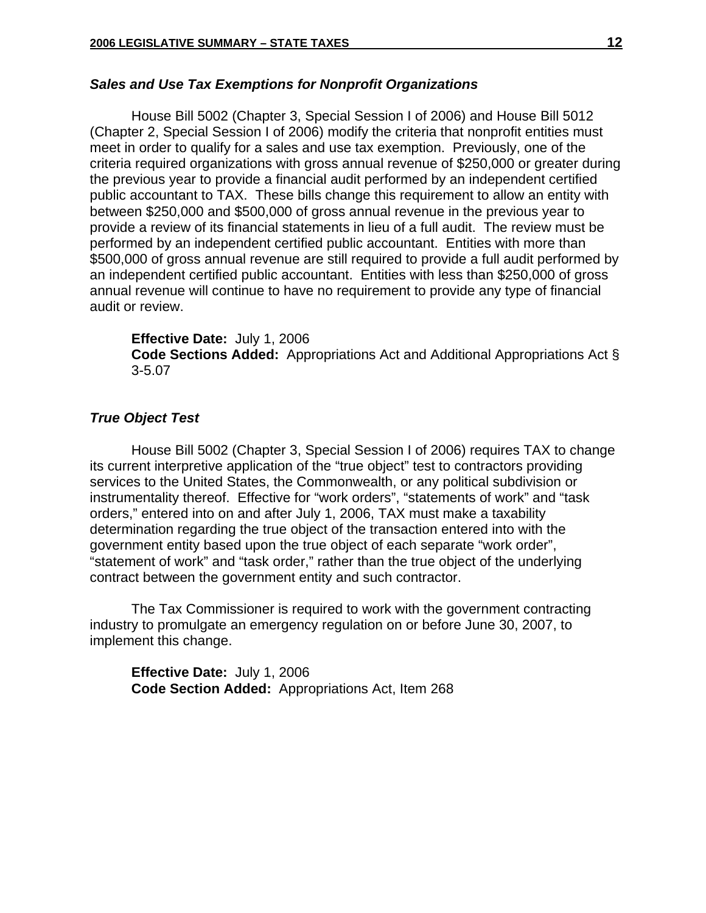### *Sales and Use Tax Exemptions for Nonprofit Organizations*

House Bill 5002 (Chapter 3, Special Session I of 2006) and House Bill 5012 (Chapter 2, Special Session I of 2006) modify the criteria that nonprofit entities must meet in order to qualify for a sales and use tax exemption. Previously, one of the criteria required organizations with gross annual revenue of $250,000 or greater during the previous year to provide a financial audit performed by an independent certified public accountant to TAX. These bills change this requirement to allow an entity with between $250,000 and $500,000 of gross annual revenue in the previous year to provide a review of its financial statements in lieu of a full audit. The review must be performed by an independent certified public accountant. Entities with more than $500,000 of gross annual revenue are still required to provide a full audit performed by an independent certified public accountant. Entities with less than $250,000 of gross annual revenue will continue to have no requirement to provide any type of financial audit or review.

**Effective Date:** July 1, 2006
**Code Sections Added:** Appropriations Act and Additional Appropriations Act § 3-5.07

### *True Object Test*

House Bill 5002 (Chapter 3, Special Session I of 2006) requires TAX to change its current interpretive application of the "true object" test to contractors providing services to the United States, the Commonwealth, or any political subdivision or instrumentality thereof. Effective for "work orders", "statements of work" and "task orders," entered into on and after July 1, 2006, TAX must make a taxability determination regarding the true object of the transaction entered into with the government entity based upon the true object of each separate "work order", "statement of work" and "task order," rather than the true object of the underlying contract between the government entity and such contractor.

The Tax Commissioner is required to work with the government contracting industry to promulgate an emergency regulation on or before June 30, 2007, to implement this change.

**Effective Date:** July 1, 2006
**Code Section Added:** Appropriations Act, Item 268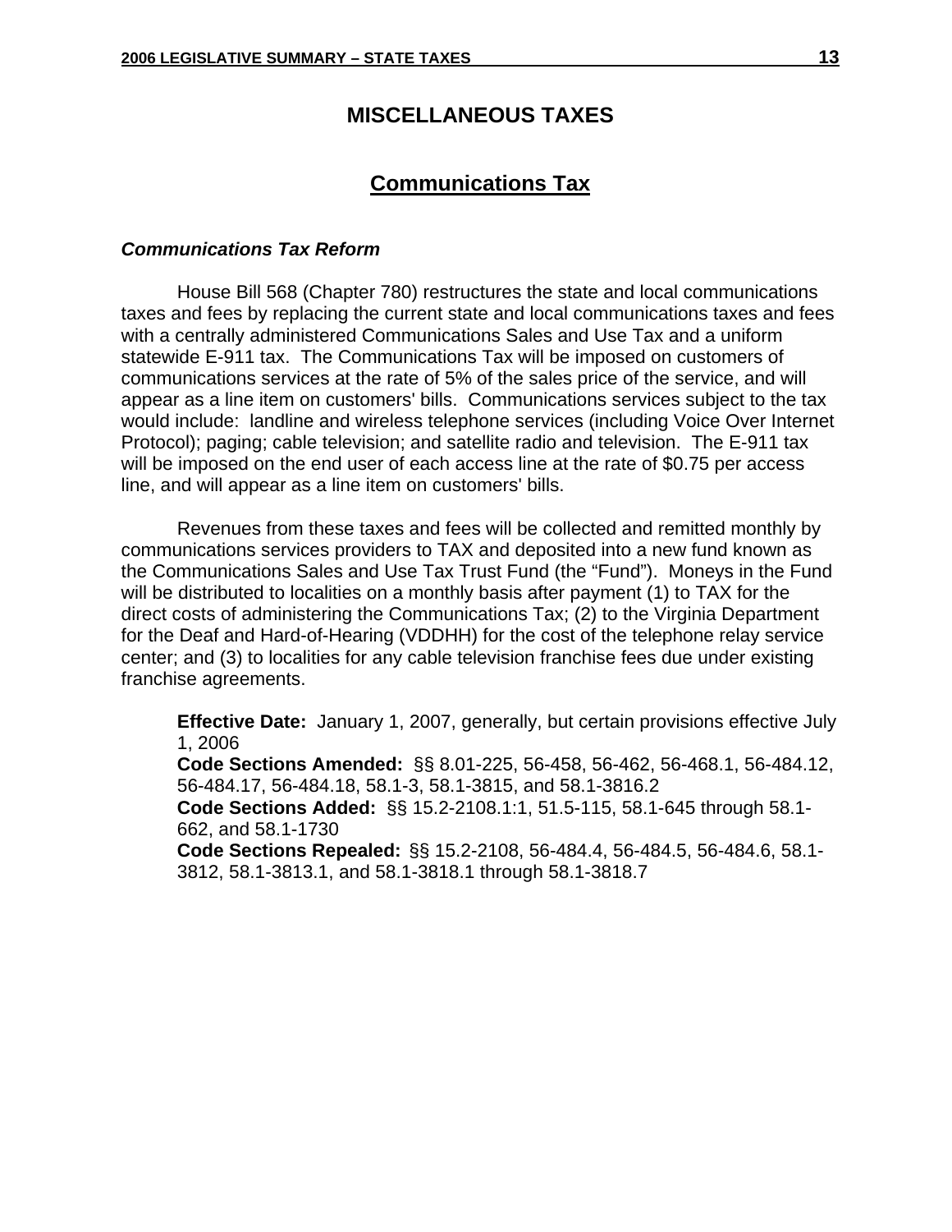# MISCELLANEOUS TAXES

## Communications Tax

### *Communications Tax Reform*

House Bill 568 (Chapter 780) restructures the state and local communications taxes and fees by replacing the current state and local communications taxes and fees with a centrally administered Communications Sales and Use Tax and a uniform statewide E-911 tax. The Communications Tax will be imposed on customers of communications services at the rate of 5% of the sales price of the service, and will appear as a line item on customers' bills. Communications services subject to the tax would include: landline and wireless telephone services (including Voice Over Internet Protocol); paging; cable television; and satellite radio and television. The E-911 tax will be imposed on the end user of each access line at the rate of $0.75 per access line, and will appear as a line item on customers' bills.

Revenues from these taxes and fees will be collected and remitted monthly by communications services providers to TAX and deposited into a new fund known as the Communications Sales and Use Tax Trust Fund (the "Fund"). Moneys in the Fund will be distributed to localities on a monthly basis after payment (1) to TAX for the direct costs of administering the Communications Tax; (2) to the Virginia Department for the Deaf and Hard-of-Hearing (VDDHH) for the cost of the telephone relay service center; and (3) to localities for any cable television franchise fees due under existing franchise agreements.

**Effective Date:** January 1, 2007, generally, but certain provisions effective July 1, 2006
**Code Sections Amended:** §§ 8.01-225, 56-458, 56-462, 56-468.1, 56-484.12, 56-484.17, 56-484.18, 58.1-3, 58.1-3815, and 58.1-3816.2
**Code Sections Added:** §§ 15.2-2108.1:1, 51.5-115, 58.1-645 through 58.1-662, and 58.1-1730
**Code Sections Repealed:** §§ 15.2-2108, 56-484.4, 56-484.5, 56-484.6, 58.1-3812, 58.1-3813.1, and 58.1-3818.1 through 58.1-3818.7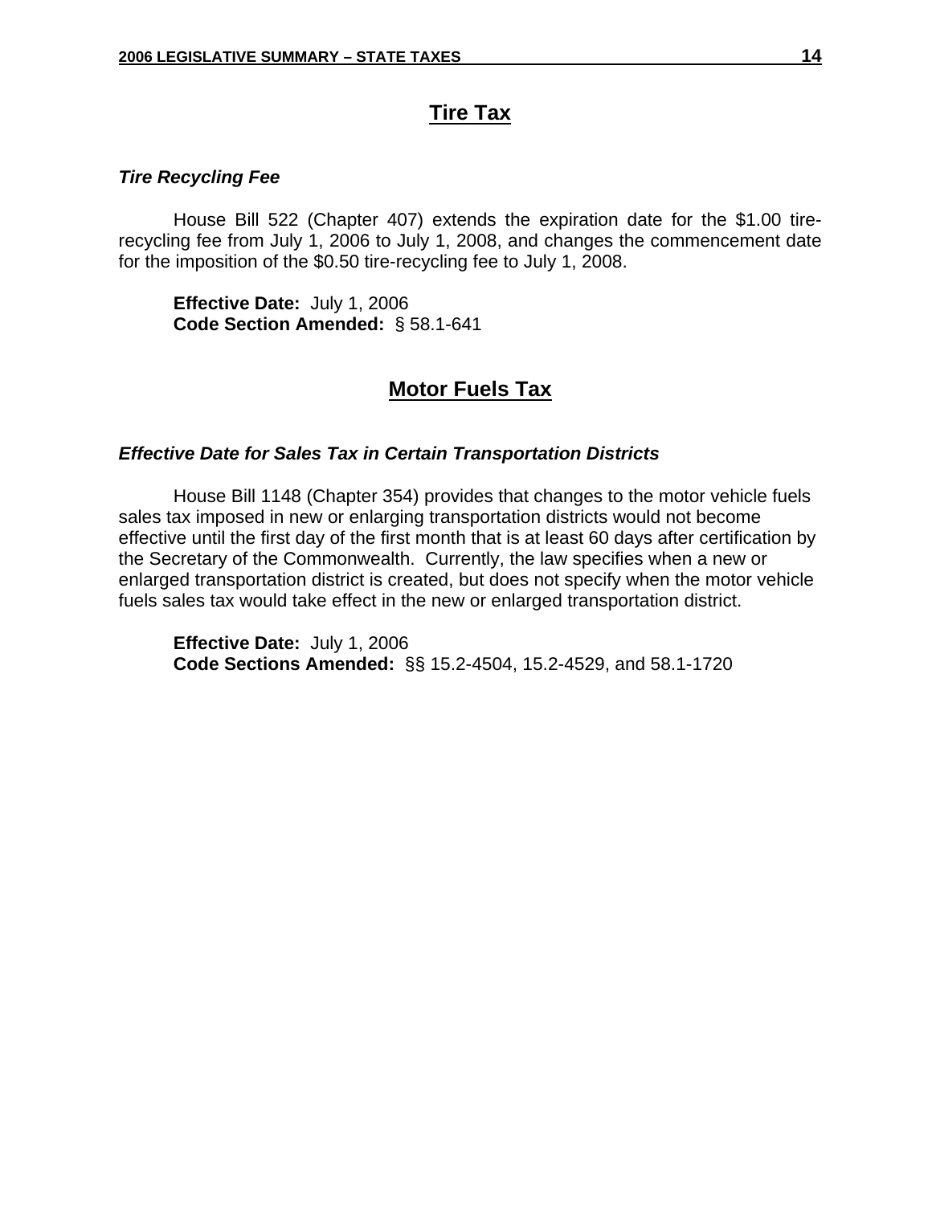## Tire Tax

### *Tire Recycling Fee*

House Bill 522 (Chapter 407) extends the expiration date for the $1.00 tire-recycling fee from July 1, 2006 to July 1, 2008, and changes the commencement date for the imposition of the $0.50 tire-recycling fee to July 1, 2008.

**Effective Date:** July 1, 2006
**Code Section Amended:** § 58.1-641

## Motor Fuels Tax

### *Effective Date for Sales Tax in Certain Transportation Districts*

House Bill 1148 (Chapter 354) provides that changes to the motor vehicle fuels sales tax imposed in new or enlarging transportation districts would not become effective until the first day of the first month that is at least 60 days after certification by the Secretary of the Commonwealth. Currently, the law specifies when a new or enlarged transportation district is created, but does not specify when the motor vehicle fuels sales tax would take effect in the new or enlarged transportation district.

**Effective Date:** July 1, 2006
**Code Sections Amended:** §§ 15.2-4504, 15.2-4529, and 58.1-1720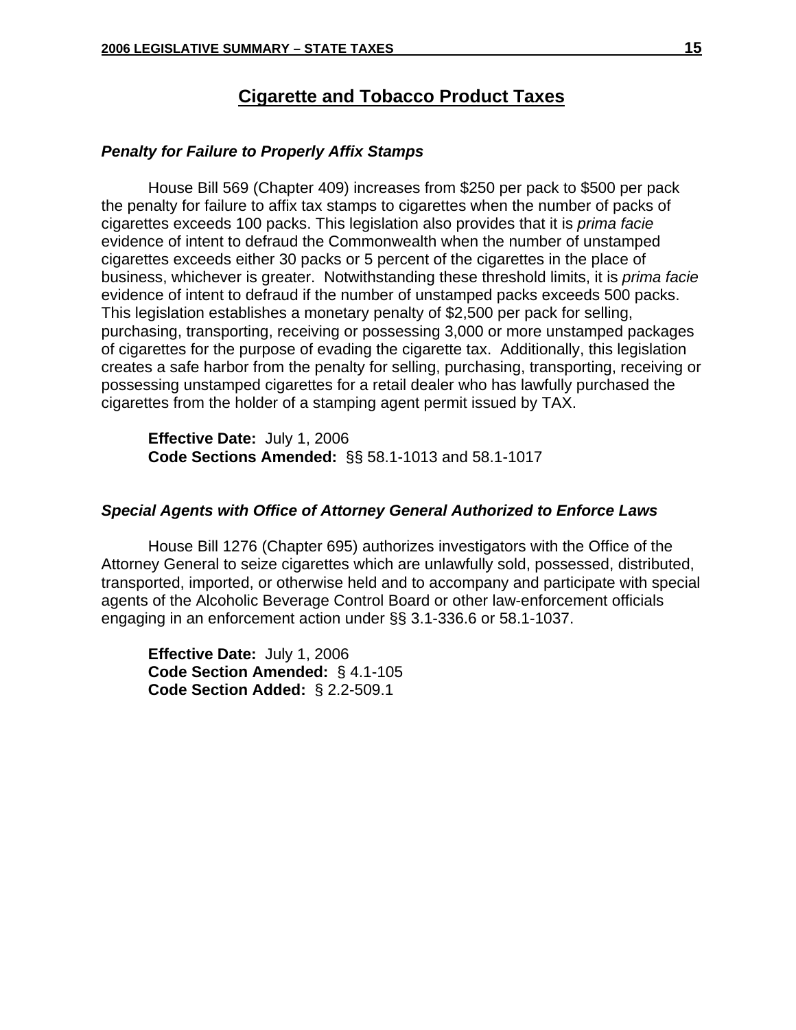## Cigarette and Tobacco Product Taxes

### *Penalty for Failure to Properly Affix Stamps*

House Bill 569 (Chapter 409) increases from $250 per pack to $500 per pack the penalty for failure to affix tax stamps to cigarettes when the number of packs of cigarettes exceeds 100 packs. This legislation also provides that it is *prima facie* evidence of intent to defraud the Commonwealth when the number of unstamped cigarettes exceeds either 30 packs or 5 percent of the cigarettes in the place of business, whichever is greater. Notwithstanding these threshold limits, it is *prima facie* evidence of intent to defraud if the number of unstamped packs exceeds 500 packs. This legislation establishes a monetary penalty of $2,500 per pack for selling, purchasing, transporting, receiving or possessing 3,000 or more unstamped packages of cigarettes for the purpose of evading the cigarette tax. Additionally, this legislation creates a safe harbor from the penalty for selling, purchasing, transporting, receiving or possessing unstamped cigarettes for a retail dealer who has lawfully purchased the cigarettes from the holder of a stamping agent permit issued by TAX.

**Effective Date:** July 1, 2006
**Code Sections Amended:** §§ 58.1-1013 and 58.1-1017

### *Special Agents with Office of Attorney General Authorized to Enforce Laws*

House Bill 1276 (Chapter 695) authorizes investigators with the Office of the Attorney General to seize cigarettes which are unlawfully sold, possessed, distributed, transported, imported, or otherwise held and to accompany and participate with special agents of the Alcoholic Beverage Control Board or other law-enforcement officials engaging in an enforcement action under §§ 3.1-336.6 or 58.1-1037.

**Effective Date:** July 1, 2006
**Code Section Amended:** § 4.1-105
**Code Section Added:** § 2.2-509.1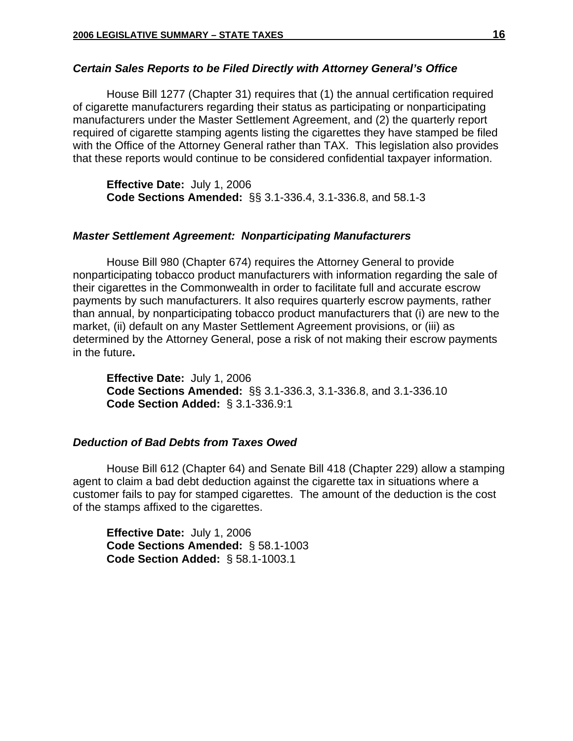### *Certain Sales Reports to be Filed Directly with Attorney General's Office*

House Bill 1277 (Chapter 31) requires that (1) the annual certification required of cigarette manufacturers regarding their status as participating or nonparticipating manufacturers under the Master Settlement Agreement, and (2) the quarterly report required of cigarette stamping agents listing the cigarettes they have stamped be filed with the Office of the Attorney General rather than TAX. This legislation also provides that these reports would continue to be considered confidential taxpayer information.

**Effective Date:** July 1, 2006
**Code Sections Amended:** §§ 3.1-336.4, 3.1-336.8, and 58.1-3

### *Master Settlement Agreement: Nonparticipating Manufacturers*

House Bill 980 (Chapter 674) requires the Attorney General to provide nonparticipating tobacco product manufacturers with information regarding the sale of their cigarettes in the Commonwealth in order to facilitate full and accurate escrow payments by such manufacturers. It also requires quarterly escrow payments, rather than annual, by nonparticipating tobacco product manufacturers that (i) are new to the market, (ii) default on any Master Settlement Agreement provisions, or (iii) as determined by the Attorney General, pose a risk of not making their escrow payments in the future**.**

**Effective Date:** July 1, 2006
**Code Sections Amended:** §§ 3.1-336.3, 3.1-336.8, and 3.1-336.10
**Code Section Added:** § 3.1-336.9:1

### *Deduction of Bad Debts from Taxes Owed*

House Bill 612 (Chapter 64) and Senate Bill 418 (Chapter 229) allow a stamping agent to claim a bad debt deduction against the cigarette tax in situations where a customer fails to pay for stamped cigarettes. The amount of the deduction is the cost of the stamps affixed to the cigarettes.

**Effective Date:** July 1, 2006
**Code Sections Amended:** § 58.1-1003
**Code Section Added:** § 58.1-1003.1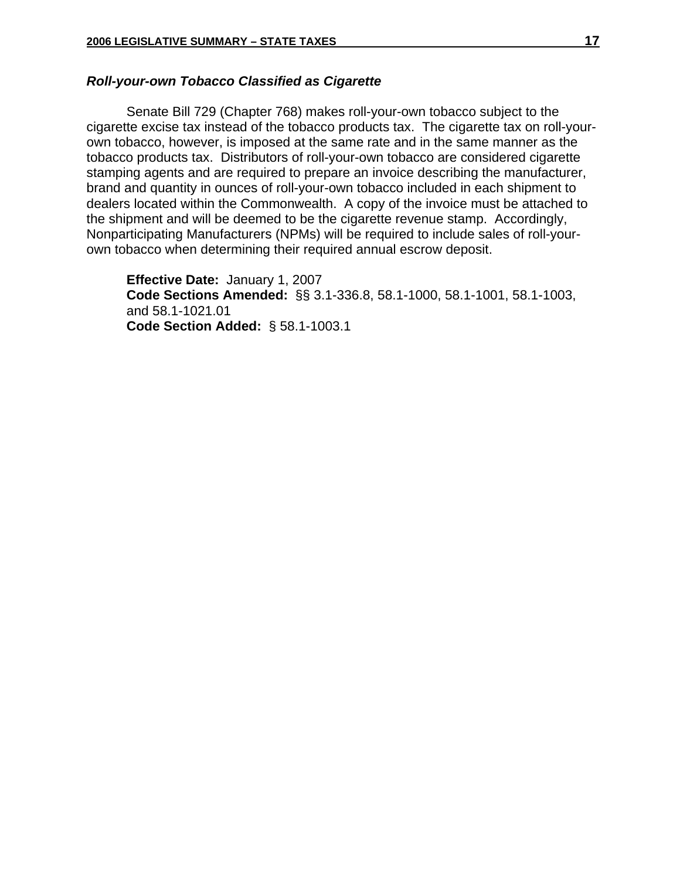### ***Roll-your-own Tobacco Classified as Cigarette***

Senate Bill 729 (Chapter 768) makes roll-your-own tobacco subject to the cigarette excise tax instead of the tobacco products tax. The cigarette tax on roll-your-own tobacco, however, is imposed at the same rate and in the same manner as the tobacco products tax. Distributors of roll-your-own tobacco are considered cigarette stamping agents and are required to prepare an invoice describing the manufacturer, brand and quantity in ounces of roll-your-own tobacco included in each shipment to dealers located within the Commonwealth. A copy of the invoice must be attached to the shipment and will be deemed to be the cigarette revenue stamp. Accordingly, Nonparticipating Manufacturers (NPMs) will be required to include sales of roll-your-own tobacco when determining their required annual escrow deposit.

**Effective Date:** January 1, 2007
**Code Sections Amended:** §§ 3.1-336.8, 58.1-1000, 58.1-1001, 58.1-1003, and 58.1-1021.01
**Code Section Added:** § 58.1-1003.1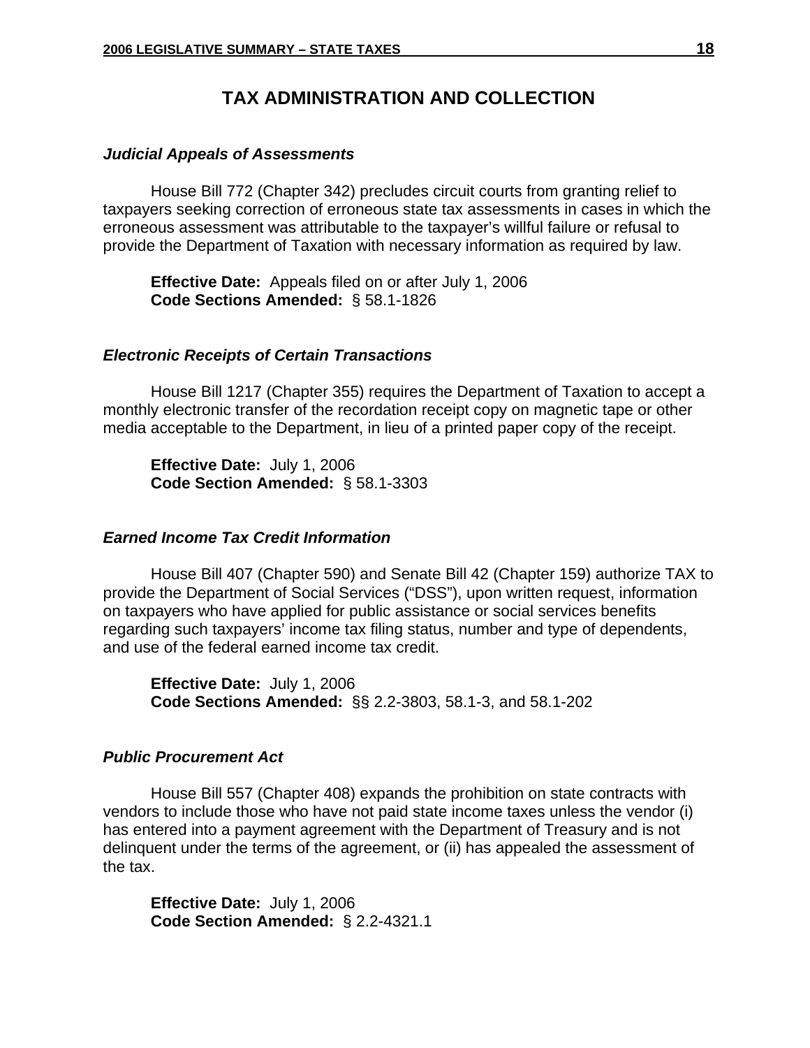# TAX ADMINISTRATION AND COLLECTION

### *Judicial Appeals of Assessments*

House Bill 772 (Chapter 342) precludes circuit courts from granting relief to taxpayers seeking correction of erroneous state tax assessments in cases in which the erroneous assessment was attributable to the taxpayer's willful failure or refusal to provide the Department of Taxation with necessary information as required by law.

**Effective Date:** Appeals filed on or after July 1, 2006
**Code Sections Amended:** § 58.1-1826

### *Electronic Receipts of Certain Transactions*

House Bill 1217 (Chapter 355) requires the Department of Taxation to accept a monthly electronic transfer of the recordation receipt copy on magnetic tape or other media acceptable to the Department, in lieu of a printed paper copy of the receipt.

**Effective Date:** July 1, 2006
**Code Section Amended:** § 58.1-3303

### *Earned Income Tax Credit Information*

House Bill 407 (Chapter 590) and Senate Bill 42 (Chapter 159) authorize TAX to provide the Department of Social Services ("DSS"), upon written request, information on taxpayers who have applied for public assistance or social services benefits regarding such taxpayers' income tax filing status, number and type of dependents, and use of the federal earned income tax credit.

**Effective Date:** July 1, 2006
**Code Sections Amended:** §§ 2.2-3803, 58.1-3, and 58.1-202

### *Public Procurement Act*

House Bill 557 (Chapter 408) expands the prohibition on state contracts with vendors to include those who have not paid state income taxes unless the vendor (i) has entered into a payment agreement with the Department of Treasury and is not delinquent under the terms of the agreement, or (ii) has appealed the assessment of the tax.

**Effective Date:** July 1, 2006
**Code Section Amended:** § 2.2-4321.1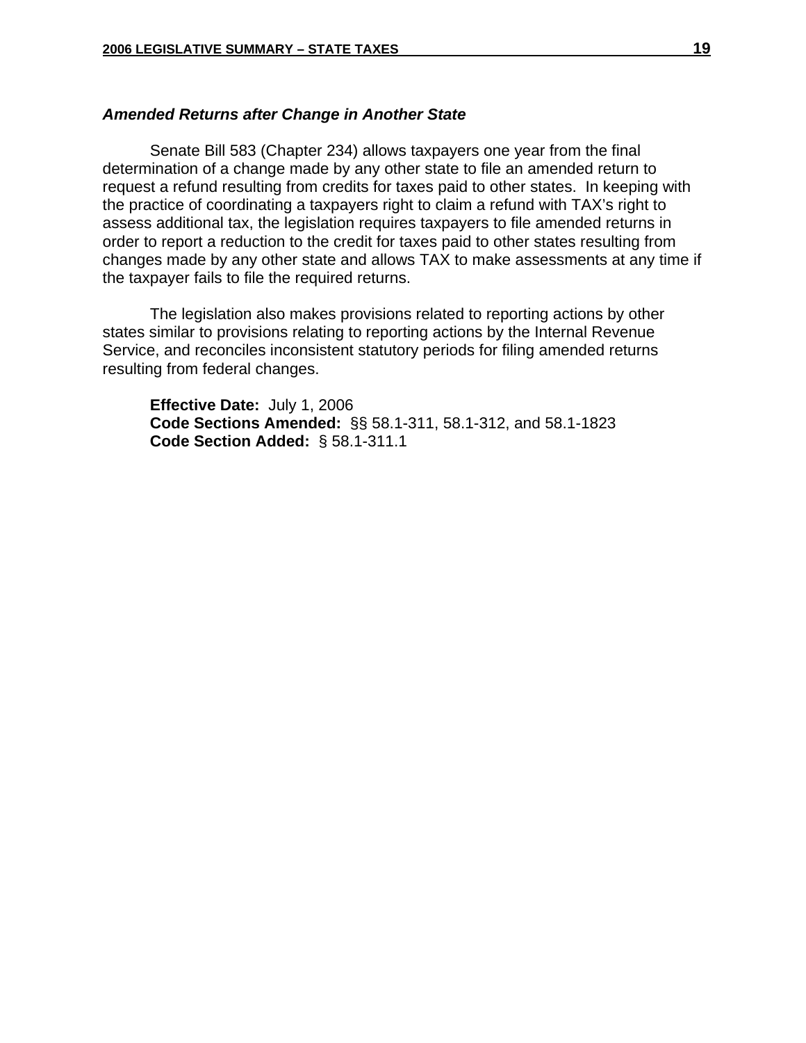### *Amended Returns after Change in Another State*

Senate Bill 583 (Chapter 234) allows taxpayers one year from the final determination of a change made by any other state to file an amended return to request a refund resulting from credits for taxes paid to other states. In keeping with the practice of coordinating a taxpayers right to claim a refund with TAX's right to assess additional tax, the legislation requires taxpayers to file amended returns in order to report a reduction to the credit for taxes paid to other states resulting from changes made by any other state and allows TAX to make assessments at any time if the taxpayer fails to file the required returns.

The legislation also makes provisions related to reporting actions by other states similar to provisions relating to reporting actions by the Internal Revenue Service, and reconciles inconsistent statutory periods for filing amended returns resulting from federal changes.

**Effective Date:** July 1, 2006
**Code Sections Amended:** §§ 58.1-311, 58.1-312, and 58.1-1823
**Code Section Added:** § 58.1-311.1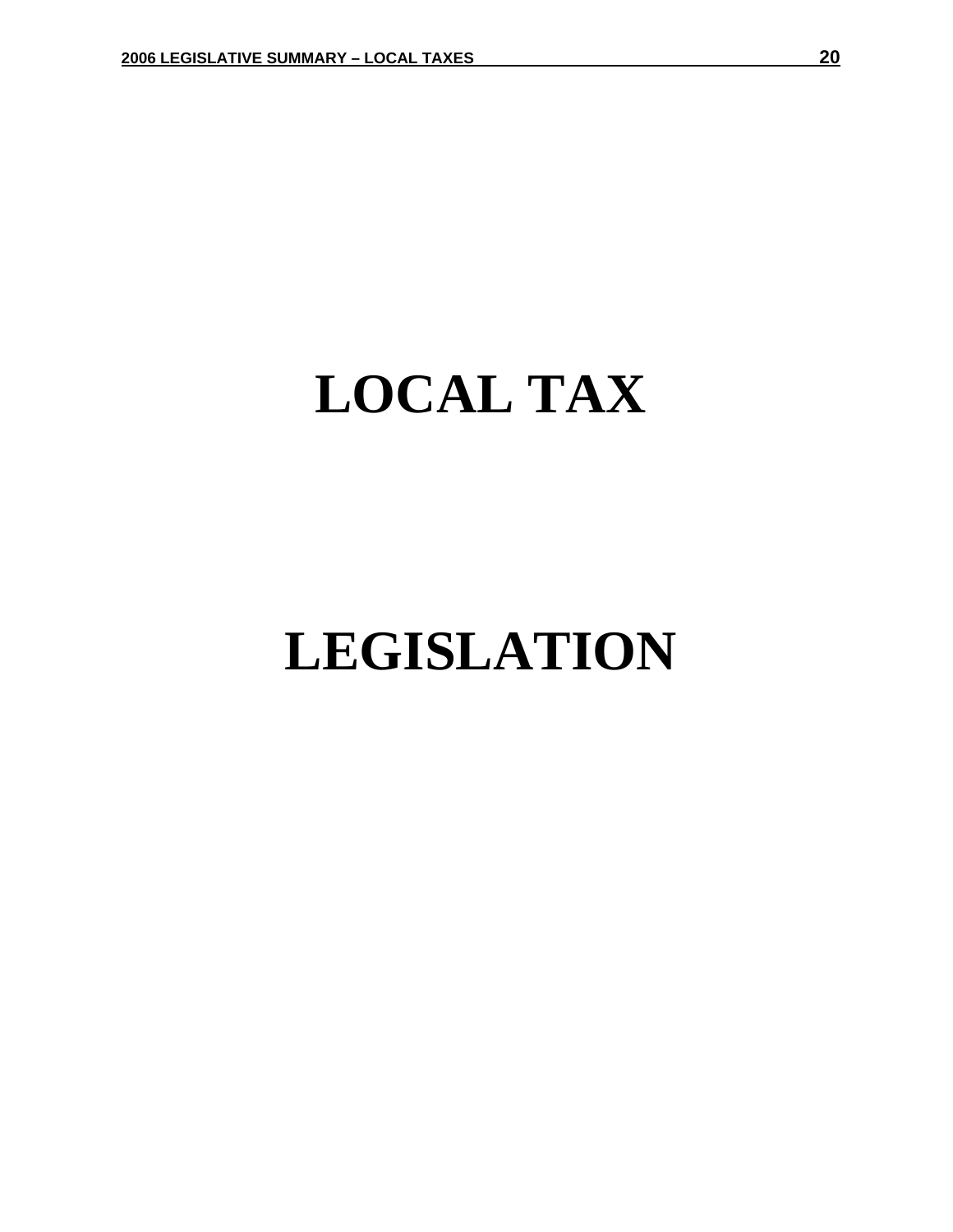# LOCAL TAX

# LEGISLATION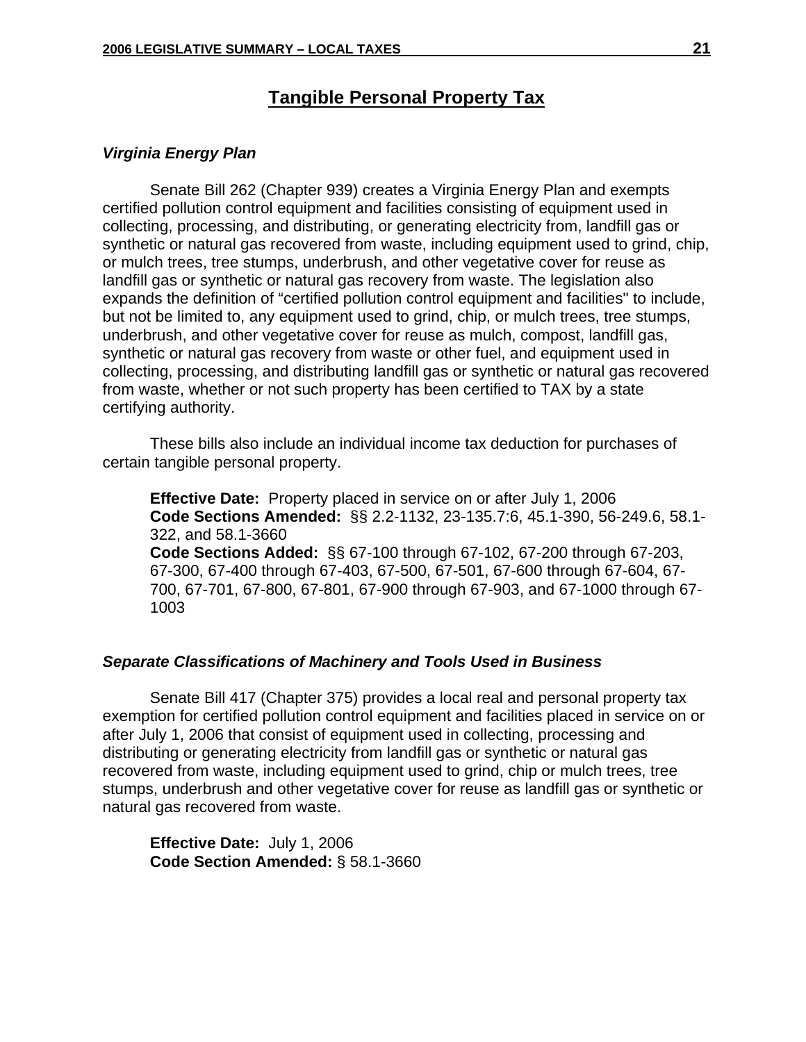# Tangible Personal Property Tax

### *Virginia Energy Plan*

Senate Bill 262 (Chapter 939) creates a Virginia Energy Plan and exempts certified pollution control equipment and facilities consisting of equipment used in collecting, processing, and distributing, or generating electricity from, landfill gas or synthetic or natural gas recovered from waste, including equipment used to grind, chip, or mulch trees, tree stumps, underbrush, and other vegetative cover for reuse as landfill gas or synthetic or natural gas recovery from waste. The legislation also expands the definition of "certified pollution control equipment and facilities" to include, but not be limited to, any equipment used to grind, chip, or mulch trees, tree stumps, underbrush, and other vegetative cover for reuse as mulch, compost, landfill gas, synthetic or natural gas recovery from waste or other fuel, and equipment used in collecting, processing, and distributing landfill gas or synthetic or natural gas recovered from waste, whether or not such property has been certified to TAX by a state certifying authority.

These bills also include an individual income tax deduction for purchases of certain tangible personal property.

**Effective Date:** Property placed in service on or after July 1, 2006
**Code Sections Amended:** §§ 2.2-1132, 23-135.7:6, 45.1-390, 56-249.6, 58.1-322, and 58.1-3660
**Code Sections Added:** §§ 67-100 through 67-102, 67-200 through 67-203, 67-300, 67-400 through 67-403, 67-500, 67-501, 67-600 through 67-604, 67-700, 67-701, 67-800, 67-801, 67-900 through 67-903, and 67-1000 through 67-1003

### *Separate Classifications of Machinery and Tools Used in Business*

Senate Bill 417 (Chapter 375) provides a local real and personal property tax exemption for certified pollution control equipment and facilities placed in service on or after July 1, 2006 that consist of equipment used in collecting, processing and distributing or generating electricity from landfill gas or synthetic or natural gas recovered from waste, including equipment used to grind, chip or mulch trees, tree stumps, underbrush and other vegetative cover for reuse as landfill gas or synthetic or natural gas recovered from waste.

**Effective Date:** July 1, 2006
**Code Section Amended:** § 58.1-3660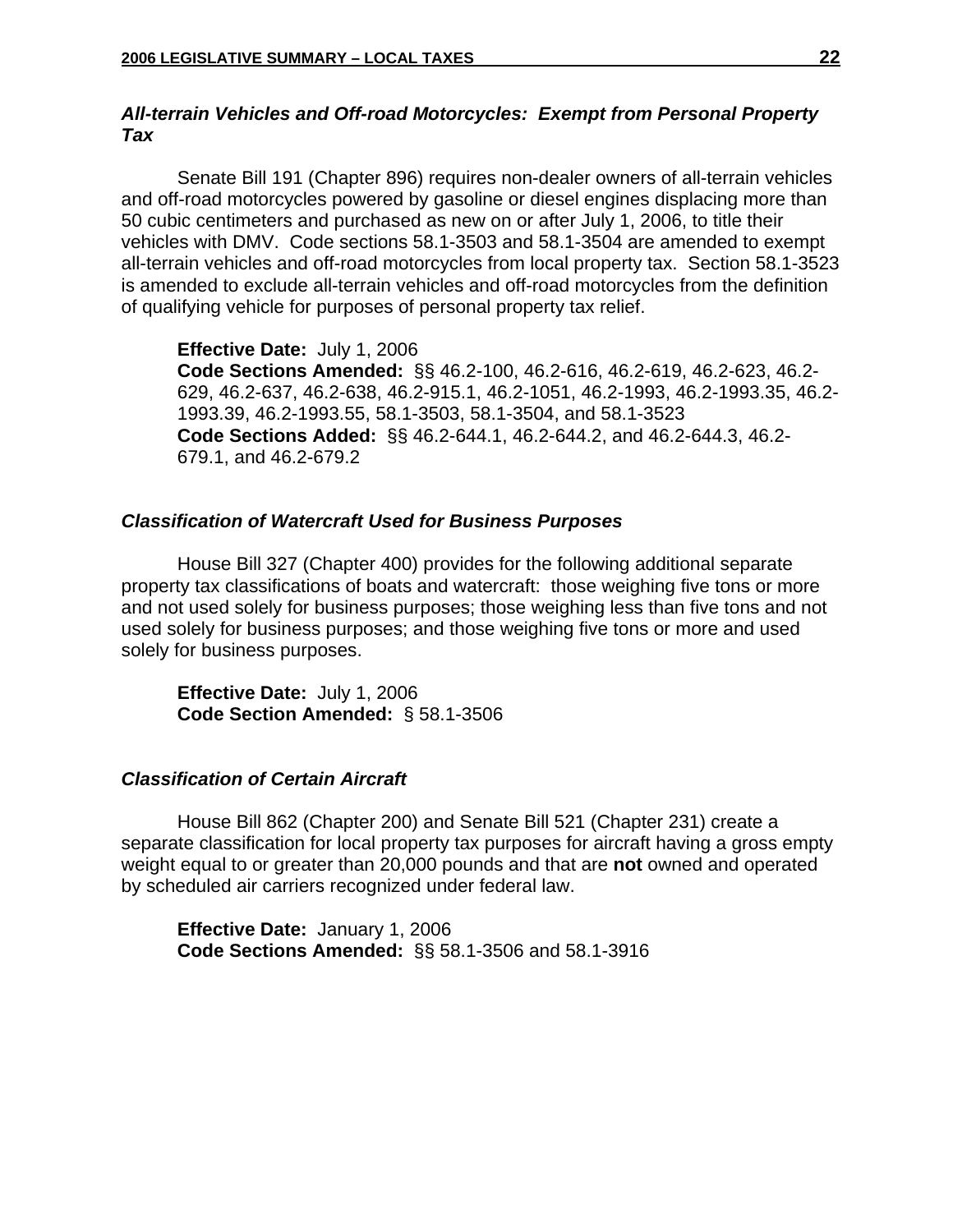### *All-terrain Vehicles and Off-road Motorcycles: Exempt from Personal Property Tax*

Senate Bill 191 (Chapter 896) requires non-dealer owners of all-terrain vehicles and off-road motorcycles powered by gasoline or diesel engines displacing more than 50 cubic centimeters and purchased as new on or after July 1, 2006, to title their vehicles with DMV. Code sections 58.1-3503 and 58.1-3504 are amended to exempt all-terrain vehicles and off-road motorcycles from local property tax. Section 58.1-3523 is amended to exclude all-terrain vehicles and off-road motorcycles from the definition of qualifying vehicle for purposes of personal property tax relief.

**Effective Date:** July 1, 2006
**Code Sections Amended:** §§ 46.2-100, 46.2-616, 46.2-619, 46.2-623, 46.2-629, 46.2-637, 46.2-638, 46.2-915.1, 46.2-1051, 46.2-1993, 46.2-1993.35, 46.2-1993.39, 46.2-1993.55, 58.1-3503, 58.1-3504, and 58.1-3523
**Code Sections Added:** §§ 46.2-644.1, 46.2-644.2, and 46.2-644.3, 46.2-679.1, and 46.2-679.2

### *Classification of Watercraft Used for Business Purposes*

House Bill 327 (Chapter 400) provides for the following additional separate property tax classifications of boats and watercraft: those weighing five tons or more and not used solely for business purposes; those weighing less than five tons and not used solely for business purposes; and those weighing five tons or more and used solely for business purposes.

**Effective Date:** July 1, 2006
**Code Section Amended:** § 58.1-3506

### *Classification of Certain Aircraft*

House Bill 862 (Chapter 200) and Senate Bill 521 (Chapter 231) create a separate classification for local property tax purposes for aircraft having a gross empty weight equal to or greater than 20,000 pounds and that are **not** owned and operated by scheduled air carriers recognized under federal law.

**Effective Date:** January 1, 2006
**Code Sections Amended:** §§ 58.1-3506 and 58.1-3916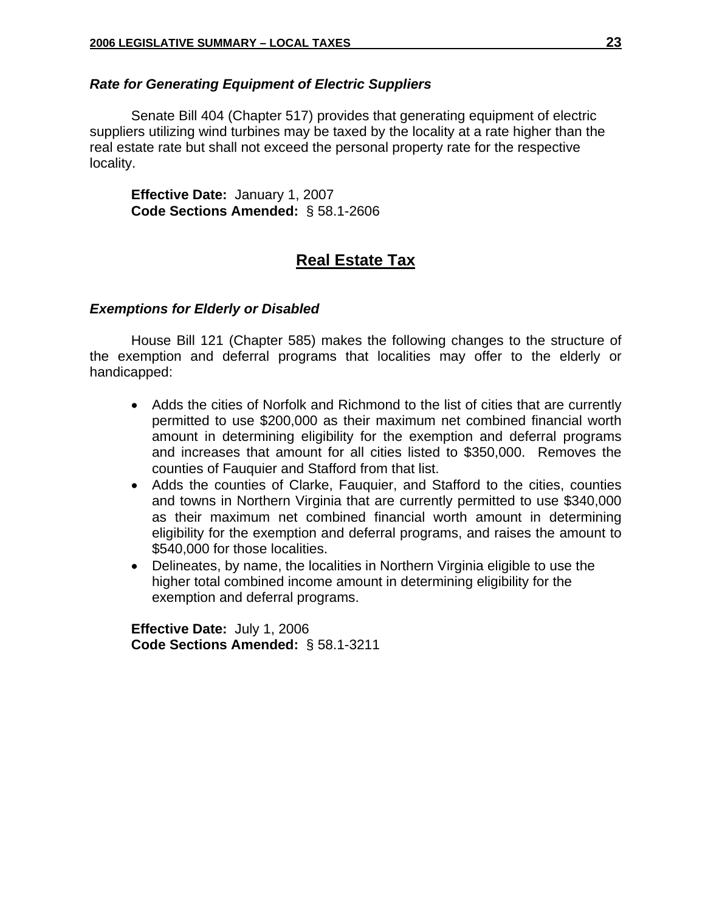### *Rate for Generating Equipment of Electric Suppliers*

Senate Bill 404 (Chapter 517) provides that generating equipment of electric suppliers utilizing wind turbines may be taxed by the locality at a rate higher than the real estate rate but shall not exceed the personal property rate for the respective locality.

**Effective Date:** January 1, 2007
**Code Sections Amended:** § 58.1-2606

## Real Estate Tax

### *Exemptions for Elderly or Disabled*

House Bill 121 (Chapter 585) makes the following changes to the structure of the exemption and deferral programs that localities may offer to the elderly or handicapped:

- Adds the cities of Norfolk and Richmond to the list of cities that are currently permitted to use $200,000 as their maximum net combined financial worth amount in determining eligibility for the exemption and deferral programs and increases that amount for all cities listed to $350,000. Removes the counties of Fauquier and Stafford from that list.
- Adds the counties of Clarke, Fauquier, and Stafford to the cities, counties and towns in Northern Virginia that are currently permitted to use $340,000 as their maximum net combined financial worth amount in determining eligibility for the exemption and deferral programs, and raises the amount to $540,000 for those localities.
- Delineates, by name, the localities in Northern Virginia eligible to use the higher total combined income amount in determining eligibility for the exemption and deferral programs.

**Effective Date:** July 1, 2006
**Code Sections Amended:** § 58.1-3211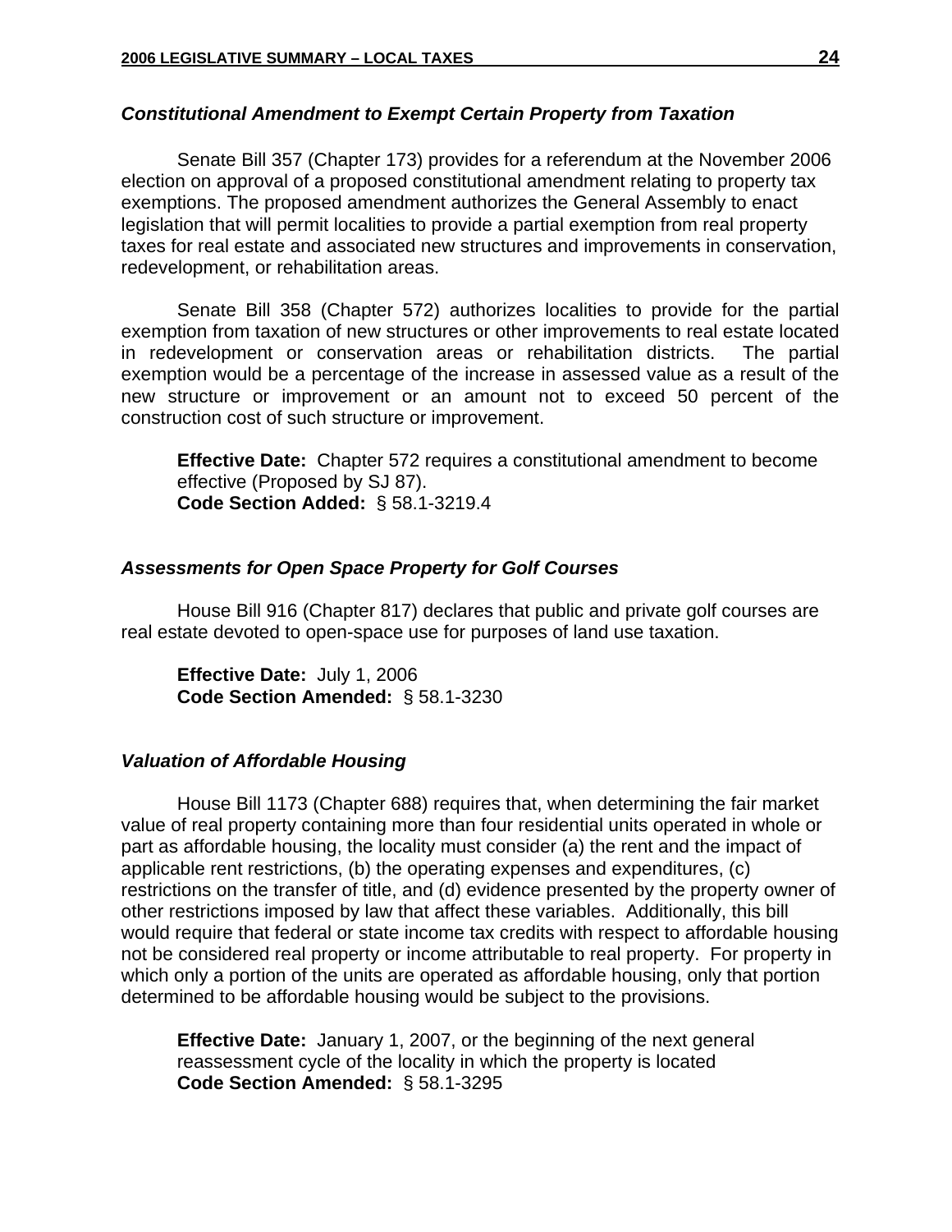### *Constitutional Amendment to Exempt Certain Property from Taxation*

Senate Bill 357 (Chapter 173) provides for a referendum at the November 2006 election on approval of a proposed constitutional amendment relating to property tax exemptions. The proposed amendment authorizes the General Assembly to enact legislation that will permit localities to provide a partial exemption from real property taxes for real estate and associated new structures and improvements in conservation, redevelopment, or rehabilitation areas.

Senate Bill 358 (Chapter 572) authorizes localities to provide for the partial exemption from taxation of new structures or other improvements to real estate located in redevelopment or conservation areas or rehabilitation districts. The partial exemption would be a percentage of the increase in assessed value as a result of the new structure or improvement or an amount not to exceed 50 percent of the construction cost of such structure or improvement.

**Effective Date:** Chapter 572 requires a constitutional amendment to become effective (Proposed by SJ 87).
**Code Section Added:** § 58.1-3219.4

### *Assessments for Open Space Property for Golf Courses*

House Bill 916 (Chapter 817) declares that public and private golf courses are real estate devoted to open-space use for purposes of land use taxation.

**Effective Date:** July 1, 2006
**Code Section Amended:** § 58.1-3230

### *Valuation of Affordable Housing*

House Bill 1173 (Chapter 688) requires that, when determining the fair market value of real property containing more than four residential units operated in whole or part as affordable housing, the locality must consider (a) the rent and the impact of applicable rent restrictions, (b) the operating expenses and expenditures, (c) restrictions on the transfer of title, and (d) evidence presented by the property owner of other restrictions imposed by law that affect these variables. Additionally, this bill would require that federal or state income tax credits with respect to affordable housing not be considered real property or income attributable to real property. For property in which only a portion of the units are operated as affordable housing, only that portion determined to be affordable housing would be subject to the provisions.

**Effective Date:** January 1, 2007, or the beginning of the next general reassessment cycle of the locality in which the property is located
**Code Section Amended:** § 58.1-3295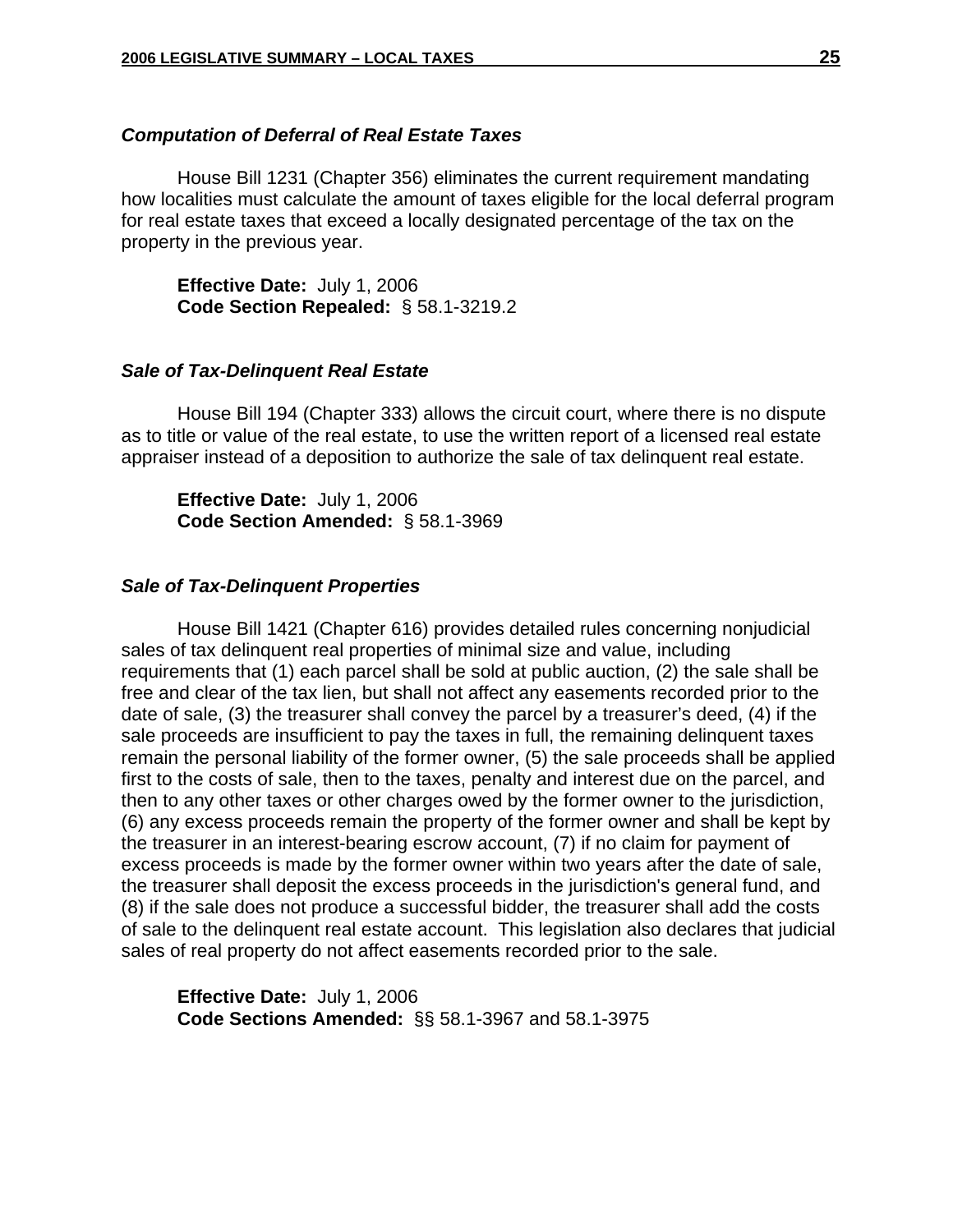### *Computation of Deferral of Real Estate Taxes*

House Bill 1231 (Chapter 356) eliminates the current requirement mandating how localities must calculate the amount of taxes eligible for the local deferral program for real estate taxes that exceed a locally designated percentage of the tax on the property in the previous year.

**Effective Date:** July 1, 2006
**Code Section Repealed:** § 58.1-3219.2

### *Sale of Tax-Delinquent Real Estate*

House Bill 194 (Chapter 333) allows the circuit court, where there is no dispute as to title or value of the real estate, to use the written report of a licensed real estate appraiser instead of a deposition to authorize the sale of tax delinquent real estate.

**Effective Date:** July 1, 2006
**Code Section Amended:** § 58.1-3969

### *Sale of Tax-Delinquent Properties*

House Bill 1421 (Chapter 616) provides detailed rules concerning nonjudicial sales of tax delinquent real properties of minimal size and value, including requirements that (1) each parcel shall be sold at public auction, (2) the sale shall be free and clear of the tax lien, but shall not affect any easements recorded prior to the date of sale, (3) the treasurer shall convey the parcel by a treasurer's deed, (4) if the sale proceeds are insufficient to pay the taxes in full, the remaining delinquent taxes remain the personal liability of the former owner, (5) the sale proceeds shall be applied first to the costs of sale, then to the taxes, penalty and interest due on the parcel, and then to any other taxes or other charges owed by the former owner to the jurisdiction, (6) any excess proceeds remain the property of the former owner and shall be kept by the treasurer in an interest-bearing escrow account, (7) if no claim for payment of excess proceeds is made by the former owner within two years after the date of sale, the treasurer shall deposit the excess proceeds in the jurisdiction's general fund, and (8) if the sale does not produce a successful bidder, the treasurer shall add the costs of sale to the delinquent real estate account. This legislation also declares that judicial sales of real property do not affect easements recorded prior to the sale.

**Effective Date:** July 1, 2006
**Code Sections Amended:** §§ 58.1-3967 and 58.1-3975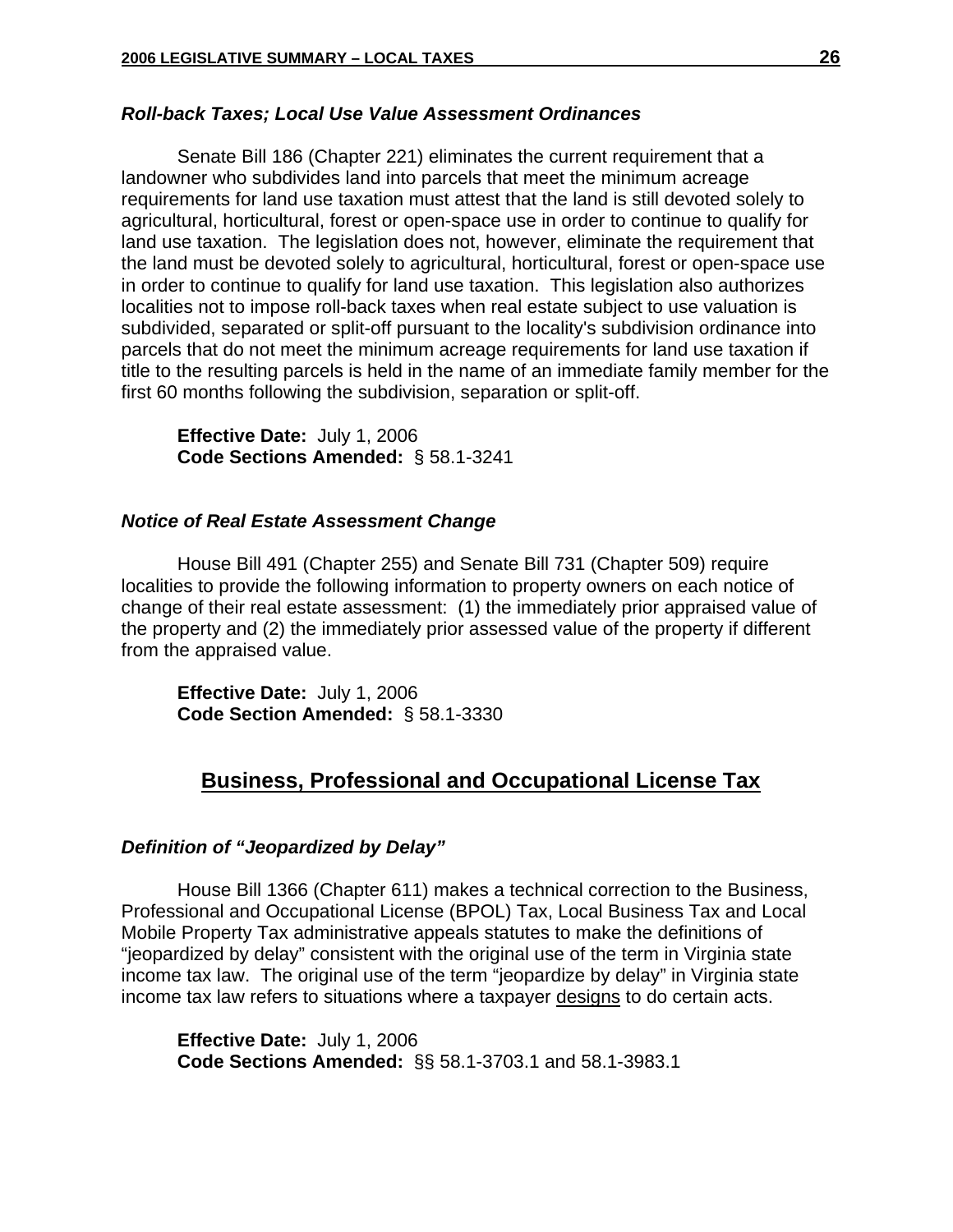### *Roll-back Taxes; Local Use Value Assessment Ordinances*

Senate Bill 186 (Chapter 221) eliminates the current requirement that a landowner who subdivides land into parcels that meet the minimum acreage requirements for land use taxation must attest that the land is still devoted solely to agricultural, horticultural, forest or open-space use in order to continue to qualify for land use taxation. The legislation does not, however, eliminate the requirement that the land must be devoted solely to agricultural, horticultural, forest or open-space use in order to continue to qualify for land use taxation. This legislation also authorizes localities not to impose roll-back taxes when real estate subject to use valuation is subdivided, separated or split-off pursuant to the locality's subdivision ordinance into parcels that do not meet the minimum acreage requirements for land use taxation if title to the resulting parcels is held in the name of an immediate family member for the first 60 months following the subdivision, separation or split-off.

**Effective Date:** July 1, 2006
**Code Sections Amended:** § 58.1-3241

### *Notice of Real Estate Assessment Change*

House Bill 491 (Chapter 255) and Senate Bill 731 (Chapter 509) require localities to provide the following information to property owners on each notice of change of their real estate assessment: (1) the immediately prior appraised value of the property and (2) the immediately prior assessed value of the property if different from the appraised value.

**Effective Date:** July 1, 2006
**Code Section Amended:** § 58.1-3330

## Business, Professional and Occupational License Tax

### *Definition of "Jeopardized by Delay"*

House Bill 1366 (Chapter 611) makes a technical correction to the Business, Professional and Occupational License (BPOL) Tax, Local Business Tax and Local Mobile Property Tax administrative appeals statutes to make the definitions of "jeopardized by delay" consistent with the original use of the term in Virginia state income tax law. The original use of the term "jeopardize by delay" in Virginia state income tax law refers to situations where a taxpayer <u>designs</u> to do certain acts.

**Effective Date:** July 1, 2006
**Code Sections Amended:** §§ 58.1-3703.1 and 58.1-3983.1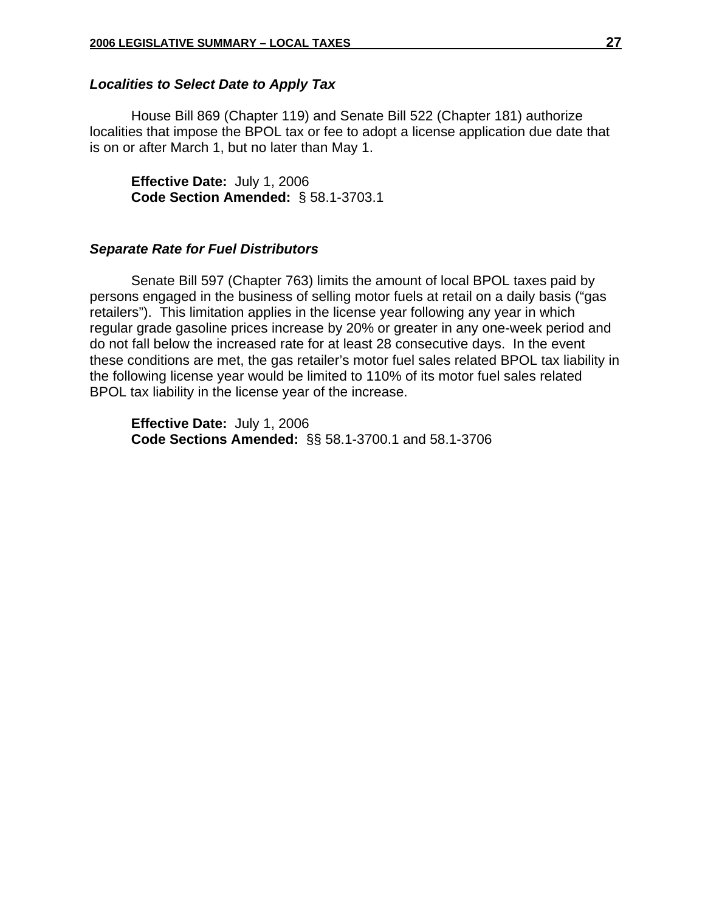### *Localities to Select Date to Apply Tax*

House Bill 869 (Chapter 119) and Senate Bill 522 (Chapter 181) authorize localities that impose the BPOL tax or fee to adopt a license application due date that is on or after March 1, but no later than May 1.

**Effective Date:** July 1, 2006
**Code Section Amended:** § 58.1-3703.1

### *Separate Rate for Fuel Distributors*

Senate Bill 597 (Chapter 763) limits the amount of local BPOL taxes paid by persons engaged in the business of selling motor fuels at retail on a daily basis ("gas retailers"). This limitation applies in the license year following any year in which regular grade gasoline prices increase by 20% or greater in any one-week period and do not fall below the increased rate for at least 28 consecutive days. In the event these conditions are met, the gas retailer's motor fuel sales related BPOL tax liability in the following license year would be limited to 110% of its motor fuel sales related BPOL tax liability in the license year of the increase.

**Effective Date:** July 1, 2006
**Code Sections Amended:** §§ 58.1-3700.1 and 58.1-3706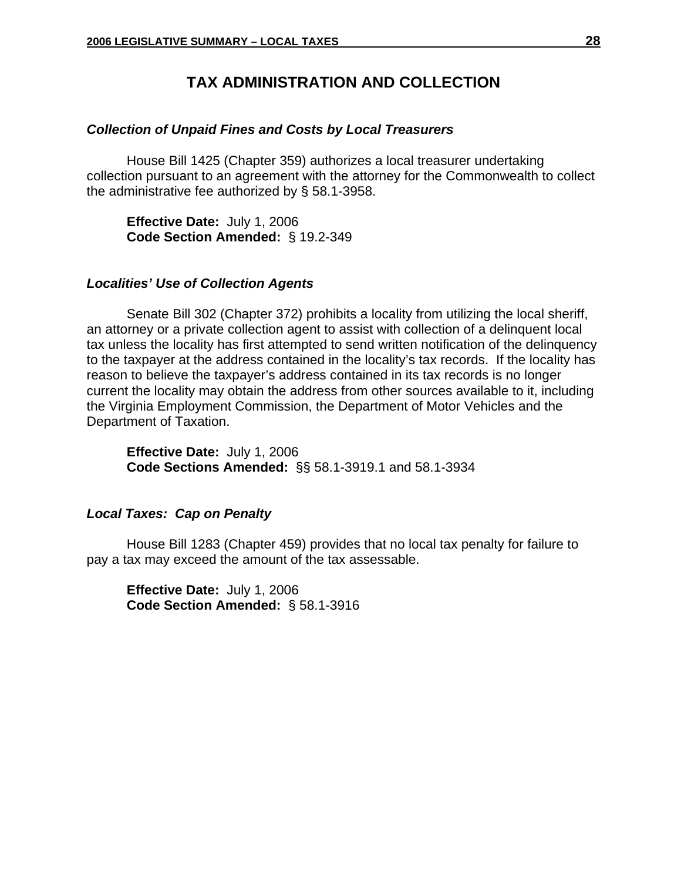# TAX ADMINISTRATION AND COLLECTION

### *Collection of Unpaid Fines and Costs by Local Treasurers*

House Bill 1425 (Chapter 359) authorizes a local treasurer undertaking collection pursuant to an agreement with the attorney for the Commonwealth to collect the administrative fee authorized by § 58.1-3958.

**Effective Date:** July 1, 2006
**Code Section Amended:** § 19.2-349

### *Localities' Use of Collection Agents*

Senate Bill 302 (Chapter 372) prohibits a locality from utilizing the local sheriff, an attorney or a private collection agent to assist with collection of a delinquent local tax unless the locality has first attempted to send written notification of the delinquency to the taxpayer at the address contained in the locality's tax records. If the locality has reason to believe the taxpayer's address contained in its tax records is no longer current the locality may obtain the address from other sources available to it, including the Virginia Employment Commission, the Department of Motor Vehicles and the Department of Taxation.

**Effective Date:** July 1, 2006
**Code Sections Amended:** §§ 58.1-3919.1 and 58.1-3934

### *Local Taxes: Cap on Penalty*

House Bill 1283 (Chapter 459) provides that no local tax penalty for failure to pay a tax may exceed the amount of the tax assessable.

**Effective Date:** July 1, 2006
**Code Section Amended:** § 58.1-3916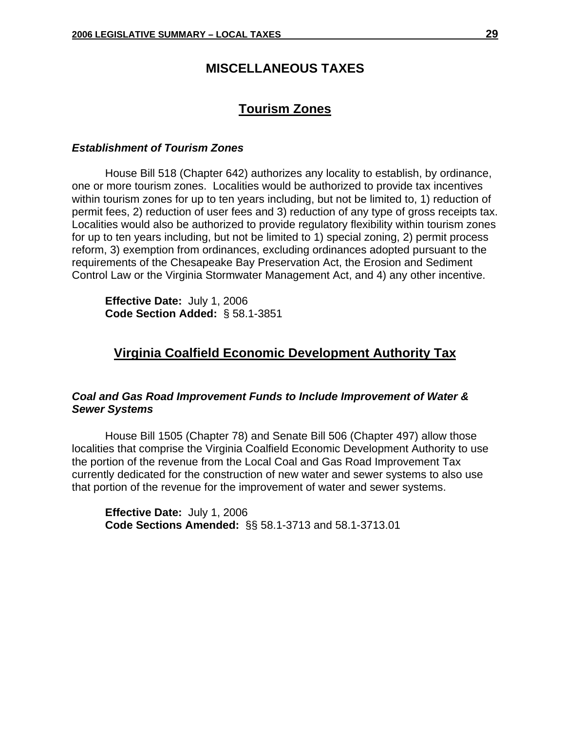# MISCELLANEOUS TAXES

## Tourism Zones

***Establishment of Tourism Zones***

House Bill 518 (Chapter 642) authorizes any locality to establish, by ordinance, one or more tourism zones. Localities would be authorized to provide tax incentives within tourism zones for up to ten years including, but not be limited to, 1) reduction of permit fees, 2) reduction of user fees and 3) reduction of any type of gross receipts tax. Localities would also be authorized to provide regulatory flexibility within tourism zones for up to ten years including, but not be limited to 1) special zoning, 2) permit process reform, 3) exemption from ordinances, excluding ordinances adopted pursuant to the requirements of the Chesapeake Bay Preservation Act, the Erosion and Sediment Control Law or the Virginia Stormwater Management Act, and 4) any other incentive.

**Effective Date:** July 1, 2006
**Code Section Added:** § 58.1-3851

## Virginia Coalfield Economic Development Authority Tax

***Coal and Gas Road Improvement Funds to Include Improvement of Water & Sewer Systems***

House Bill 1505 (Chapter 78) and Senate Bill 506 (Chapter 497) allow those localities that comprise the Virginia Coalfield Economic Development Authority to use the portion of the revenue from the Local Coal and Gas Road Improvement Tax currently dedicated for the construction of new water and sewer systems to also use that portion of the revenue for the improvement of water and sewer systems.

**Effective Date:** July 1, 2006
**Code Sections Amended:** §§ 58.1-3713 and 58.1-3713.01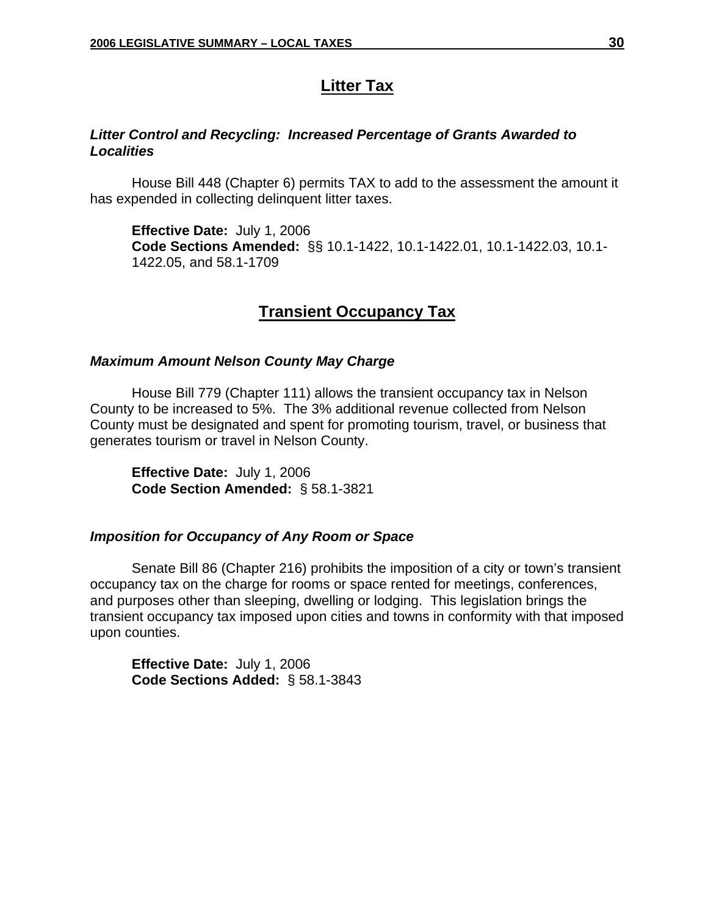## Litter Tax

### *Litter Control and Recycling: Increased Percentage of Grants Awarded to Localities*

House Bill 448 (Chapter 6) permits TAX to add to the assessment the amount it has expended in collecting delinquent litter taxes.

**Effective Date:** July 1, 2006
**Code Sections Amended:** §§ 10.1-1422, 10.1-1422.01, 10.1-1422.03, 10.1-1422.05, and 58.1-1709

## Transient Occupancy Tax

### *Maximum Amount Nelson County May Charge*

House Bill 779 (Chapter 111) allows the transient occupancy tax in Nelson County to be increased to 5%. The 3% additional revenue collected from Nelson County must be designated and spent for promoting tourism, travel, or business that generates tourism or travel in Nelson County.

**Effective Date:** July 1, 2006
**Code Section Amended:** § 58.1-3821

### *Imposition for Occupancy of Any Room or Space*

Senate Bill 86 (Chapter 216) prohibits the imposition of a city or town's transient occupancy tax on the charge for rooms or space rented for meetings, conferences, and purposes other than sleeping, dwelling or lodging. This legislation brings the transient occupancy tax imposed upon cities and towns in conformity with that imposed upon counties.

**Effective Date:** July 1, 2006
**Code Sections Added:** § 58.1-3843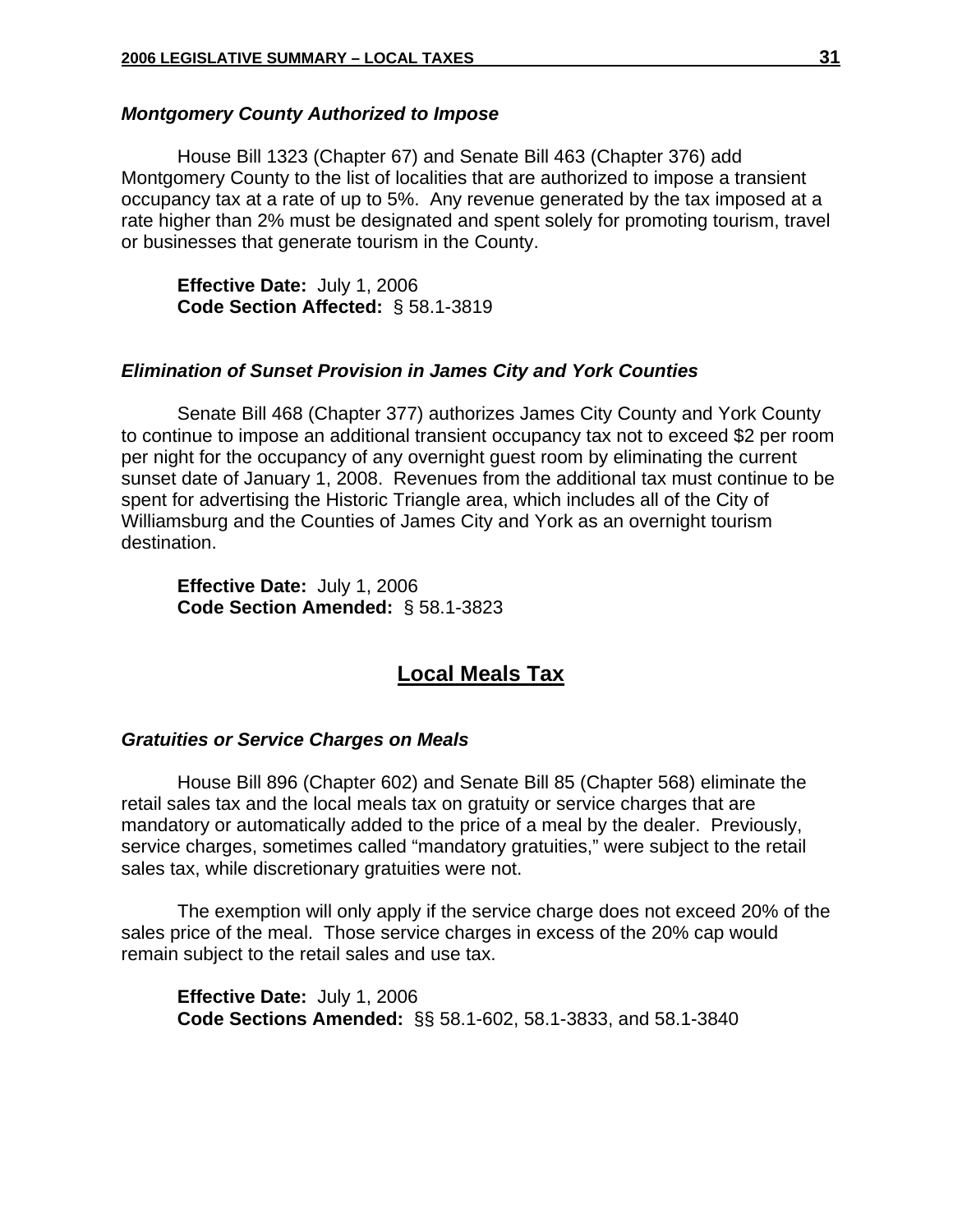### *Montgomery County Authorized to Impose*

House Bill 1323 (Chapter 67) and Senate Bill 463 (Chapter 376) add Montgomery County to the list of localities that are authorized to impose a transient occupancy tax at a rate of up to 5%. Any revenue generated by the tax imposed at a rate higher than 2% must be designated and spent solely for promoting tourism, travel or businesses that generate tourism in the County.

**Effective Date:** July 1, 2006
**Code Section Affected:** § 58.1-3819

### *Elimination of Sunset Provision in James City and York Counties*

Senate Bill 468 (Chapter 377) authorizes James City County and York County to continue to impose an additional transient occupancy tax not to exceed $2 per room per night for the occupancy of any overnight guest room by eliminating the current sunset date of January 1, 2008. Revenues from the additional tax must continue to be spent for advertising the Historic Triangle area, which includes all of the City of Williamsburg and the Counties of James City and York as an overnight tourism destination.

**Effective Date:** July 1, 2006
**Code Section Amended:** § 58.1-3823

## Local Meals Tax

### *Gratuities or Service Charges on Meals*

House Bill 896 (Chapter 602) and Senate Bill 85 (Chapter 568) eliminate the retail sales tax and the local meals tax on gratuity or service charges that are mandatory or automatically added to the price of a meal by the dealer. Previously, service charges, sometimes called "mandatory gratuities," were subject to the retail sales tax, while discretionary gratuities were not.

The exemption will only apply if the service charge does not exceed 20% of the sales price of the meal. Those service charges in excess of the 20% cap would remain subject to the retail sales and use tax.

**Effective Date:** July 1, 2006
**Code Sections Amended:** §§ 58.1-602, 58.1-3833, and 58.1-3840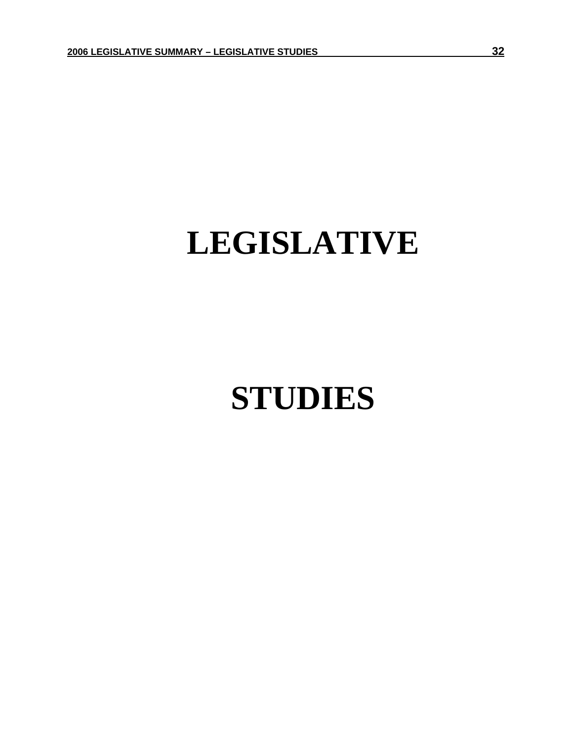# LEGISLATIVE

# STUDIES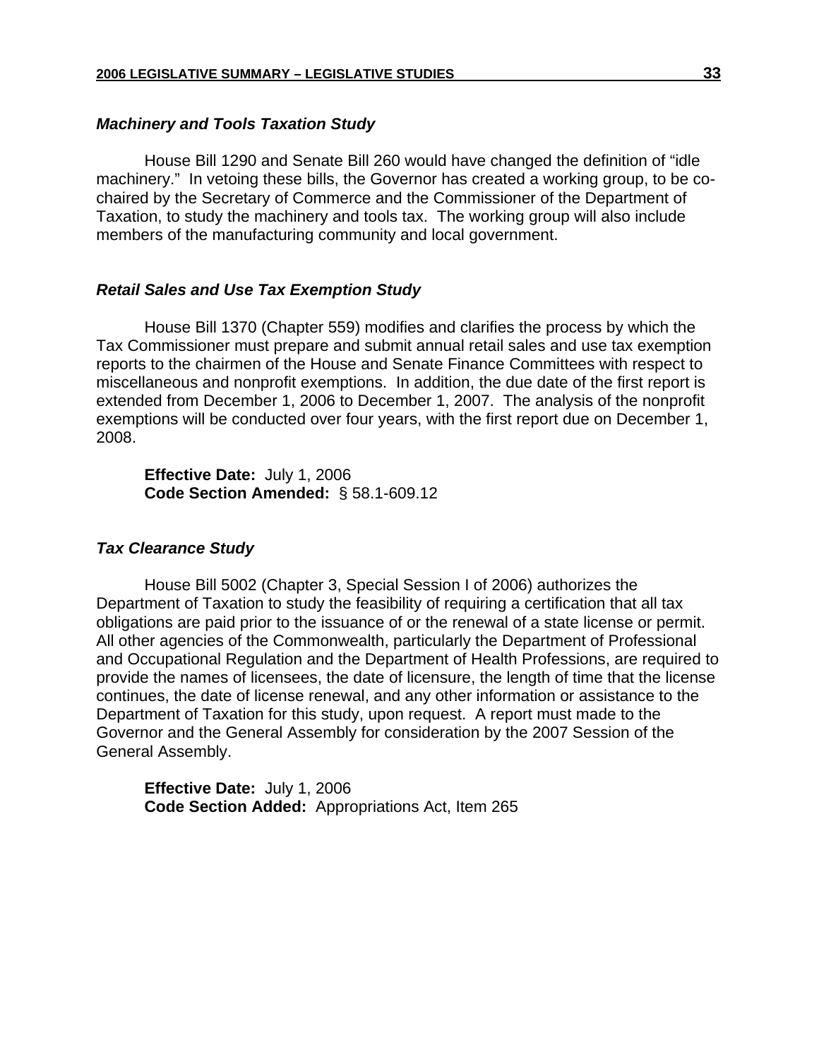### *Machinery and Tools Taxation Study*

House Bill 1290 and Senate Bill 260 would have changed the definition of "idle machinery." In vetoing these bills, the Governor has created a working group, to be co-chaired by the Secretary of Commerce and the Commissioner of the Department of Taxation, to study the machinery and tools tax. The working group will also include members of the manufacturing community and local government.

### *Retail Sales and Use Tax Exemption Study*

House Bill 1370 (Chapter 559) modifies and clarifies the process by which the Tax Commissioner must prepare and submit annual retail sales and use tax exemption reports to the chairmen of the House and Senate Finance Committees with respect to miscellaneous and nonprofit exemptions. In addition, the due date of the first report is extended from December 1, 2006 to December 1, 2007. The analysis of the nonprofit exemptions will be conducted over four years, with the first report due on December 1, 2008.

**Effective Date:** July 1, 2006
**Code Section Amended:** § 58.1-609.12

### *Tax Clearance Study*

House Bill 5002 (Chapter 3, Special Session I of 2006) authorizes the Department of Taxation to study the feasibility of requiring a certification that all tax obligations are paid prior to the issuance of or the renewal of a state license or permit. All other agencies of the Commonwealth, particularly the Department of Professional and Occupational Regulation and the Department of Health Professions, are required to provide the names of licensees, the date of licensure, the length of time that the license continues, the date of license renewal, and any other information or assistance to the Department of Taxation for this study, upon request. A report must made to the Governor and the General Assembly for consideration by the 2007 Session of the General Assembly.

**Effective Date:** July 1, 2006
**Code Section Added:** Appropriations Act, Item 265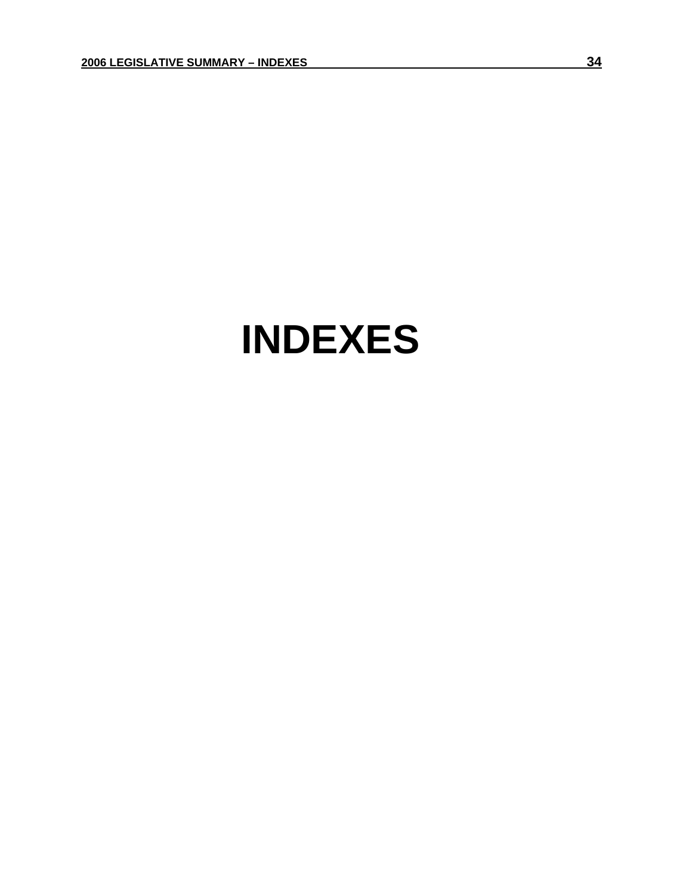# INDEXES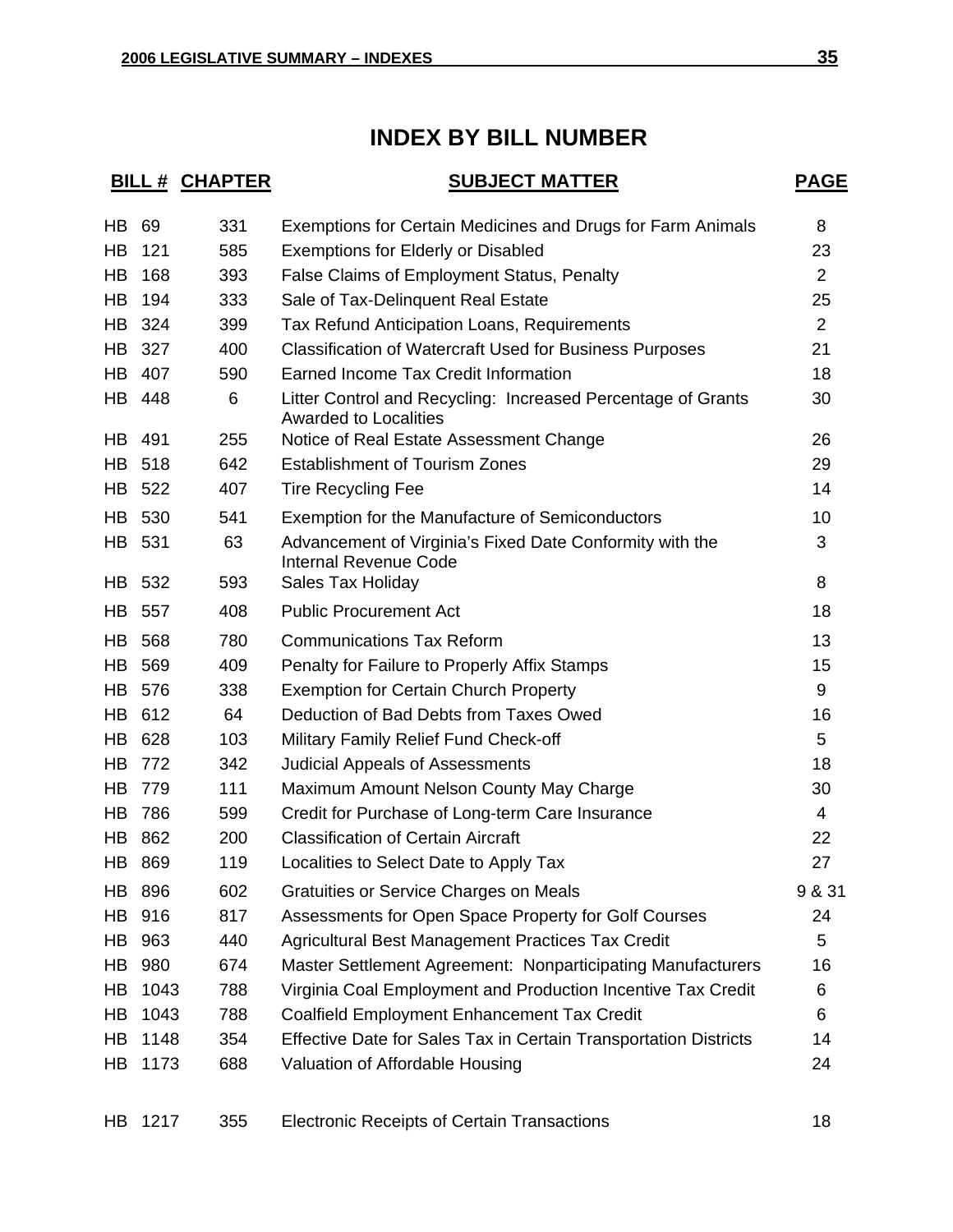# INDEX BY BILL NUMBER

| BILL # | CHAPTER | SUBJECT MATTER | PAGE |
|---|---|---|---|
| HB 69 | 331 | Exemptions for Certain Medicines and Drugs for Farm Animals | 8 |
| HB 121 | 585 | Exemptions for Elderly or Disabled | 23 |
| HB 168 | 393 | False Claims of Employment Status, Penalty | 2 |
| HB 194 | 333 | Sale of Tax-Delinquent Real Estate | 25 |
| HB 324 | 399 | Tax Refund Anticipation Loans, Requirements | 2 |
| HB 327 | 400 | Classification of Watercraft Used for Business Purposes | 21 |
| HB 407 | 590 | Earned Income Tax Credit Information | 18 |
| HB 448 | 6 | Litter Control and Recycling: Increased Percentage of Grants Awarded to Localities | 30 |
| HB 491 | 255 | Notice of Real Estate Assessment Change | 26 |
| HB 518 | 642 | Establishment of Tourism Zones | 29 |
| HB 522 | 407 | Tire Recycling Fee | 14 |
| HB 530 | 541 | Exemption for the Manufacture of Semiconductors | 10 |
| HB 531 | 63 | Advancement of Virginia's Fixed Date Conformity with the Internal Revenue Code | 3 |
| HB 532 | 593 | Sales Tax Holiday | 8 |
| HB 557 | 408 | Public Procurement Act | 18 |
| HB 568 | 780 | Communications Tax Reform | 13 |
| HB 569 | 409 | Penalty for Failure to Properly Affix Stamps | 15 |
| HB 576 | 338 | Exemption for Certain Church Property | 9 |
| HB 612 | 64 | Deduction of Bad Debts from Taxes Owed | 16 |
| HB 628 | 103 | Military Family Relief Fund Check-off | 5 |
| HB 772 | 342 | Judicial Appeals of Assessments | 18 |
| HB 779 | 111 | Maximum Amount Nelson County May Charge | 30 |
| HB 786 | 599 | Credit for Purchase of Long-term Care Insurance | 4 |
| HB 862 | 200 | Classification of Certain Aircraft | 22 |
| HB 869 | 119 | Localities to Select Date to Apply Tax | 27 |
| HB 896 | 602 | Gratuities or Service Charges on Meals | 9 & 31 |
| HB 916 | 817 | Assessments for Open Space Property for Golf Courses | 24 |
| HB 963 | 440 | Agricultural Best Management Practices Tax Credit | 5 |
| HB 980 | 674 | Master Settlement Agreement: Nonparticipating Manufacturers | 16 |
| HB 1043 | 788 | Virginia Coal Employment and Production Incentive Tax Credit | 6 |
| HB 1043 | 788 | Coalfield Employment Enhancement Tax Credit | 6 |
| HB 1148 | 354 | Effective Date for Sales Tax in Certain Transportation Districts | 14 |
| HB 1173 | 688 | Valuation of Affordable Housing | 24 |
| HB 1217 | 355 | Electronic Receipts of Certain Transactions | 18 |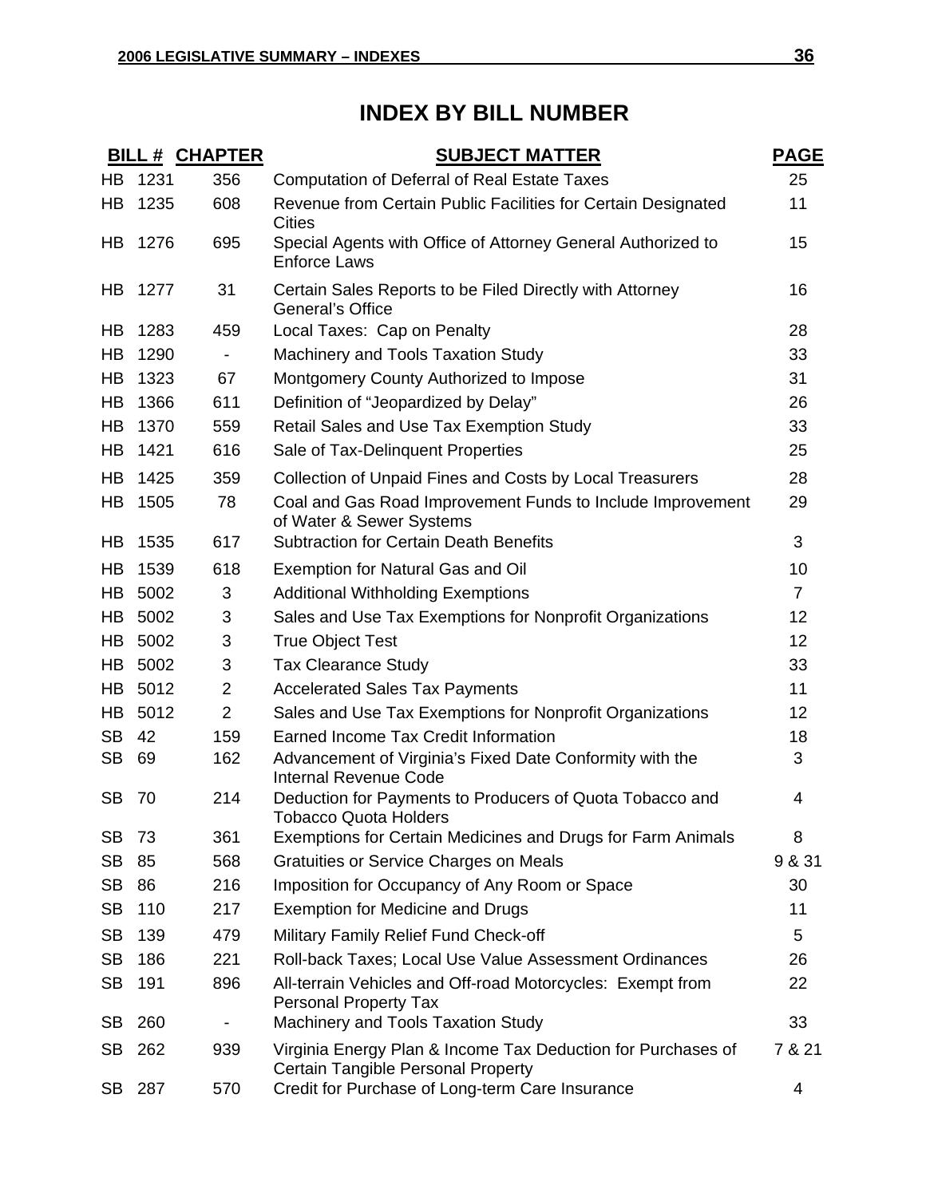# INDEX BY BILL NUMBER

| BILL # | | CHAPTER | SUBJECT MATTER | PAGE |
|---|---|---|---|---|
| HB | 1231 | 356 | Computation of Deferral of Real Estate Taxes | 25 |
| HB | 1235 | 608 | Revenue from Certain Public Facilities for Certain Designated Cities | 11 |
| HB | 1276 | 695 | Special Agents with Office of Attorney General Authorized to Enforce Laws | 15 |
| HB | 1277 | 31 | Certain Sales Reports to be Filed Directly with Attorney General's Office | 16 |
| HB | 1283 | 459 | Local Taxes: Cap on Penalty | 28 |
| HB | 1290 | - | Machinery and Tools Taxation Study | 33 |
| HB | 1323 | 67 | Montgomery County Authorized to Impose | 31 |
| HB | 1366 | 611 | Definition of "Jeopardized by Delay" | 26 |
| HB | 1370 | 559 | Retail Sales and Use Tax Exemption Study | 33 |
| HB | 1421 | 616 | Sale of Tax-Delinquent Properties | 25 |
| HB | 1425 | 359 | Collection of Unpaid Fines and Costs by Local Treasurers | 28 |
| HB | 1505 | 78 | Coal and Gas Road Improvement Funds to Include Improvement of Water & Sewer Systems | 29 |
| HB | 1535 | 617 | Subtraction for Certain Death Benefits | 3 |
| HB | 1539 | 618 | Exemption for Natural Gas and Oil | 10 |
| HB | 5002 | 3 | Additional Withholding Exemptions | 7 |
| HB | 5002 | 3 | Sales and Use Tax Exemptions for Nonprofit Organizations | 12 |
| HB | 5002 | 3 | True Object Test | 12 |
| HB | 5002 | 3 | Tax Clearance Study | 33 |
| HB | 5012 | 2 | Accelerated Sales Tax Payments | 11 |
| HB | 5012 | 2 | Sales and Use Tax Exemptions for Nonprofit Organizations | 12 |
| SB | 42 | 159 | Earned Income Tax Credit Information | 18 |
| SB | 69 | 162 | Advancement of Virginia's Fixed Date Conformity with the Internal Revenue Code | 3 |
| SB | 70 | 214 | Deduction for Payments to Producers of Quota Tobacco and Tobacco Quota Holders | 4 |
| SB | 73 | 361 | Exemptions for Certain Medicines and Drugs for Farm Animals | 8 |
| SB | 85 | 568 | Gratuities or Service Charges on Meals | 9 & 31 |
| SB | 86 | 216 | Imposition for Occupancy of Any Room or Space | 30 |
| SB | 110 | 217 | Exemption for Medicine and Drugs | 11 |
| SB | 139 | 479 | Military Family Relief Fund Check-off | 5 |
| SB | 186 | 221 | Roll-back Taxes; Local Use Value Assessment Ordinances | 26 |
| SB | 191 | 896 | All-terrain Vehicles and Off-road Motorcycles: Exempt from Personal Property Tax | 22 |
| SB | 260 | - | Machinery and Tools Taxation Study | 33 |
| SB | 262 | 939 | Virginia Energy Plan & Income Tax Deduction for Purchases of Certain Tangible Personal Property | 7 & 21 |
| SB | 287 | 570 | Credit for Purchase of Long-term Care Insurance | 4 |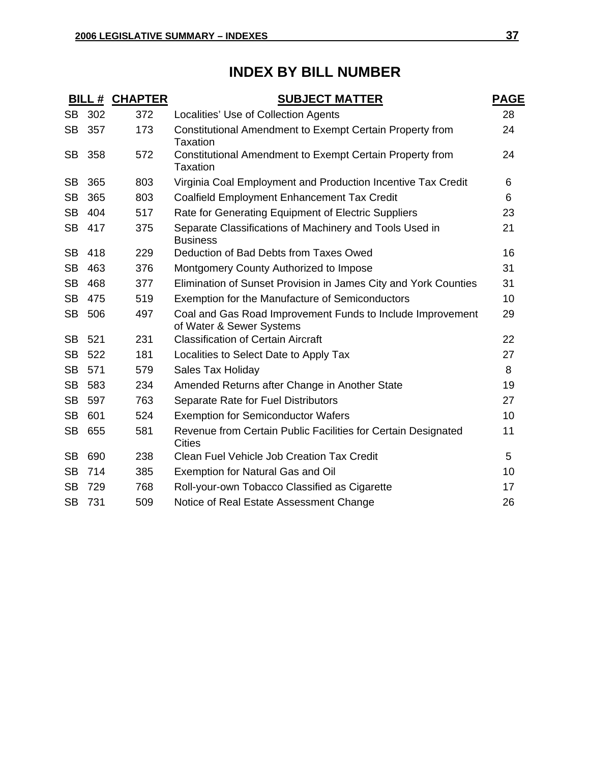# INDEX BY BILL NUMBER

| BILL # | CHAPTER | SUBJECT MATTER | PAGE |
|---|---|---|---|
| SB 302 | 372 | Localities' Use of Collection Agents | 28 |
| SB 357 | 173 | Constitutional Amendment to Exempt Certain Property from Taxation | 24 |
| SB 358 | 572 | Constitutional Amendment to Exempt Certain Property from Taxation | 24 |
| SB 365 | 803 | Virginia Coal Employment and Production Incentive Tax Credit | 6 |
| SB 365 | 803 | Coalfield Employment Enhancement Tax Credit | 6 |
| SB 404 | 517 | Rate for Generating Equipment of Electric Suppliers | 23 |
| SB 417 | 375 | Separate Classifications of Machinery and Tools Used in Business | 21 |
| SB 418 | 229 | Deduction of Bad Debts from Taxes Owed | 16 |
| SB 463 | 376 | Montgomery County Authorized to Impose | 31 |
| SB 468 | 377 | Elimination of Sunset Provision in James City and York Counties | 31 |
| SB 475 | 519 | Exemption for the Manufacture of Semiconductors | 10 |
| SB 506 | 497 | Coal and Gas Road Improvement Funds to Include Improvement of Water & Sewer Systems | 29 |
| SB 521 | 231 | Classification of Certain Aircraft | 22 |
| SB 522 | 181 | Localities to Select Date to Apply Tax | 27 |
| SB 571 | 579 | Sales Tax Holiday | 8 |
| SB 583 | 234 | Amended Returns after Change in Another State | 19 |
| SB 597 | 763 | Separate Rate for Fuel Distributors | 27 |
| SB 601 | 524 | Exemption for Semiconductor Wafers | 10 |
| SB 655 | 581 | Revenue from Certain Public Facilities for Certain Designated Cities | 11 |
| SB 690 | 238 | Clean Fuel Vehicle Job Creation Tax Credit | 5 |
| SB 714 | 385 | Exemption for Natural Gas and Oil | 10 |
| SB 729 | 768 | Roll-your-own Tobacco Classified as Cigarette | 17 |
| SB 731 | 509 | Notice of Real Estate Assessment Change | 26 |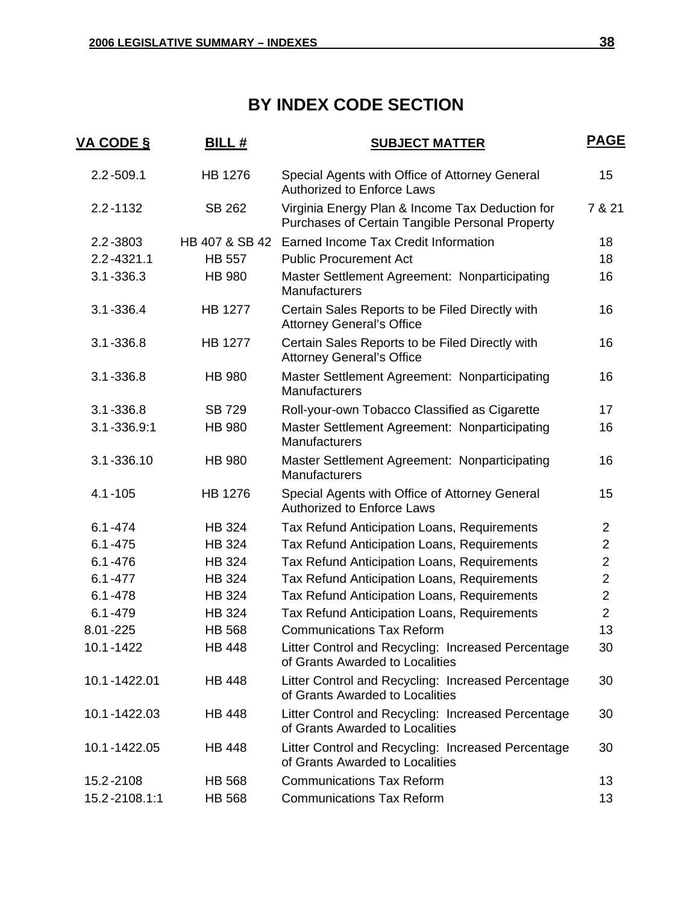# BY INDEX CODE SECTION

| VA CODE § | BILL # | SUBJECT MATTER | PAGE |
|---|---|---|---|
| 2.2-509.1 | HB 1276 | Special Agents with Office of Attorney General Authorized to Enforce Laws | 15 |
| 2.2-1132 | SB 262 | Virginia Energy Plan & Income Tax Deduction for Purchases of Certain Tangible Personal Property | 7 & 21 |
| 2.2-3803 | HB 407 & SB 42 | Earned Income Tax Credit Information | 18 |
| 2.2-4321.1 | HB 557 | Public Procurement Act | 18 |
| 3.1-336.3 | HB 980 | Master Settlement Agreement: Nonparticipating Manufacturers | 16 |
| 3.1-336.4 | HB 1277 | Certain Sales Reports to be Filed Directly with Attorney General's Office | 16 |
| 3.1-336.8 | HB 1277 | Certain Sales Reports to be Filed Directly with Attorney General's Office | 16 |
| 3.1-336.8 | HB 980 | Master Settlement Agreement: Nonparticipating Manufacturers | 16 |
| 3.1-336.8 | SB 729 | Roll-your-own Tobacco Classified as Cigarette | 17 |
| 3.1-336.9:1 | HB 980 | Master Settlement Agreement: Nonparticipating Manufacturers | 16 |
| 3.1-336.10 | HB 980 | Master Settlement Agreement: Nonparticipating Manufacturers | 16 |
| 4.1-105 | HB 1276 | Special Agents with Office of Attorney General Authorized to Enforce Laws | 15 |
| 6.1-474 | HB 324 | Tax Refund Anticipation Loans, Requirements | 2 |
| 6.1-475 | HB 324 | Tax Refund Anticipation Loans, Requirements | 2 |
| 6.1-476 | HB 324 | Tax Refund Anticipation Loans, Requirements | 2 |
| 6.1-477 | HB 324 | Tax Refund Anticipation Loans, Requirements | 2 |
| 6.1-478 | HB 324 | Tax Refund Anticipation Loans, Requirements | 2 |
| 6.1-479 | HB 324 | Tax Refund Anticipation Loans, Requirements | 2 |
| 8.01-225 | HB 568 | Communications Tax Reform | 13 |
| 10.1-1422 | HB 448 | Litter Control and Recycling: Increased Percentage of Grants Awarded to Localities | 30 |
| 10.1-1422.01 | HB 448 | Litter Control and Recycling: Increased Percentage of Grants Awarded to Localities | 30 |
| 10.1-1422.03 | HB 448 | Litter Control and Recycling: Increased Percentage of Grants Awarded to Localities | 30 |
| 10.1-1422.05 | HB 448 | Litter Control and Recycling: Increased Percentage of Grants Awarded to Localities | 30 |
| 15.2-2108 | HB 568 | Communications Tax Reform | 13 |
| 15.2-2108.1:1 | HB 568 | Communications Tax Reform | 13 |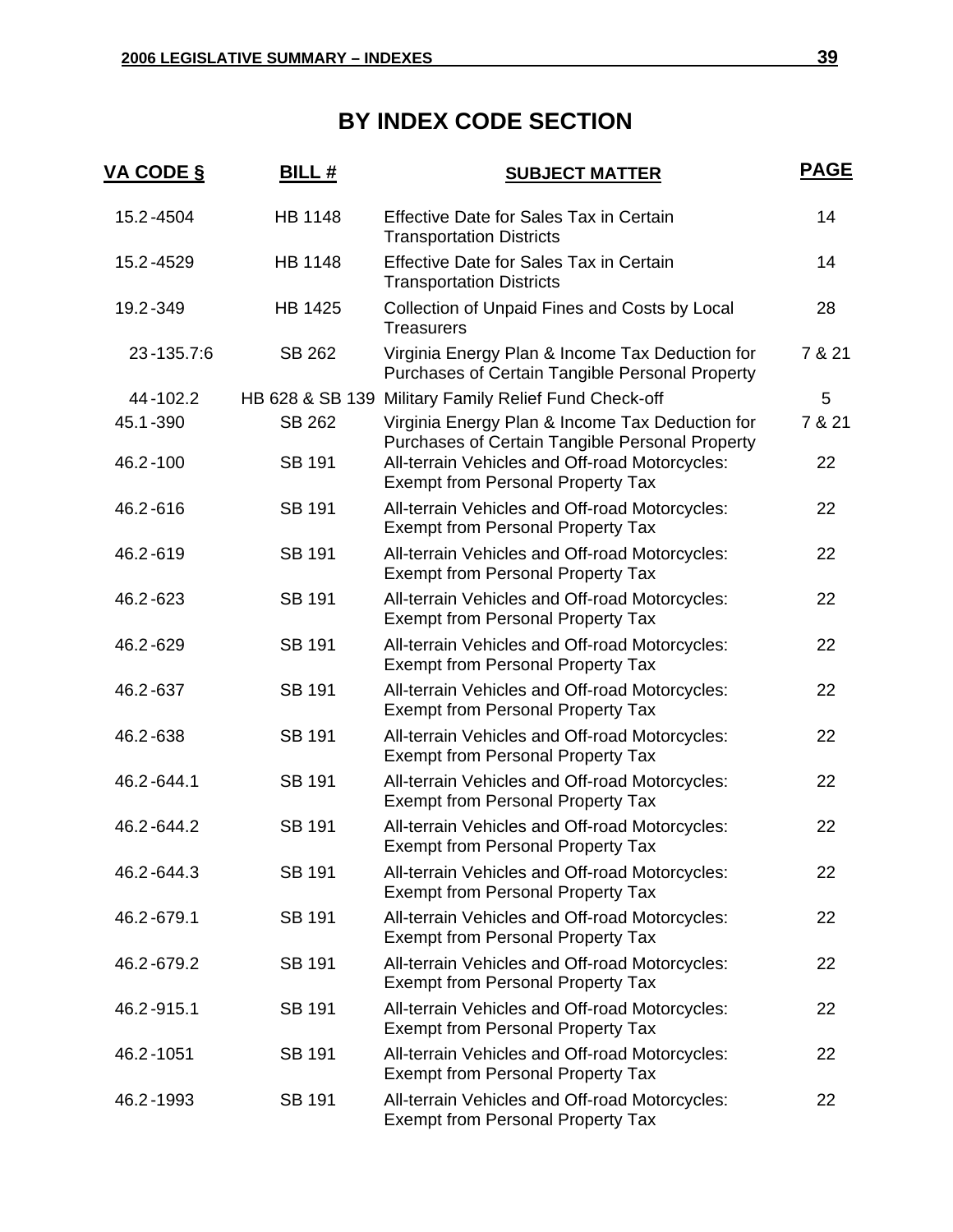# BY INDEX CODE SECTION

| VA CODE § | BILL # | SUBJECT MATTER | PAGE |
|---|---|---|---|
| 15.2-4504 | HB 1148 | Effective Date for Sales Tax in Certain Transportation Districts | 14 |
| 15.2-4529 | HB 1148 | Effective Date for Sales Tax in Certain Transportation Districts | 14 |
| 19.2-349 | HB 1425 | Collection of Unpaid Fines and Costs by Local Treasurers | 28 |
| 23-135.7:6 | SB 262 | Virginia Energy Plan & Income Tax Deduction for Purchases of Certain Tangible Personal Property | 7 & 21 |
| 44-102.2 | HB 628 & SB 139 | Military Family Relief Fund Check-off | 5 |
| 45.1-390 | SB 262 | Virginia Energy Plan & Income Tax Deduction for Purchases of Certain Tangible Personal Property | 7 & 21 |
| 46.2-100 | SB 191 | All-terrain Vehicles and Off-road Motorcycles: Exempt from Personal Property Tax | 22 |
| 46.2-616 | SB 191 | All-terrain Vehicles and Off-road Motorcycles: Exempt from Personal Property Tax | 22 |
| 46.2-619 | SB 191 | All-terrain Vehicles and Off-road Motorcycles: Exempt from Personal Property Tax | 22 |
| 46.2-623 | SB 191 | All-terrain Vehicles and Off-road Motorcycles: Exempt from Personal Property Tax | 22 |
| 46.2-629 | SB 191 | All-terrain Vehicles and Off-road Motorcycles: Exempt from Personal Property Tax | 22 |
| 46.2-637 | SB 191 | All-terrain Vehicles and Off-road Motorcycles: Exempt from Personal Property Tax | 22 |
| 46.2-638 | SB 191 | All-terrain Vehicles and Off-road Motorcycles: Exempt from Personal Property Tax | 22 |
| 46.2-644.1 | SB 191 | All-terrain Vehicles and Off-road Motorcycles: Exempt from Personal Property Tax | 22 |
| 46.2-644.2 | SB 191 | All-terrain Vehicles and Off-road Motorcycles: Exempt from Personal Property Tax | 22 |
| 46.2-644.3 | SB 191 | All-terrain Vehicles and Off-road Motorcycles: Exempt from Personal Property Tax | 22 |
| 46.2-679.1 | SB 191 | All-terrain Vehicles and Off-road Motorcycles: Exempt from Personal Property Tax | 22 |
| 46.2-679.2 | SB 191 | All-terrain Vehicles and Off-road Motorcycles: Exempt from Personal Property Tax | 22 |
| 46.2-915.1 | SB 191 | All-terrain Vehicles and Off-road Motorcycles: Exempt from Personal Property Tax | 22 |
| 46.2-1051 | SB 191 | All-terrain Vehicles and Off-road Motorcycles: Exempt from Personal Property Tax | 22 |
| 46.2-1993 | SB 191 | All-terrain Vehicles and Off-road Motorcycles: Exempt from Personal Property Tax | 22 |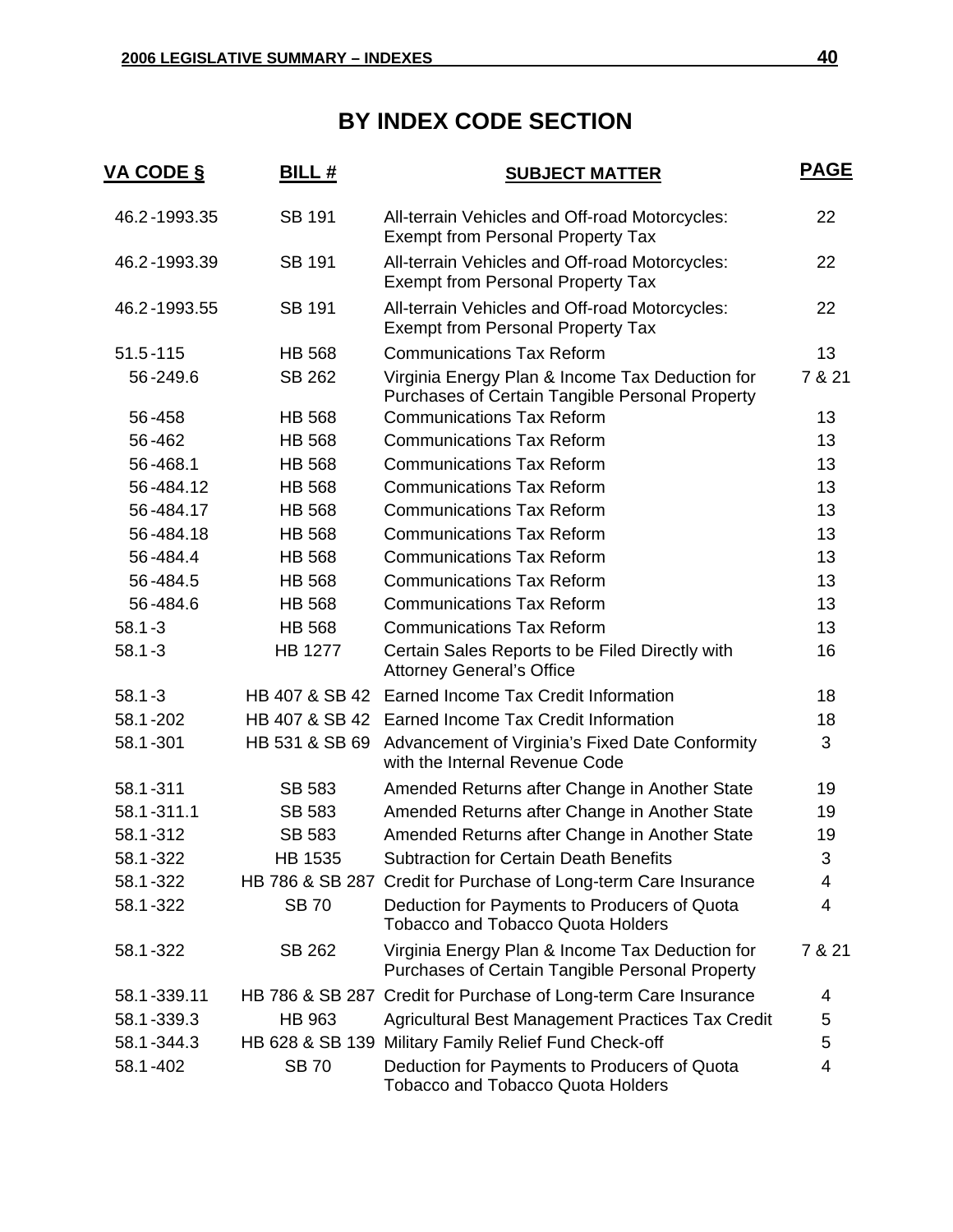## BY INDEX CODE SECTION

| VA CODE § | BILL # | SUBJECT MATTER | PAGE |
|---|---|---|---|
| 46.2-1993.35 | SB 191 | All-terrain Vehicles and Off-road Motorcycles: Exempt from Personal Property Tax | 22 |
| 46.2-1993.39 | SB 191 | All-terrain Vehicles and Off-road Motorcycles: Exempt from Personal Property Tax | 22 |
| 46.2-1993.55 | SB 191 | All-terrain Vehicles and Off-road Motorcycles: Exempt from Personal Property Tax | 22 |
| 51.5-115 | HB 568 | Communications Tax Reform | 13 |
| 56-249.6 | SB 262 | Virginia Energy Plan & Income Tax Deduction for Purchases of Certain Tangible Personal Property | 7 & 21 |
| 56-458 | HB 568 | Communications Tax Reform | 13 |
| 56-462 | HB 568 | Communications Tax Reform | 13 |
| 56-468.1 | HB 568 | Communications Tax Reform | 13 |
| 56-484.12 | HB 568 | Communications Tax Reform | 13 |
| 56-484.17 | HB 568 | Communications Tax Reform | 13 |
| 56-484.18 | HB 568 | Communications Tax Reform | 13 |
| 56-484.4 | HB 568 | Communications Tax Reform | 13 |
| 56-484.5 | HB 568 | Communications Tax Reform | 13 |
| 56-484.6 | HB 568 | Communications Tax Reform | 13 |
| 58.1-3 | HB 568 | Communications Tax Reform | 13 |
| 58.1-3 | HB 1277 | Certain Sales Reports to be Filed Directly with Attorney General's Office | 16 |
| 58.1-3 | HB 407 & SB 42 | Earned Income Tax Credit Information | 18 |
| 58.1-202 | HB 407 & SB 42 | Earned Income Tax Credit Information | 18 |
| 58.1-301 | HB 531 & SB 69 | Advancement of Virginia's Fixed Date Conformity with the Internal Revenue Code | 3 |
| 58.1-311 | SB 583 | Amended Returns after Change in Another State | 19 |
| 58.1-311.1 | SB 583 | Amended Returns after Change in Another State | 19 |
| 58.1-312 | SB 583 | Amended Returns after Change in Another State | 19 |
| 58.1-322 | HB 1535 | Subtraction for Certain Death Benefits | 3 |
| 58.1-322 | HB 786 & SB 287 | Credit for Purchase of Long-term Care Insurance | 4 |
| 58.1-322 | SB 70 | Deduction for Payments to Producers of Quota Tobacco and Tobacco Quota Holders | 4 |
| 58.1-322 | SB 262 | Virginia Energy Plan & Income Tax Deduction for Purchases of Certain Tangible Personal Property | 7 & 21 |
| 58.1-339.11 | HB 786 & SB 287 | Credit for Purchase of Long-term Care Insurance | 4 |
| 58.1-339.3 | HB 963 | Agricultural Best Management Practices Tax Credit | 5 |
| 58.1-344.3 | HB 628 & SB 139 | Military Family Relief Fund Check-off | 5 |
| 58.1-402 | SB 70 | Deduction for Payments to Producers of Quota Tobacco and Tobacco Quota Holders | 4 |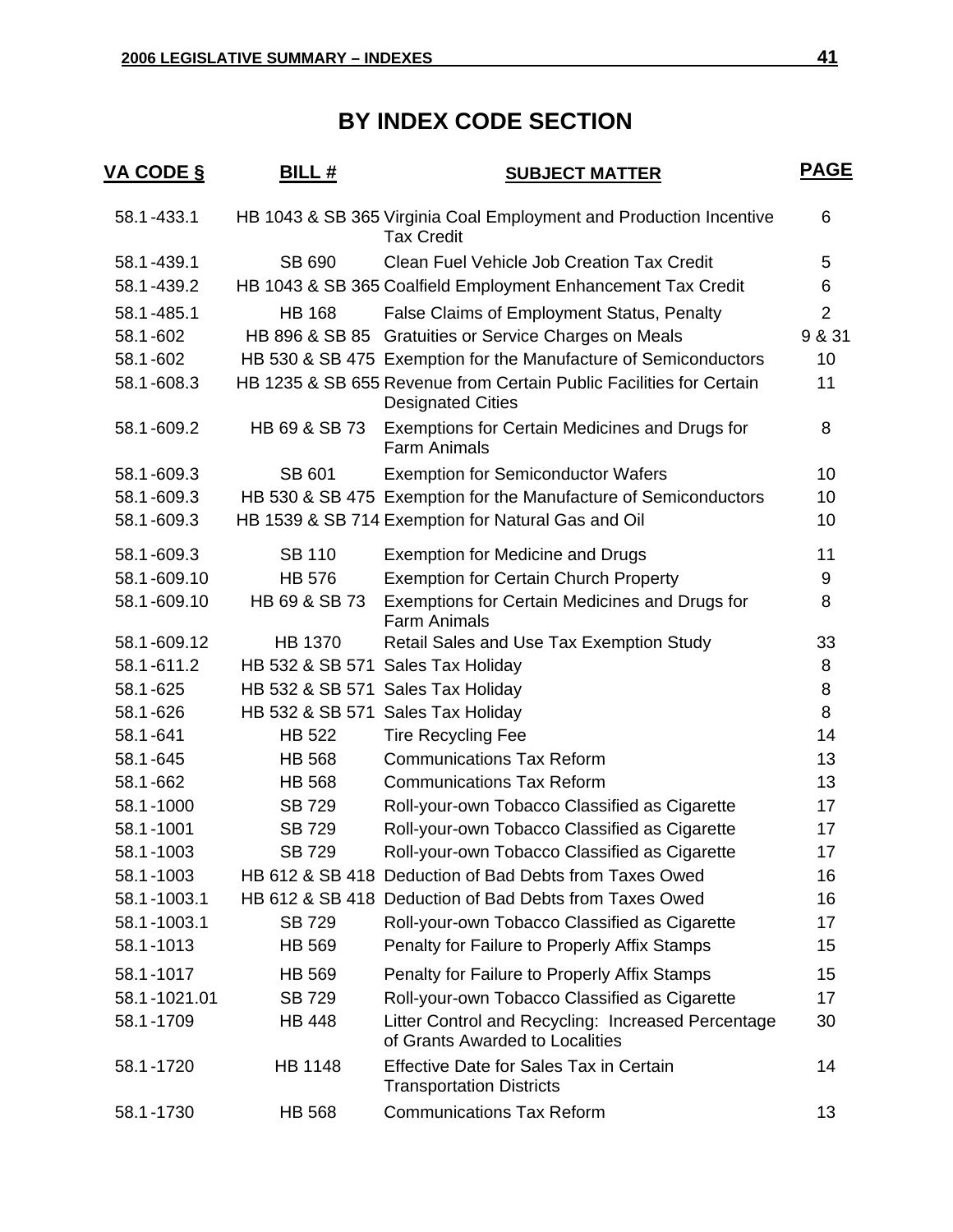# BY INDEX CODE SECTION

| VA CODE § | BILL # | SUBJECT MATTER | PAGE |
|---|---|---|---|
| 58.1-433.1 | HB 1043 & SB 365 | Virginia Coal Employment and Production Incentive Tax Credit | 6 |
| 58.1-439.1 | SB 690 | Clean Fuel Vehicle Job Creation Tax Credit | 5 |
| 58.1-439.2 | HB 1043 & SB 365 | Coalfield Employment Enhancement Tax Credit | 6 |
| 58.1-485.1 | HB 168 | False Claims of Employment Status, Penalty | 2 |
| 58.1-602 | HB 896 & SB 85 | Gratuities or Service Charges on Meals | 9 & 31 |
| 58.1-602 | HB 530 & SB 475 | Exemption for the Manufacture of Semiconductors | 10 |
| 58.1-608.3 | HB 1235 & SB 655 | Revenue from Certain Public Facilities for Certain Designated Cities | 11 |
| 58.1-609.2 | HB 69 & SB 73 | Exemptions for Certain Medicines and Drugs for Farm Animals | 8 |
| 58.1-609.3 | SB 601 | Exemption for Semiconductor Wafers | 10 |
| 58.1-609.3 | HB 530 & SB 475 | Exemption for the Manufacture of Semiconductors | 10 |
| 58.1-609.3 | HB 1539 & SB 714 | Exemption for Natural Gas and Oil | 10 |
| 58.1-609.3 | SB 110 | Exemption for Medicine and Drugs | 11 |
| 58.1-609.10 | HB 576 | Exemption for Certain Church Property | 9 |
| 58.1-609.10 | HB 69 & SB 73 | Exemptions for Certain Medicines and Drugs for Farm Animals | 8 |
| 58.1-609.12 | HB 1370 | Retail Sales and Use Tax Exemption Study | 33 |
| 58.1-611.2 | HB 532 & SB 571 | Sales Tax Holiday | 8 |
| 58.1-625 | HB 532 & SB 571 | Sales Tax Holiday | 8 |
| 58.1-626 | HB 532 & SB 571 | Sales Tax Holiday | 8 |
| 58.1-641 | HB 522 | Tire Recycling Fee | 14 |
| 58.1-645 | HB 568 | Communications Tax Reform | 13 |
| 58.1-662 | HB 568 | Communications Tax Reform | 13 |
| 58.1-1000 | SB 729 | Roll-your-own Tobacco Classified as Cigarette | 17 |
| 58.1-1001 | SB 729 | Roll-your-own Tobacco Classified as Cigarette | 17 |
| 58.1-1003 | SB 729 | Roll-your-own Tobacco Classified as Cigarette | 17 |
| 58.1-1003 | HB 612 & SB 418 | Deduction of Bad Debts from Taxes Owed | 16 |
| 58.1-1003.1 | HB 612 & SB 418 | Deduction of Bad Debts from Taxes Owed | 16 |
| 58.1-1003.1 | SB 729 | Roll-your-own Tobacco Classified as Cigarette | 17 |
| 58.1-1013 | HB 569 | Penalty for Failure to Properly Affix Stamps | 15 |
| 58.1-1017 | HB 569 | Penalty for Failure to Properly Affix Stamps | 15 |
| 58.1-1021.01 | SB 729 | Roll-your-own Tobacco Classified as Cigarette | 17 |
| 58.1-1709 | HB 448 | Litter Control and Recycling: Increased Percentage of Grants Awarded to Localities | 30 |
| 58.1-1720 | HB 1148 | Effective Date for Sales Tax in Certain Transportation Districts | 14 |
| 58.1-1730 | HB 568 | Communications Tax Reform | 13 |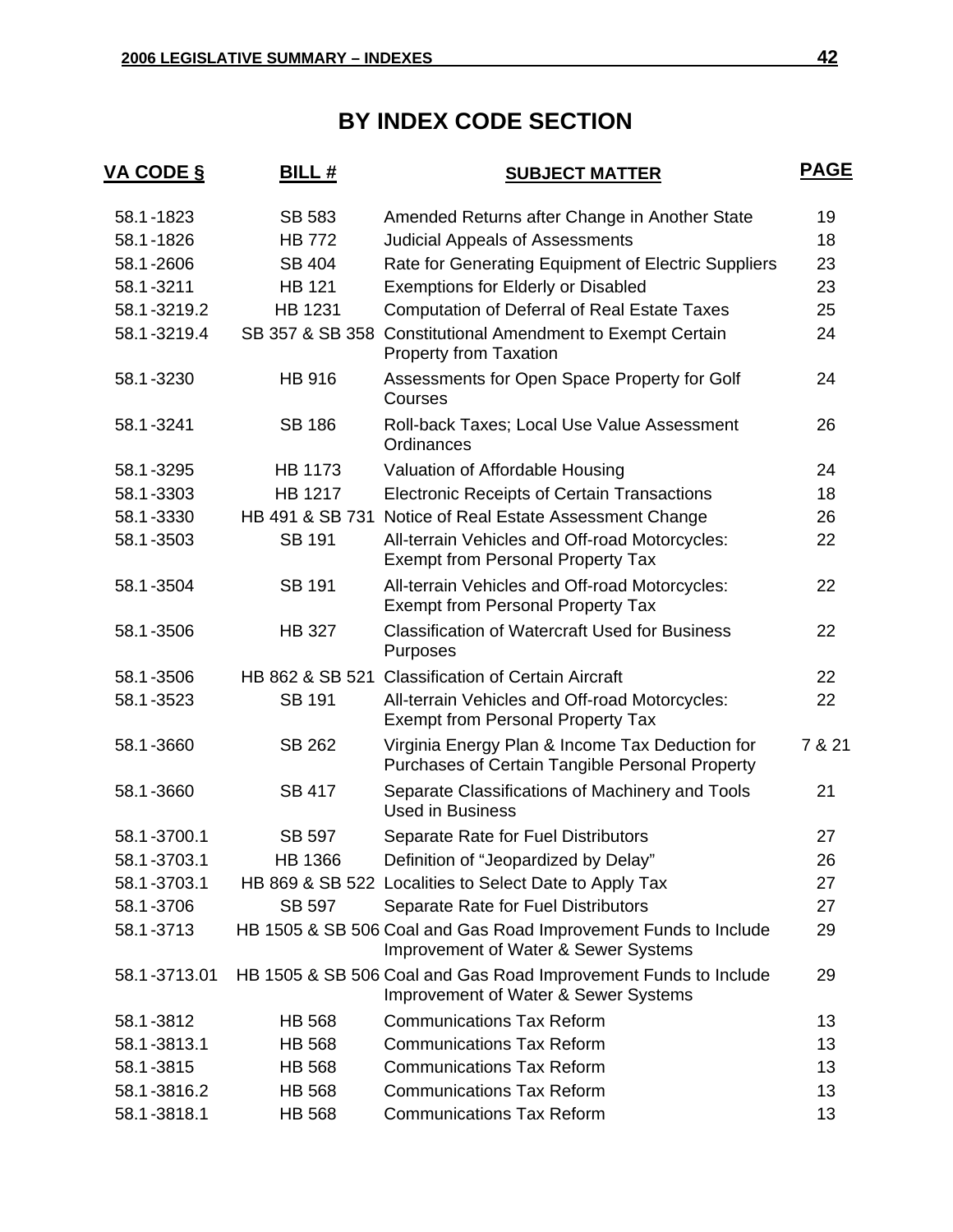# BY INDEX CODE SECTION

| VA CODE § | BILL # | SUBJECT MATTER | PAGE |
|---|---|---|---|
| 58.1-1823 | SB 583 | Amended Returns after Change in Another State | 19 |
| 58.1-1826 | HB 772 | Judicial Appeals of Assessments | 18 |
| 58.1-2606 | SB 404 | Rate for Generating Equipment of Electric Suppliers | 23 |
| 58.1-3211 | HB 121 | Exemptions for Elderly or Disabled | 23 |
| 58.1-3219.2 | HB 1231 | Computation of Deferral of Real Estate Taxes | 25 |
| 58.1-3219.4 | SB 357 & SB 358 | Constitutional Amendment to Exempt Certain Property from Taxation | 24 |
| 58.1-3230 | HB 916 | Assessments for Open Space Property for Golf Courses | 24 |
| 58.1-3241 | SB 186 | Roll-back Taxes; Local Use Value Assessment Ordinances | 26 |
| 58.1-3295 | HB 1173 | Valuation of Affordable Housing | 24 |
| 58.1-3303 | HB 1217 | Electronic Receipts of Certain Transactions | 18 |
| 58.1-3330 | HB 491 & SB 731 | Notice of Real Estate Assessment Change | 26 |
| 58.1-3503 | SB 191 | All-terrain Vehicles and Off-road Motorcycles: Exempt from Personal Property Tax | 22 |
| 58.1-3504 | SB 191 | All-terrain Vehicles and Off-road Motorcycles: Exempt from Personal Property Tax | 22 |
| 58.1-3506 | HB 327 | Classification of Watercraft Used for Business Purposes | 22 |
| 58.1-3506 | HB 862 & SB 521 | Classification of Certain Aircraft | 22 |
| 58.1-3523 | SB 191 | All-terrain Vehicles and Off-road Motorcycles: Exempt from Personal Property Tax | 22 |
| 58.1-3660 | SB 262 | Virginia Energy Plan & Income Tax Deduction for Purchases of Certain Tangible Personal Property | 7 & 21 |
| 58.1-3660 | SB 417 | Separate Classifications of Machinery and Tools Used in Business | 21 |
| 58.1-3700.1 | SB 597 | Separate Rate for Fuel Distributors | 27 |
| 58.1-3703.1 | HB 1366 | Definition of "Jeopardized by Delay" | 26 |
| 58.1-3703.1 | HB 869 & SB 522 | Localities to Select Date to Apply Tax | 27 |
| 58.1-3706 | SB 597 | Separate Rate for Fuel Distributors | 27 |
| 58.1-3713 | HB 1505 & SB 506 | Coal and Gas Road Improvement Funds to Include Improvement of Water & Sewer Systems | 29 |
| 58.1-3713.01 | HB 1505 & SB 506 | Coal and Gas Road Improvement Funds to Include Improvement of Water & Sewer Systems | 29 |
| 58.1-3812 | HB 568 | Communications Tax Reform | 13 |
| 58.1-3813.1 | HB 568 | Communications Tax Reform | 13 |
| 58.1-3815 | HB 568 | Communications Tax Reform | 13 |
| 58.1-3816.2 | HB 568 | Communications Tax Reform | 13 |
| 58.1-3818.1 | HB 568 | Communications Tax Reform | 13 |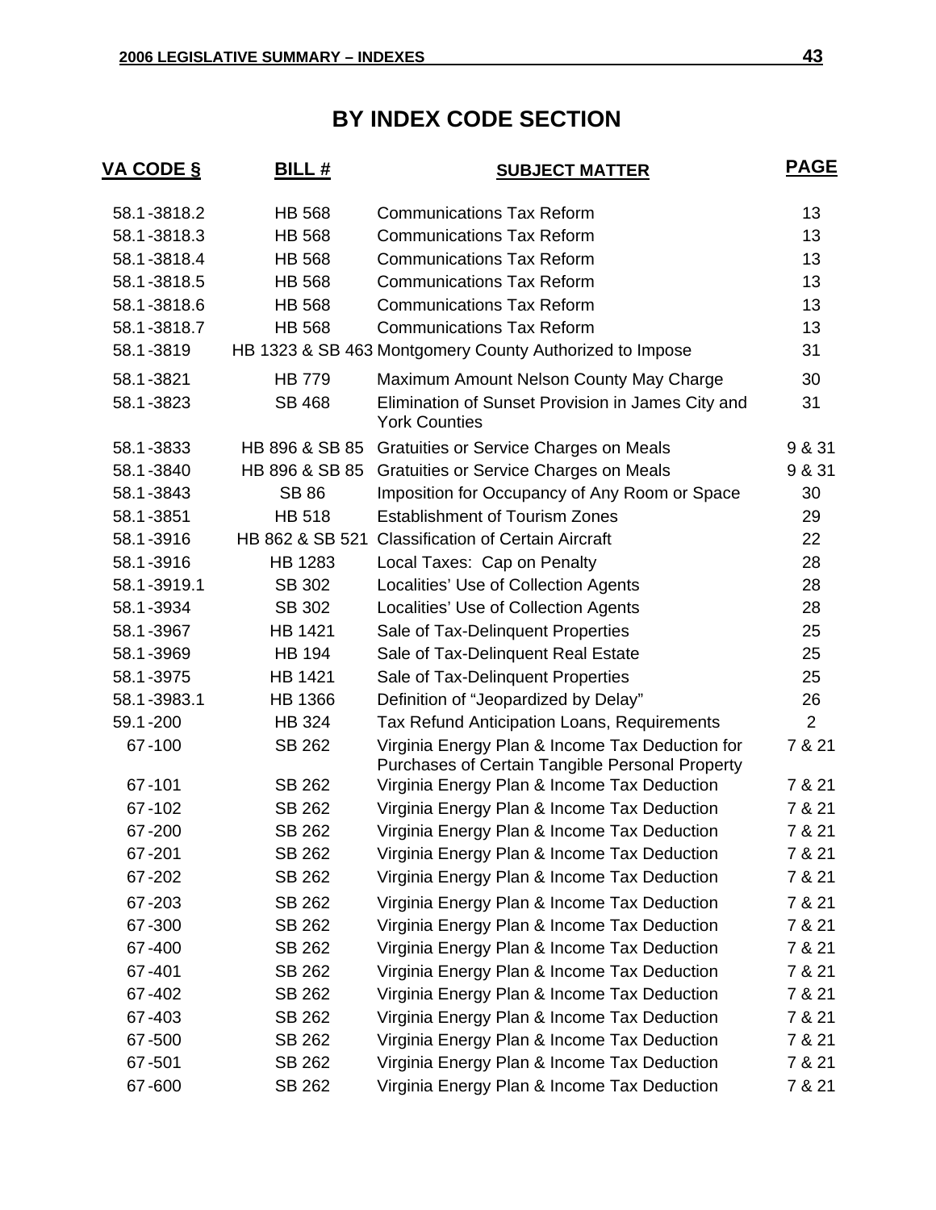## BY INDEX CODE SECTION

| VA CODE § | BILL # | SUBJECT MATTER | PAGE |
|---|---|---|---|
| 58.1-3818.2 | HB 568 | Communications Tax Reform | 13 |
| 58.1-3818.3 | HB 568 | Communications Tax Reform | 13 |
| 58.1-3818.4 | HB 568 | Communications Tax Reform | 13 |
| 58.1-3818.5 | HB 568 | Communications Tax Reform | 13 |
| 58.1-3818.6 | HB 568 | Communications Tax Reform | 13 |
| 58.1-3818.7 | HB 568 | Communications Tax Reform | 13 |
| 58.1-3819 | HB 1323 & SB 463 | Montgomery County Authorized to Impose | 31 |
| 58.1-3821 | HB 779 | Maximum Amount Nelson County May Charge | 30 |
| 58.1-3823 | SB 468 | Elimination of Sunset Provision in James City and York Counties | 31 |
| 58.1-3833 | HB 896 & SB 85 | Gratuities or Service Charges on Meals | 9 & 31 |
| 58.1-3840 | HB 896 & SB 85 | Gratuities or Service Charges on Meals | 9 & 31 |
| 58.1-3843 | SB 86 | Imposition for Occupancy of Any Room or Space | 30 |
| 58.1-3851 | HB 518 | Establishment of Tourism Zones | 29 |
| 58.1-3916 | HB 862 & SB 521 | Classification of Certain Aircraft | 22 |
| 58.1-3916 | HB 1283 | Local Taxes: Cap on Penalty | 28 |
| 58.1-3919.1 | SB 302 | Localities' Use of Collection Agents | 28 |
| 58.1-3934 | SB 302 | Localities' Use of Collection Agents | 28 |
| 58.1-3967 | HB 1421 | Sale of Tax-Delinquent Properties | 25 |
| 58.1-3969 | HB 194 | Sale of Tax-Delinquent Real Estate | 25 |
| 58.1-3975 | HB 1421 | Sale of Tax-Delinquent Properties | 25 |
| 58.1-3983.1 | HB 1366 | Definition of "Jeopardized by Delay" | 26 |
| 59.1-200 | HB 324 | Tax Refund Anticipation Loans, Requirements | 2 |
| 67-100 | SB 262 | Virginia Energy Plan & Income Tax Deduction for Purchases of Certain Tangible Personal Property | 7 & 21 |
| 67-101 | SB 262 | Virginia Energy Plan & Income Tax Deduction | 7 & 21 |
| 67-102 | SB 262 | Virginia Energy Plan & Income Tax Deduction | 7 & 21 |
| 67-200 | SB 262 | Virginia Energy Plan & Income Tax Deduction | 7 & 21 |
| 67-201 | SB 262 | Virginia Energy Plan & Income Tax Deduction | 7 & 21 |
| 67-202 | SB 262 | Virginia Energy Plan & Income Tax Deduction | 7 & 21 |
| 67-203 | SB 262 | Virginia Energy Plan & Income Tax Deduction | 7 & 21 |
| 67-300 | SB 262 | Virginia Energy Plan & Income Tax Deduction | 7 & 21 |
| 67-400 | SB 262 | Virginia Energy Plan & Income Tax Deduction | 7 & 21 |
| 67-401 | SB 262 | Virginia Energy Plan & Income Tax Deduction | 7 & 21 |
| 67-402 | SB 262 | Virginia Energy Plan & Income Tax Deduction | 7 & 21 |
| 67-403 | SB 262 | Virginia Energy Plan & Income Tax Deduction | 7 & 21 |
| 67-500 | SB 262 | Virginia Energy Plan & Income Tax Deduction | 7 & 21 |
| 67-501 | SB 262 | Virginia Energy Plan & Income Tax Deduction | 7 & 21 |
| 67-600 | SB 262 | Virginia Energy Plan & Income Tax Deduction | 7 & 21 |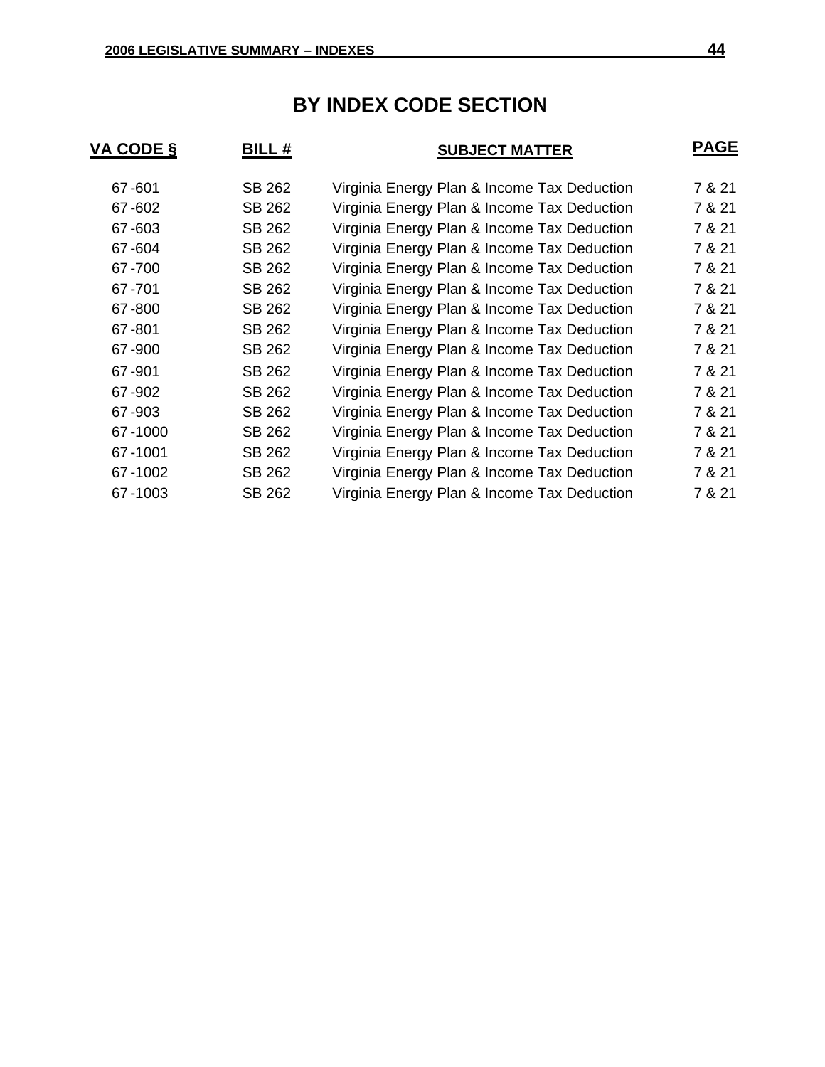## BY INDEX CODE SECTION

| VA CODE § | BILL # | SUBJECT MATTER | PAGE |
|---|---|---|---|
| 67-601 | SB 262 | Virginia Energy Plan & Income Tax Deduction | 7 & 21 |
| 67-602 | SB 262 | Virginia Energy Plan & Income Tax Deduction | 7 & 21 |
| 67-603 | SB 262 | Virginia Energy Plan & Income Tax Deduction | 7 & 21 |
| 67-604 | SB 262 | Virginia Energy Plan & Income Tax Deduction | 7 & 21 |
| 67-700 | SB 262 | Virginia Energy Plan & Income Tax Deduction | 7 & 21 |
| 67-701 | SB 262 | Virginia Energy Plan & Income Tax Deduction | 7 & 21 |
| 67-800 | SB 262 | Virginia Energy Plan & Income Tax Deduction | 7 & 21 |
| 67-801 | SB 262 | Virginia Energy Plan & Income Tax Deduction | 7 & 21 |
| 67-900 | SB 262 | Virginia Energy Plan & Income Tax Deduction | 7 & 21 |
| 67-901 | SB 262 | Virginia Energy Plan & Income Tax Deduction | 7 & 21 |
| 67-902 | SB 262 | Virginia Energy Plan & Income Tax Deduction | 7 & 21 |
| 67-903 | SB 262 | Virginia Energy Plan & Income Tax Deduction | 7 & 21 |
| 67-1000 | SB 262 | Virginia Energy Plan & Income Tax Deduction | 7 & 21 |
| 67-1001 | SB 262 | Virginia Energy Plan & Income Tax Deduction | 7 & 21 |
| 67-1002 | SB 262 | Virginia Energy Plan & Income Tax Deduction | 7 & 21 |
| 67-1003 | SB 262 | Virginia Energy Plan & Income Tax Deduction | 7 & 21 |